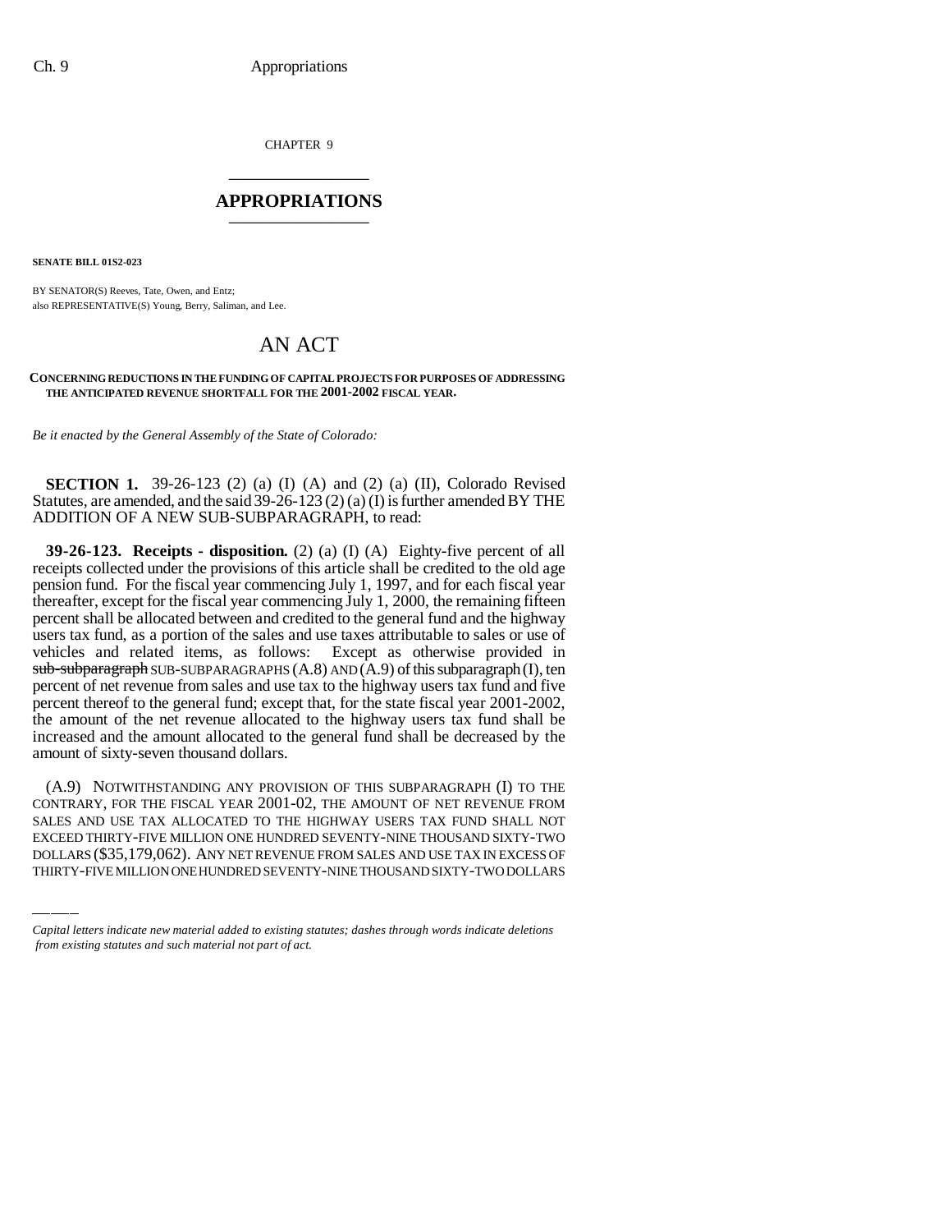CHAPTER 9

# APPROPRIATIONS

**SENATE BILL 01S2-023**

BY SENATOR(S) Reeves, Tate, Owen, and Entz;
also REPRESENTATIVE(S) Young, Berry, Saliman, and Lee.

# AN ACT

**CONCERNING REDUCTIONS IN THE FUNDING OF CAPITAL PROJECTS FOR PURPOSES OF ADDRESSING THE ANTICIPATED REVENUE SHORTFALL FOR THE 2001-2002 FISCAL YEAR.**

*Be it enacted by the General Assembly of the State of Colorado:*

**SECTION 1.** 39-26-123 (2) (a) (I) (A) and (2) (a) (II), Colorado Revised Statutes, are amended, and the said 39-26-123 (2) (a) (I) is further amended BY THE ADDITION OF A NEW SUB-SUBPARAGRAPH, to read:

**39-26-123. Receipts - disposition.** (2) (a) (I) (A) Eighty-five percent of all receipts collected under the provisions of this article shall be credited to the old age pension fund. For the fiscal year commencing July 1, 1997, and for each fiscal year thereafter, except for the fiscal year commencing July 1, 2000, the remaining fifteen percent shall be allocated between and credited to the general fund and the highway users tax fund, as a portion of the sales and use taxes attributable to sales or use of vehicles and related items, as follows: Except as otherwise provided in ~~sub-subparagraph~~ SUB-SUBPARAGRAPHS (A.8) AND (A.9) of this subparagraph (I), ten percent of net revenue from sales and use tax to the highway users tax fund and five percent thereof to the general fund; except that, for the state fiscal year 2001-2002, the amount of the net revenue allocated to the highway users tax fund shall be increased and the amount allocated to the general fund shall be decreased by the amount of sixty-seven thousand dollars.

(A.9) NOTWITHSTANDING ANY PROVISION OF THIS SUBPARAGRAPH (I) TO THE CONTRARY, FOR THE FISCAL YEAR 2001-02, THE AMOUNT OF NET REVENUE FROM SALES AND USE TAX ALLOCATED TO THE HIGHWAY USERS TAX FUND SHALL NOT EXCEED THIRTY-FIVE MILLION ONE HUNDRED SEVENTY-NINE THOUSAND SIXTY-TWO DOLLARS ($35,179,062). ANY NET REVENUE FROM SALES AND USE TAX IN EXCESS OF THIRTY-FIVE MILLION ONE HUNDRED SEVENTY-NINE THOUSAND SIXTY-TWO DOLLARS

*Capital letters indicate new material added to existing statutes; dashes through words indicate deletions from existing statutes and such material not part of act.*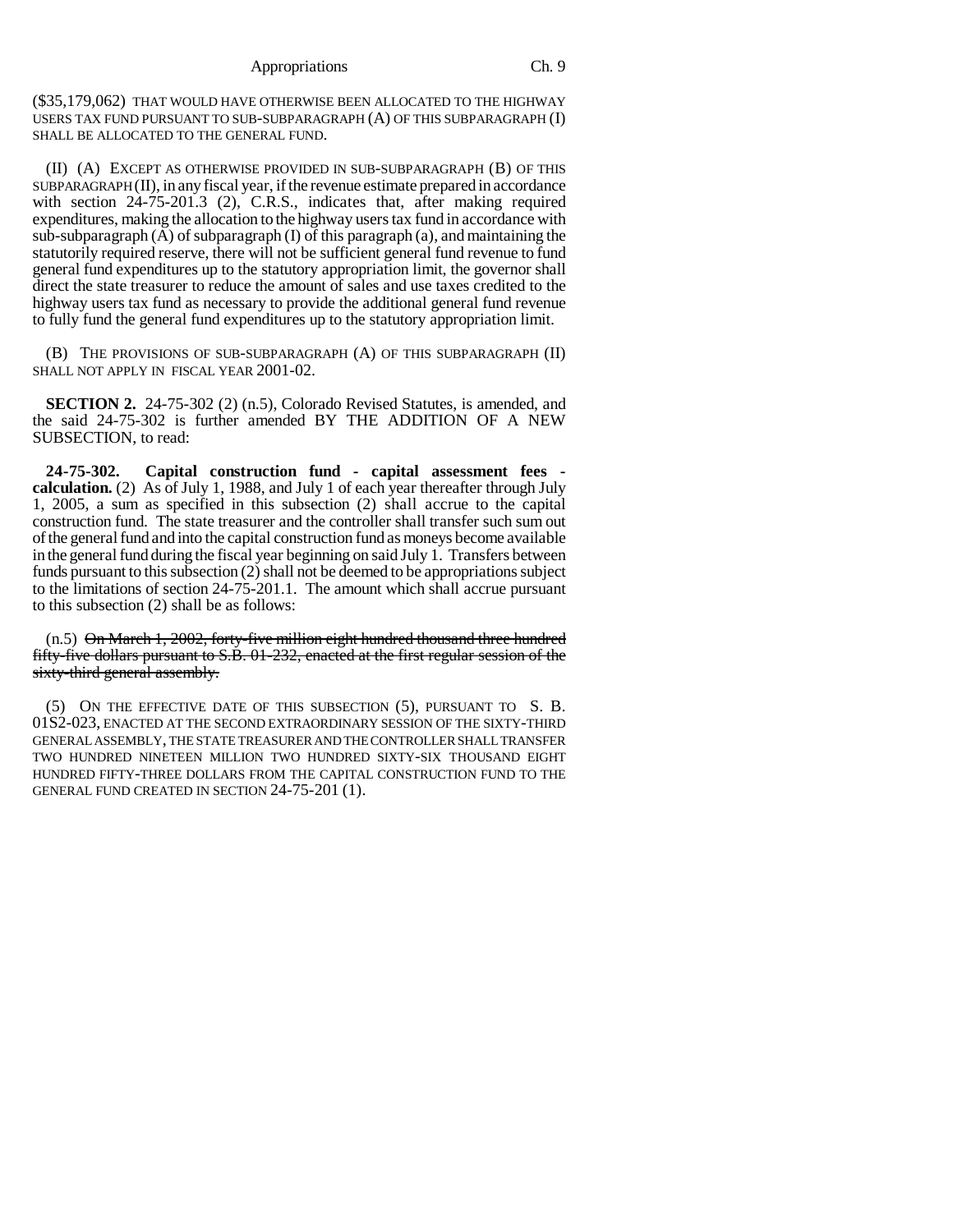($35,179,062) THAT WOULD HAVE OTHERWISE BEEN ALLOCATED TO THE HIGHWAY USERS TAX FUND PURSUANT TO SUB-SUBPARAGRAPH (A) OF THIS SUBPARAGRAPH (I) SHALL BE ALLOCATED TO THE GENERAL FUND.

(II) (A) EXCEPT AS OTHERWISE PROVIDED IN SUB-SUBPARAGRAPH (B) OF THIS SUBPARAGRAPH (II), in any fiscal year, if the revenue estimate prepared in accordance with section 24-75-201.3 (2), C.R.S., indicates that, after making required expenditures, making the allocation to the highway users tax fund in accordance with sub-subparagraph (A) of subparagraph (I) of this paragraph (a), and maintaining the statutorily required reserve, there will not be sufficient general fund revenue to fund general fund expenditures up to the statutory appropriation limit, the governor shall direct the state treasurer to reduce the amount of sales and use taxes credited to the highway users tax fund as necessary to provide the additional general fund revenue to fully fund the general fund expenditures up to the statutory appropriation limit.

(B) THE PROVISIONS OF SUB-SUBPARAGRAPH (A) OF THIS SUBPARAGRAPH (II) SHALL NOT APPLY IN FISCAL YEAR 2001-02.

**SECTION 2.** 24-75-302 (2) (n.5), Colorado Revised Statutes, is amended, and the said 24-75-302 is further amended BY THE ADDITION OF A NEW SUBSECTION, to read:

**24-75-302. Capital construction fund - capital assessment fees - calculation.** (2) As of July 1, 1988, and July 1 of each year thereafter through July 1, 2005, a sum as specified in this subsection (2) shall accrue to the capital construction fund. The state treasurer and the controller shall transfer such sum out of the general fund and into the capital construction fund as moneys become available in the general fund during the fiscal year beginning on said July 1. Transfers between funds pursuant to this subsection (2) shall not be deemed to be appropriations subject to the limitations of section 24-75-201.1. The amount which shall accrue pursuant to this subsection (2) shall be as follows:

(n.5) ~~On March 1, 2002, forty-five million eight hundred thousand three hundred fifty-five dollars pursuant to S.B. 01-232, enacted at the first regular session of the sixty-third general assembly.~~

(5) ON THE EFFECTIVE DATE OF THIS SUBSECTION (5), PURSUANT TO S. B. 01S2-023, ENACTED AT THE SECOND EXTRAORDINARY SESSION OF THE SIXTY-THIRD GENERAL ASSEMBLY, THE STATE TREASURER AND THE CONTROLLER SHALL TRANSFER TWO HUNDRED NINETEEN MILLION TWO HUNDRED SIXTY-SIX THOUSAND EIGHT HUNDRED FIFTY-THREE DOLLARS FROM THE CAPITAL CONSTRUCTION FUND TO THE GENERAL FUND CREATED IN SECTION 24-75-201 (1).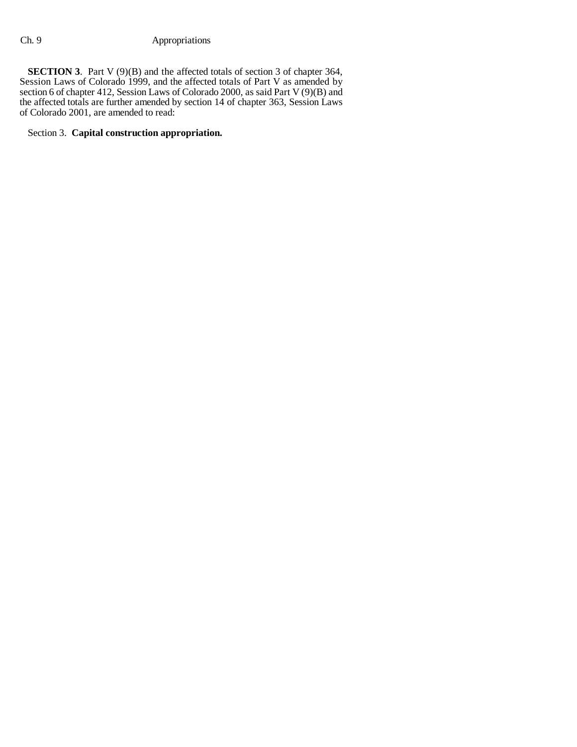**SECTION 3**. Part V (9)(B) and the affected totals of section 3 of chapter 364, Session Laws of Colorado 1999, and the affected totals of Part V as amended by section 6 of chapter 412, Session Laws of Colorado 2000, as said Part V (9)(B) and the affected totals are further amended by section 14 of chapter 363, Session Laws of Colorado 2001, are amended to read:

Section 3. **Capital construction appropriation.**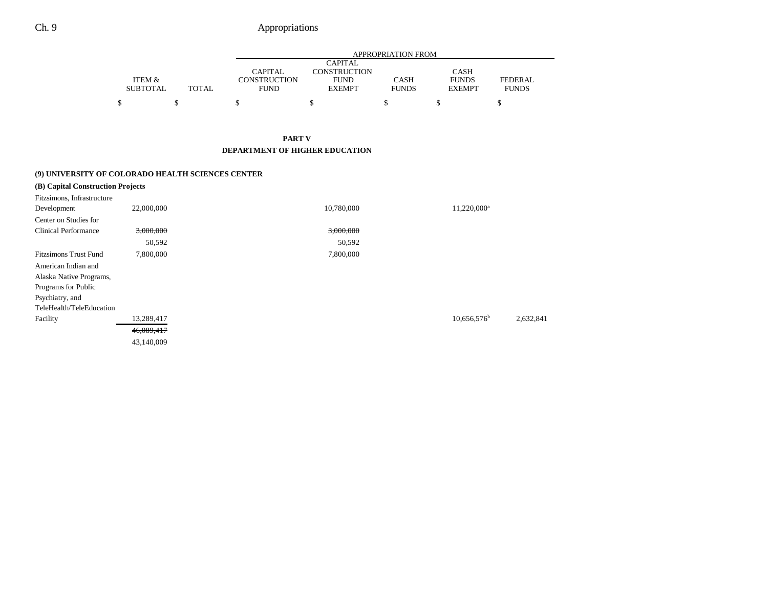| | ITEM & SUBTOTAL | TOTAL | CAPITAL CONSTRUCTION FUND | CAPITAL CONSTRUCTION FUND EXEMPT | CASH FUNDS | CASH FUNDS EXEMPT | FEDERAL FUNDS |
|---|---|---|---|---|---|---|---|
| | | | APPROPRIATION FROM | | | | |
| | $ | $ | $ | $ | $ | $ | $ |

**PART V**

**DEPARTMENT OF HIGHER EDUCATION**

**(9) UNIVERSITY OF COLORADO HEALTH SCIENCES CENTER**

**(B) Capital Construction Projects**

| | ITEM & SUBTOTAL | TOTAL | CAPITAL CONSTRUCTION FUND | CAPITAL CONSTRUCTION FUND EXEMPT | CASH FUNDS | CASH FUNDS EXEMPT | FEDERAL FUNDS |
|---|---|---|---|---|---|---|---|
| Fitzsimons, Infrastructure Development | 22,000,000 | | | 10,780,000 | | 11,220,000[a] | |
| Center on Studies for Clinical Performance | ~~3,000,000~~ | | | ~~3,000,000~~ | | | |
| | 50,592 | | | 50,592 | | | |
| Fitzsimons Trust Fund | 7,800,000 | | | 7,800,000 | | | |
| American Indian and Alaska Native Programs, Programs for Public Psychiatry, and TeleHealth/TeleEducation Facility | 13,289,417 | | | | | 10,656,576[b] | 2,632,841 |
| | ~~46,089,417~~ | | | | | | |
| | 43,140,009 | | | | | | |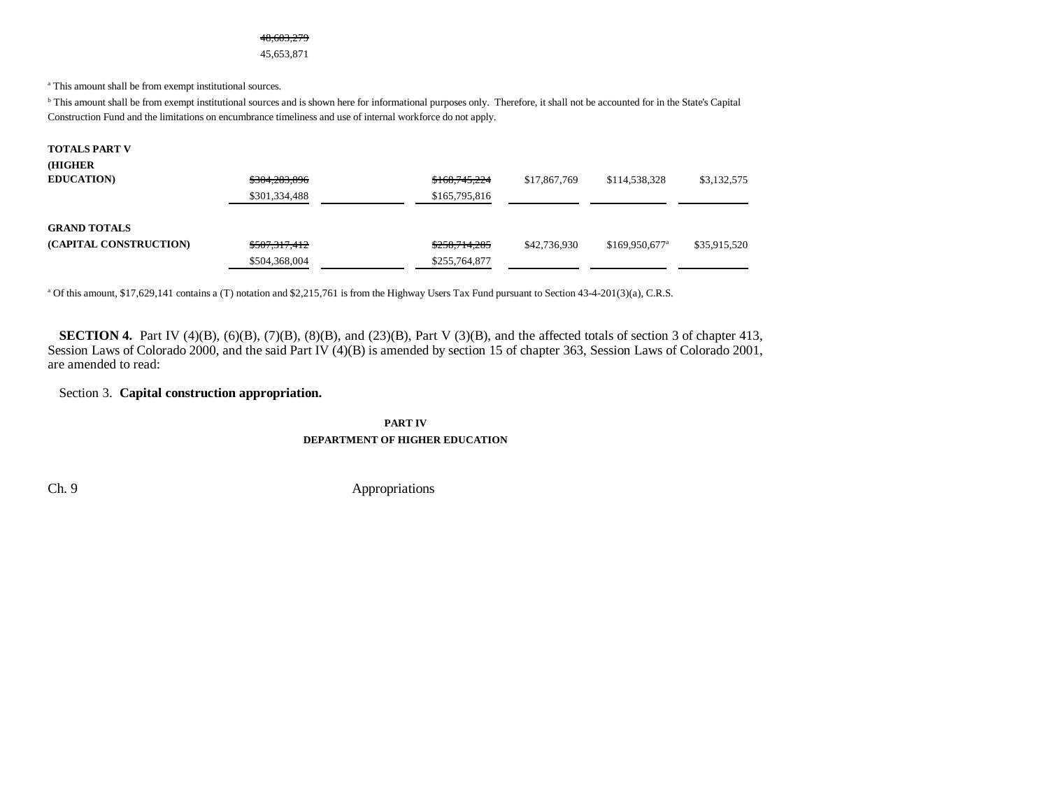~~48,603,279~~
45,653,871

[a] This amount shall be from exempt institutional sources.

[b] This amount shall be from exempt institutional sources and is shown here for informational purposes only. Therefore, it shall not be accounted for in the State's Capital Construction Fund and the limitations on encumbrance timeliness and use of internal workforce do not apply.

| | | | | | | |
|---|---|---|---|---|---|---|
| **TOTALS PART V (HIGHER EDUCATION)** | ~~$304,283,896~~ $301,334,488 | | ~~$168,745,224~~ $165,795,816 | $17,867,769 | $114,538,328 | $3,132,575 |
| **GRAND TOTALS (CAPITAL CONSTRUCTION)** | ~~$507,317,412~~ $504,368,004 | | ~~$258,714,285~~ $255,764,877 | $42,736,930 | $169,950,677[a] | $35,915,520 |

[a] Of this amount, $17,629,141 contains a (T) notation and $2,215,761 is from the Highway Users Tax Fund pursuant to Section 43-4-201(3)(a), C.R.S.

**SECTION 4.** Part IV (4)(B), (6)(B), (7)(B), (8)(B), and (23)(B), Part V (3)(B), and the affected totals of section 3 of chapter 413, Session Laws of Colorado 2000, and the said Part IV (4)(B) is amended by section 15 of chapter 363, Session Laws of Colorado 2001, are amended to read:

Section 3. **Capital construction appropriation.**

**PART IV**
**DEPARTMENT OF HIGHER EDUCATION**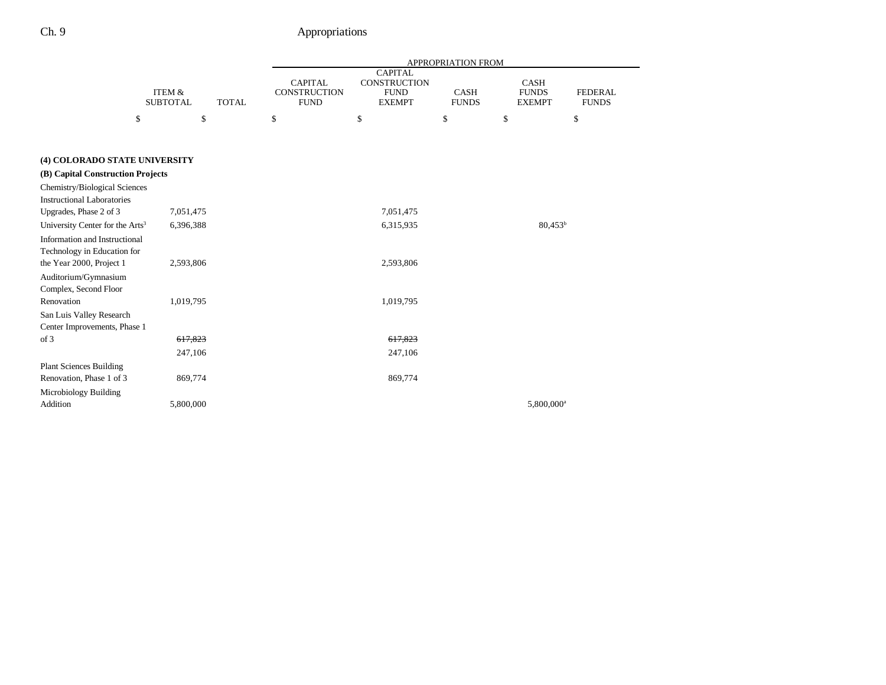| | ITEM & SUBTOTAL | TOTAL | APPROPRIATION FROM CAPITAL CONSTRUCTION FUND | CAPITAL CONSTRUCTION FUND EXEMPT | CASH FUNDS | CASH FUNDS EXEMPT | FEDERAL FUNDS |
|---|---|---|---|---|---|---|---|
| | $ | $ | $ | $ | $ | $ | $ |
| **(4) COLORADO STATE UNIVERSITY** | | | | | | | |
| **(B) Capital Construction Projects** | | | | | | | |
| Chemistry/Biological Sciences Instructional Laboratories Upgrades, Phase 2 of 3 | 7,051,475 | | | 7,051,475 | | | |
| University Center for the Arts[3] | 6,396,388 | | | 6,315,935 | | 80,453[b] | |
| Information and Instructional Technology in Education for the Year 2000, Project 1 | 2,593,806 | | | 2,593,806 | | | |
| Auditorium/Gymnasium Complex, Second Floor Renovation | 1,019,795 | | | 1,019,795 | | | |
| San Luis Valley Research Center Improvements, Phase 1 of 3 | ~~617,823~~ | | | ~~617,823~~ | | | |
| | 247,106 | | | 247,106 | | | |
| Plant Sciences Building Renovation, Phase 1 of 3 | 869,774 | | | 869,774 | | | |
| Microbiology Building Addition | 5,800,000 | | | | | 5,800,000[a] | |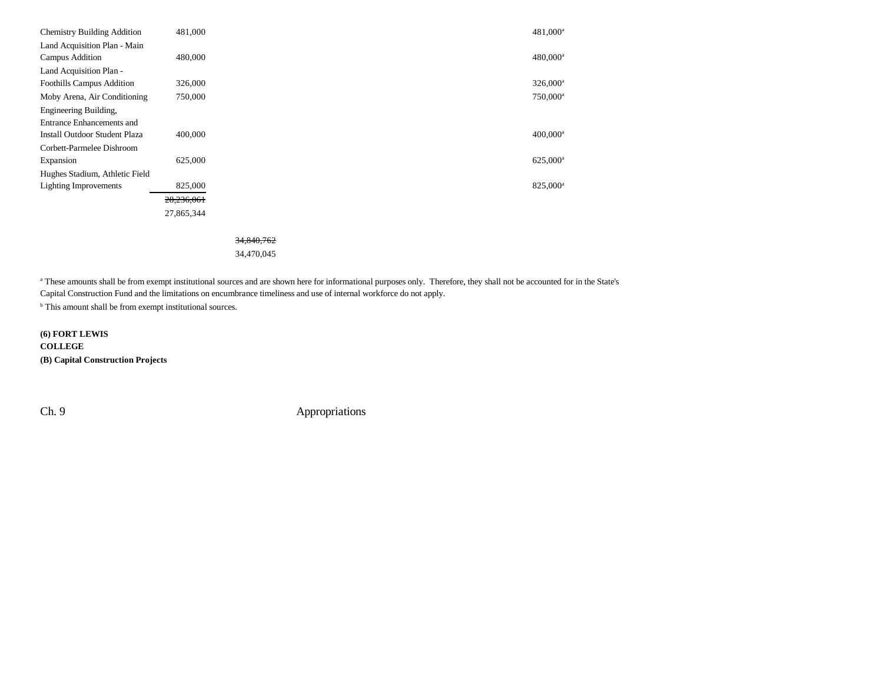| | | | |
|---|---|---|---|
| Chemistry Building Addition | 481,000 | | 481,000[a] |
| Land Acquisition Plan - Main Campus Addition | 480,000 | | 480,000[a] |
| Land Acquisition Plan - Foothills Campus Addition | 326,000 | | 326,000[a] |
| Moby Arena, Air Conditioning | 750,000 | | 750,000[a] |
| Engineering Building, Entrance Enhancements and Install Outdoor Student Plaza | 400,000 | | 400,000[a] |
| Corbett-Parmelee Dishroom Expansion | 625,000 | | 625,000[a] |
| Hughes Stadium, Athletic Field Lighting Improvements | 825,000 | | 825,000[a] |
| | ~~28,236,061~~ 27,865,344 | | |
| | | ~~34,840,762~~ 34,470,045 | |

[a] These amounts shall be from exempt institutional sources and are shown here for informational purposes only. Therefore, they shall not be accounted for in the State's Capital Construction Fund and the limitations on encumbrance timeliness and use of internal workforce do not apply.

[b] This amount shall be from exempt institutional sources.

**(6) FORT LEWIS COLLEGE**

**(B) Capital Construction Projects**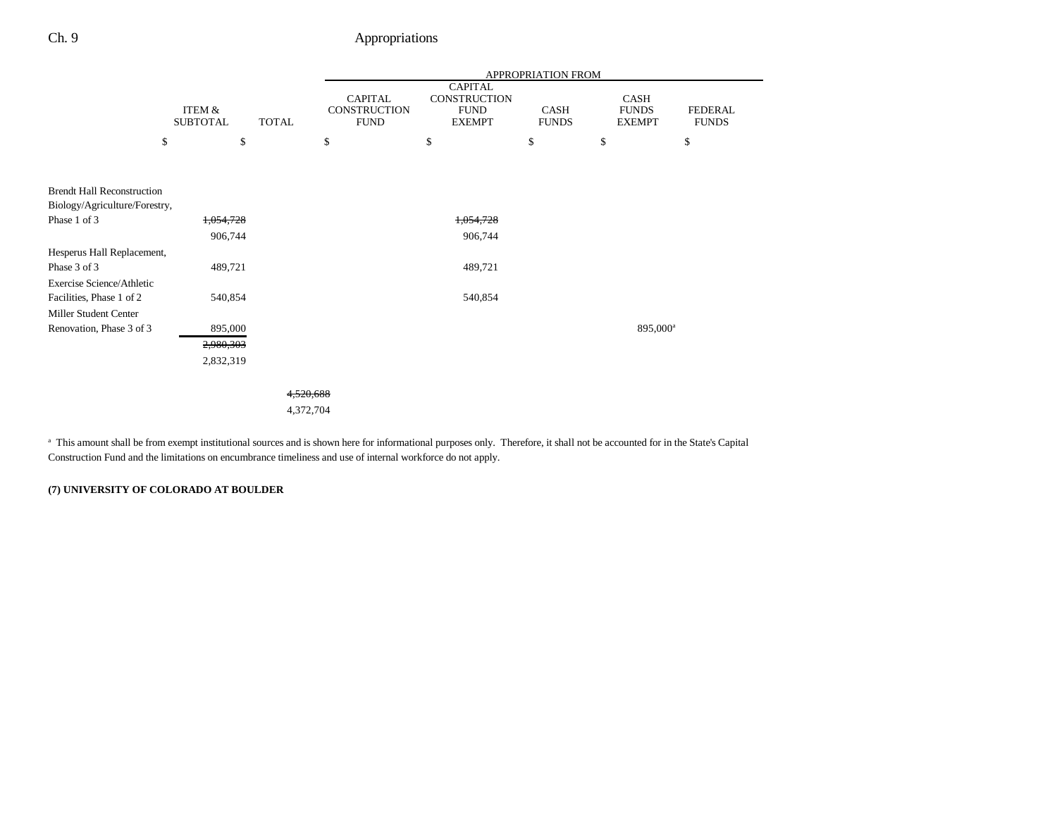| | ITEM & SUBTOTAL | TOTAL | APPROPRIATION FROM | | | | |
|---|---|---|---|---|---|---|---|
| | | | CAPITAL CONSTRUCTION FUND | CAPITAL CONSTRUCTION FUND EXEMPT | CASH FUNDS | CASH FUNDS EXEMPT | FEDERAL FUNDS |
| | $ | $ | $ | $ | $ | $ | $ |
| Brendt Hall Reconstruction Biology/Agriculture/Forestry, Phase 1 of 3 | ~~1,054,728~~ | | | ~~1,054,728~~ | | | |
| | 906,744 | | | 906,744 | | | |
| Hesperus Hall Replacement, Phase 3 of 3 | 489,721 | | | 489,721 | | | |
| Exercise Science/Athletic Facilities, Phase 1 of 2 | 540,854 | | | 540,854 | | | |
| Miller Student Center Renovation, Phase 3 of 3 | 895,000 | | | | | 895,000[a] | |
| | ~~2,980,303~~ | | | | | | |
| | 2,832,319 | | | | | | |
| | | ~~4,520,688~~ | | | | | |
| | | 4,372,704 | | | | | |

[a] This amount shall be from exempt institutional sources and is shown here for informational purposes only. Therefore, it shall not be accounted for in the State's Capital Construction Fund and the limitations on encumbrance timeliness and use of internal workforce do not apply.

**(7) UNIVERSITY OF COLORADO AT BOULDER**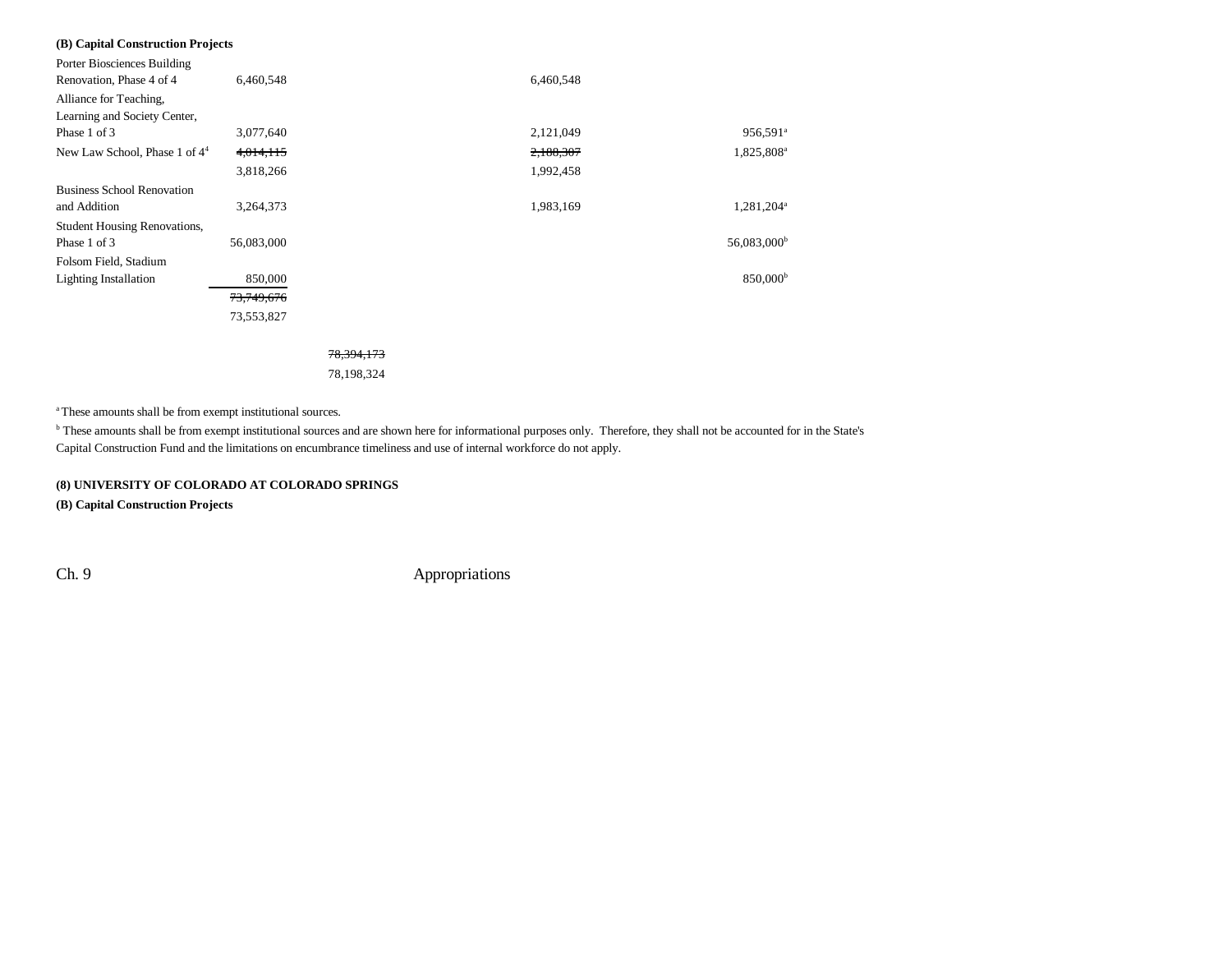**(B) Capital Construction Projects**

| | | | | | |
|---|---|---|---|---|---|
| Porter Biosciences Building Renovation, Phase 4 of 4 | 6,460,548 | | 6,460,548 | | |
| Alliance for Teaching, Learning and Society Center, Phase 1 of 3 | 3,077,640 | | 2,121,049 | | 956,591[a] |
| New Law School, Phase 1 of 4[4] | ~~4,014,115~~ 3,818,266 | | ~~2,188,307~~ 1,992,458 | | 1,825,808[a] |
| Business School Renovation and Addition | 3,264,373 | | 1,983,169 | | 1,281,204[a] |
| Student Housing Renovations, Phase 1 of 3 | 56,083,000 | | | | 56,083,000[b] |
| Folsom Field, Stadium Lighting Installation | 850,000 | | | | 850,000[b] |
| | ~~73,749,676~~ 73,553,827 | | | | |
| | | ~~78,394,173~~ 78,198,324 | | | |

[a] These amounts shall be from exempt institutional sources.

[b] These amounts shall be from exempt institutional sources and are shown here for informational purposes only. Therefore, they shall not be accounted for in the State's Capital Construction Fund and the limitations on encumbrance timeliness and use of internal workforce do not apply.

**(8) UNIVERSITY OF COLORADO AT COLORADO SPRINGS**

**(B) Capital Construction Projects**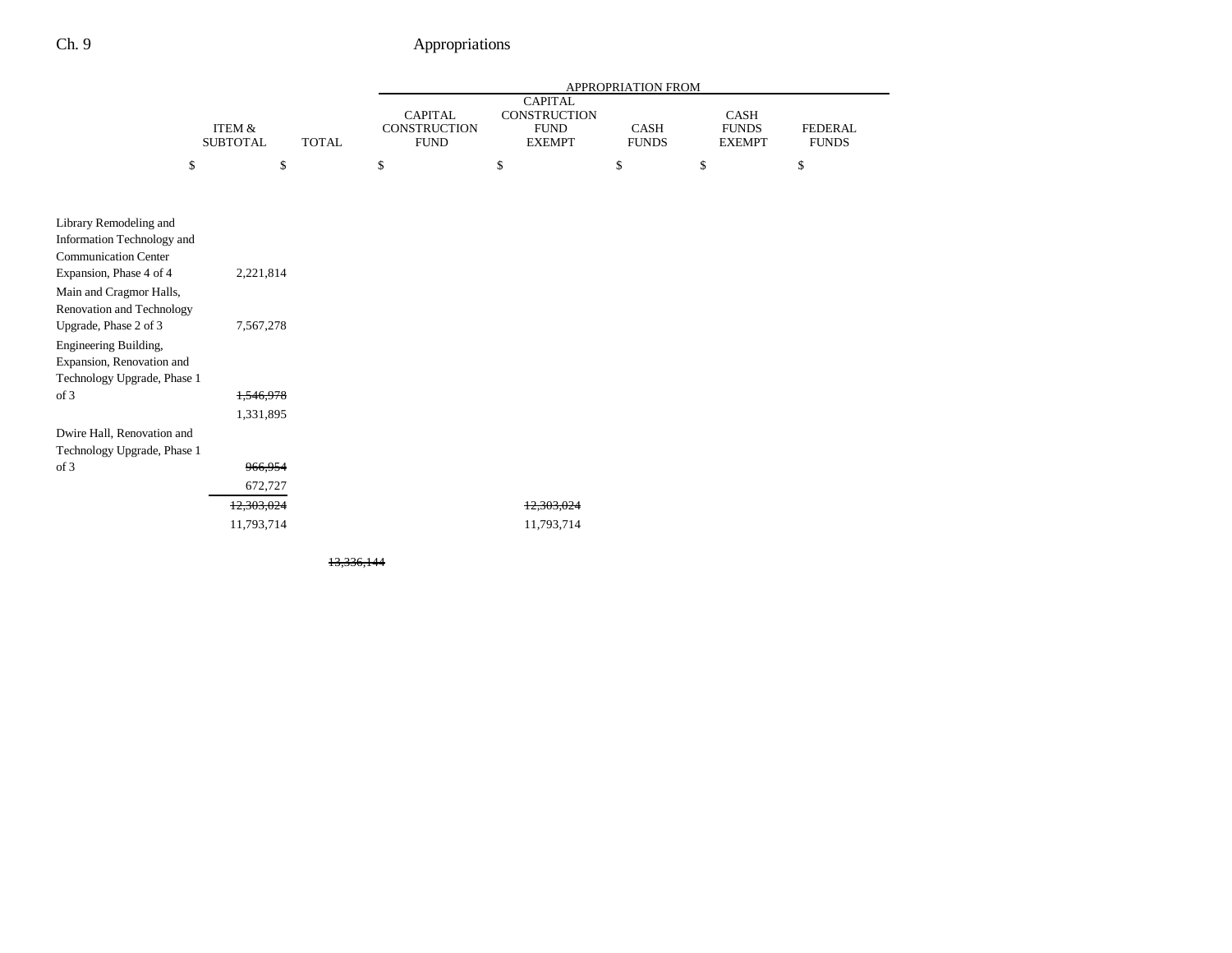| | ITEM & SUBTOTAL | TOTAL | APPROPRIATION FROM | | | | |
|---|---|---|---|---|---|---|---|
| | | | CAPITAL CONSTRUCTION FUND | CAPITAL CONSTRUCTION FUND EXEMPT | CASH FUNDS | CASH FUNDS EXEMPT | FEDERAL FUNDS |
| | $ | $ | $ | $ | $ | $ | $ |
| Library Remodeling and Information Technology and Communication Center Expansion, Phase 4 of 4 | 2,221,814 | | | | | | |
| Main and Cragmor Halls, Renovation and Technology Upgrade, Phase 2 of 3 | 7,567,278 | | | | | | |
| Engineering Building, Expansion, Renovation and Technology Upgrade, Phase 1 of 3 | ~~1,546,978~~ 1,331,895 | | | | | | |
| Dwire Hall, Renovation and Technology Upgrade, Phase 1 of 3 | ~~966,954~~ 672,727 | | | | | | |
| | ~~12,303,024~~ 11,793,714 | | | ~~12,303,024~~ 11,793,714 | | | |
| | | ~~13,336,144~~ | | | | | |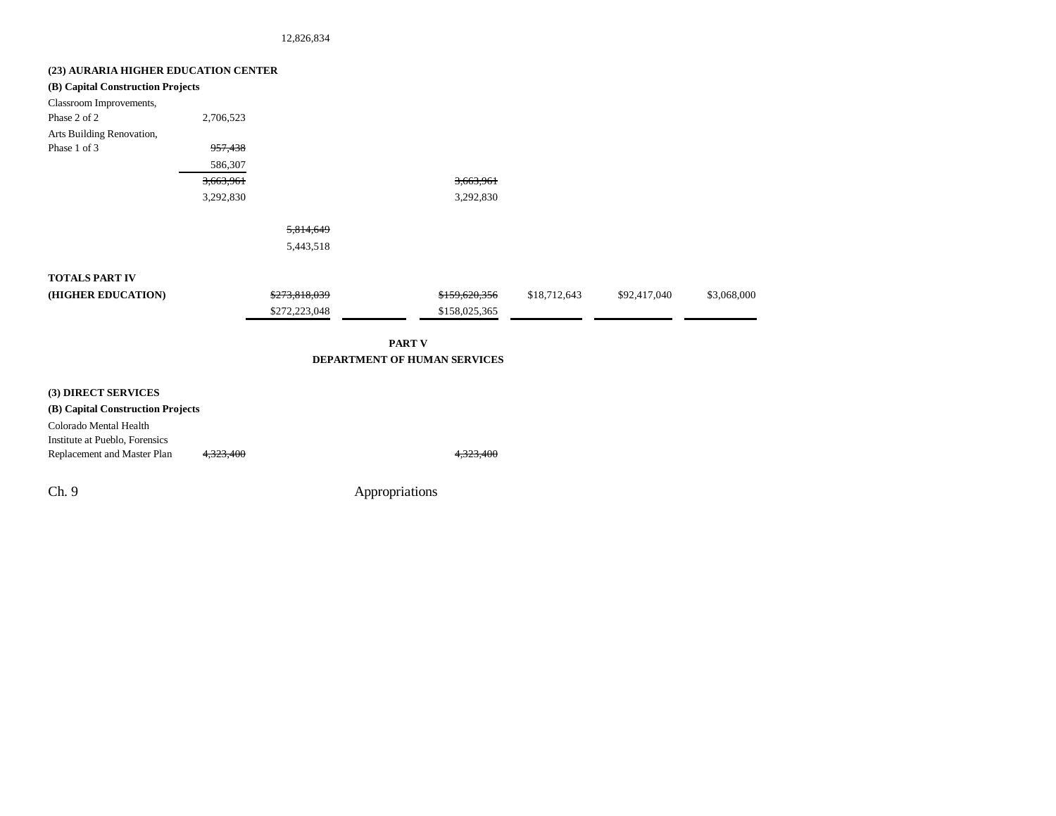| | | | | | | |
|---|---|---|---|---|---|---|
| | | 12,826,834 | | | | |

**(23) AURARIA HIGHER EDUCATION CENTER**

**(B) Capital Construction Projects**

| | | | | | | | |
|---|---|---|---|---|---|---|---|
| Classroom Improvements, Phase 2 of 2 | 2,706,523 | | | | | | |
| Arts Building Renovation, Phase 1 of 3 | ~~957,438~~<br>586,307 | | | | | | |
| | ~~3,663,961~~<br>3,292,830 | | | ~~3,663,961~~<br>3,292,830 | | | |
| | | ~~5,814,649~~<br>5,443,518 | | | | | |
| **TOTALS PART IV (HIGHER EDUCATION)** | | ~~$273,818,039~~<br>$272,223,048 | | ~~$159,620,356~~<br>$158,025,365 | $18,712,643 | $92,417,040 | $3,068,000 |

**PART V**

**DEPARTMENT OF HUMAN SERVICES**

**(3) DIRECT SERVICES**

**(B) Capital Construction Projects**

| | | | | | | | |
|---|---|---|---|---|---|---|---|
| Colorado Mental Health Institute at Pueblo, Forensics Replacement and Master Plan | ~~4,323,400~~ | | | ~~4,323,400~~ | | | |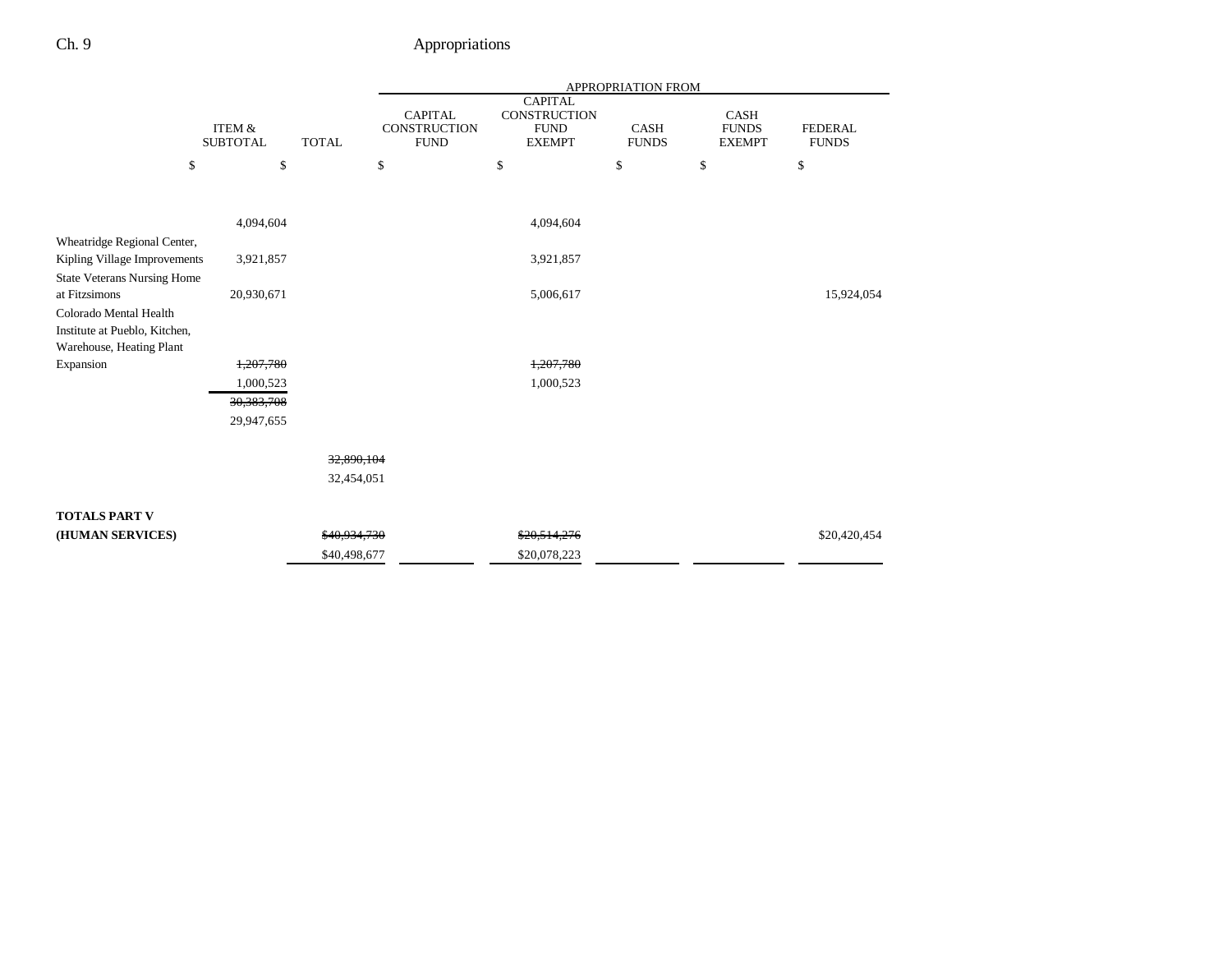| | ITEM & SUBTOTAL | TOTAL | APPROPRIATION FROM | | | | |
|---|---|---|---|---|---|---|---|
| | | | CAPITAL CONSTRUCTION FUND | CAPITAL CONSTRUCTION FUND EXEMPT | CASH FUNDS | CASH FUNDS EXEMPT | FEDERAL FUNDS |
| | $ | $ | $ | $ | $ | $ | $ |
| | 4,094,604 | | | 4,094,604 | | | |
| Wheatridge Regional Center, Kipling Village Improvements | 3,921,857 | | | 3,921,857 | | | |
| State Veterans Nursing Home at Fitzsimons | 20,930,671 | | | 5,006,617 | | | 15,924,054 |
| Colorado Mental Health Institute at Pueblo, Kitchen, Warehouse, Heating Plant Expansion | ~~1,207,780~~ 1,000,523 | | | ~~1,207,780~~ 1,000,523 | | | |
| | ~~30,383,708~~ 29,947,655 | | | | | | |
| | | ~~32,890,104~~ 32,454,051 | | | | | |
| **TOTALS PART V (HUMAN SERVICES)** | | ~~$40,934,730~~ $40,498,677 | | ~~$20,514,276~~ $20,078,223 | | | $20,420,454 |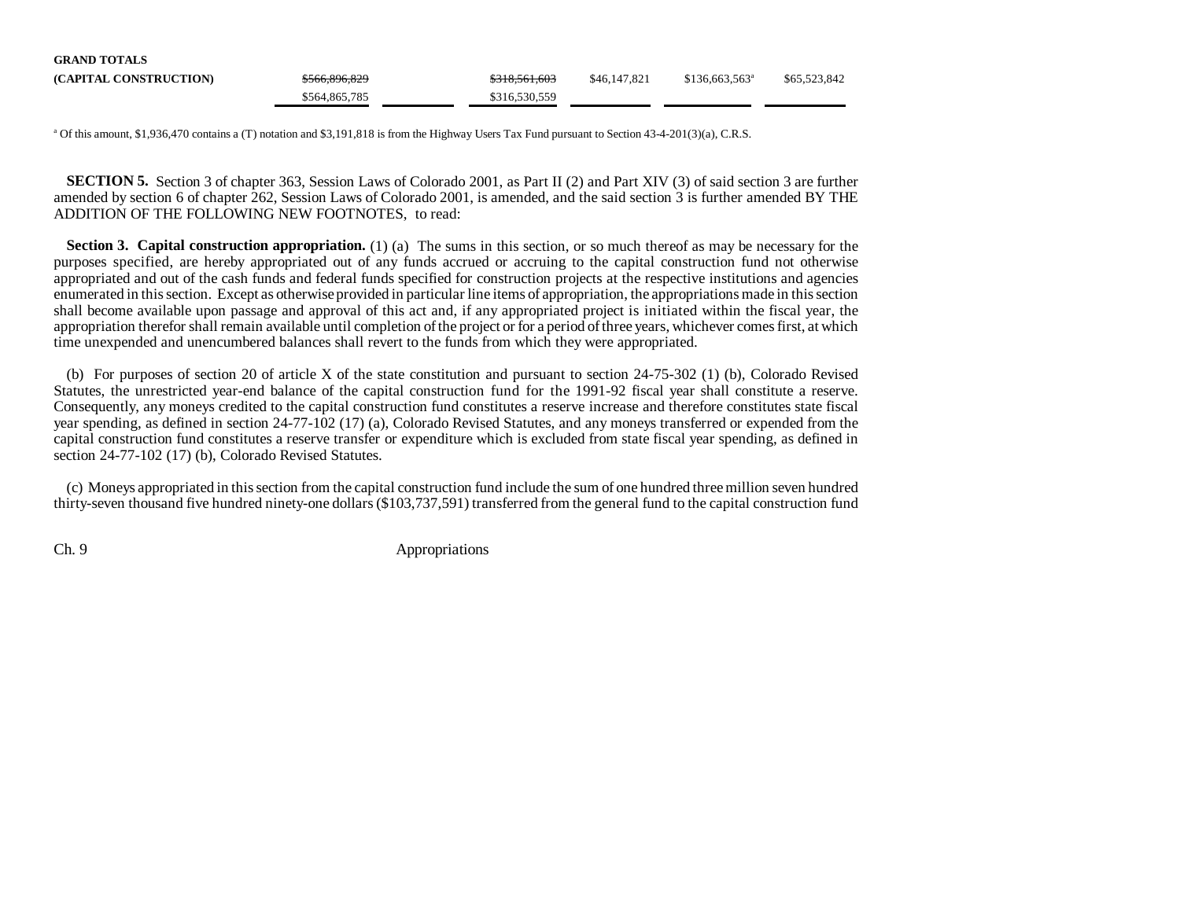| GRAND TOTALS | | | | | | |
|---|---|---|---|---|---|---|
| (CAPITAL CONSTRUCTION) | ~~$566,896,829~~ | | ~~$318,561,603~~ | $46,147,821 | $136,663,563[a] | $65,523,842 |
| | $564,865,785 | | $316,530,559 | | | |

[a] Of this amount, $1,936,470 contains a (T) notation and $3,191,818 is from the Highway Users Tax Fund pursuant to Section 43-4-201(3)(a), C.R.S.

**SECTION 5.** Section 3 of chapter 363, Session Laws of Colorado 2001, as Part II (2) and Part XIV (3) of said section 3 are further amended by section 6 of chapter 262, Session Laws of Colorado 2001, is amended, and the said section 3 is further amended BY THE ADDITION OF THE FOLLOWING NEW FOOTNOTES, to read:

**Section 3. Capital construction appropriation.** (1) (a) The sums in this section, or so much thereof as may be necessary for the purposes specified, are hereby appropriated out of any funds accrued or accruing to the capital construction fund not otherwise appropriated and out of the cash funds and federal funds specified for construction projects at the respective institutions and agencies enumerated in this section. Except as otherwise provided in particular line items of appropriation, the appropriations made in this section shall become available upon passage and approval of this act and, if any appropriated project is initiated within the fiscal year, the appropriation therefor shall remain available until completion of the project or for a period of three years, whichever comes first, at which time unexpended and unencumbered balances shall revert to the funds from which they were appropriated.

(b) For purposes of section 20 of article X of the state constitution and pursuant to section 24-75-302 (1) (b), Colorado Revised Statutes, the unrestricted year-end balance of the capital construction fund for the 1991-92 fiscal year shall constitute a reserve. Consequently, any moneys credited to the capital construction fund constitutes a reserve increase and therefore constitutes state fiscal year spending, as defined in section 24-77-102 (17) (a), Colorado Revised Statutes, and any moneys transferred or expended from the capital construction fund constitutes a reserve transfer or expenditure which is excluded from state fiscal year spending, as defined in section 24-77-102 (17) (b), Colorado Revised Statutes.

(c) Moneys appropriated in this section from the capital construction fund include the sum of one hundred three million seven hundred thirty-seven thousand five hundred ninety-one dollars ($103,737,591) transferred from the general fund to the capital construction fund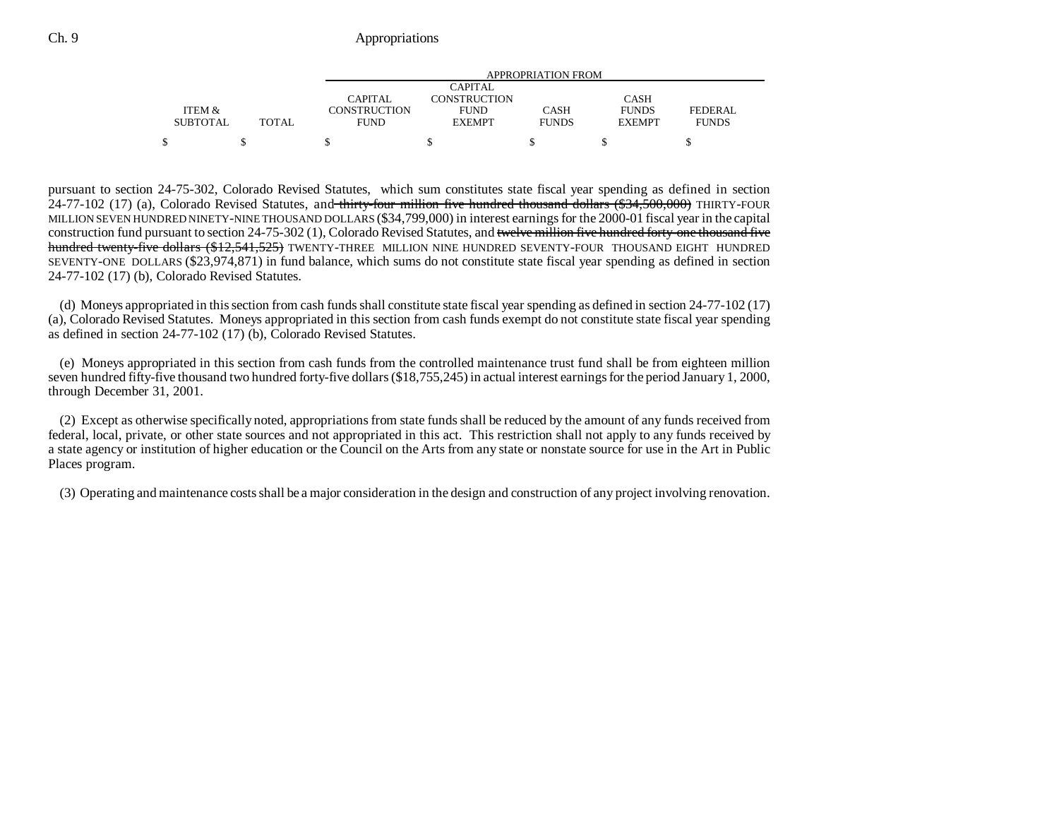| ITEM & SUBTOTAL | TOTAL | APPROPRIATION FROM CAPITAL CONSTRUCTION FUND | CAPITAL CONSTRUCTION FUND EXEMPT | CASH FUNDS | CASH FUNDS EXEMPT | FEDERAL FUNDS |
|---|---|---|---|---|---|---|
| $ | $ | $ | $ | $ | $ | $ |

pursuant to section 24-75-302, Colorado Revised Statutes, which sum constitutes state fiscal year spending as defined in section 24-77-102 (17) (a), Colorado Revised Statutes, and ~~thirty-four million five hundred thousand dollars ($34,500,000)~~ THIRTY-FOUR MILLION SEVEN HUNDRED NINETY-NINE THOUSAND DOLLARS ($34,799,000) in interest earnings for the 2000-01 fiscal year in the capital construction fund pursuant to section 24-75-302 (1), Colorado Revised Statutes, and ~~twelve million five hundred forty-one thousand five hundred twenty-five dollars ($12,541,525)~~ TWENTY-THREE MILLION NINE HUNDRED SEVENTY-FOUR THOUSAND EIGHT HUNDRED SEVENTY-ONE DOLLARS ($23,974,871) in fund balance, which sums do not constitute state fiscal year spending as defined in section 24-77-102 (17) (b), Colorado Revised Statutes.

(d) Moneys appropriated in this section from cash funds shall constitute state fiscal year spending as defined in section 24-77-102 (17) (a), Colorado Revised Statutes. Moneys appropriated in this section from cash funds exempt do not constitute state fiscal year spending as defined in section 24-77-102 (17) (b), Colorado Revised Statutes.

(e) Moneys appropriated in this section from cash funds from the controlled maintenance trust fund shall be from eighteen million seven hundred fifty-five thousand two hundred forty-five dollars ($18,755,245) in actual interest earnings for the period January 1, 2000, through December 31, 2001.

(2) Except as otherwise specifically noted, appropriations from state funds shall be reduced by the amount of any funds received from federal, local, private, or other state sources and not appropriated in this act. This restriction shall not apply to any funds received by a state agency or institution of higher education or the Council on the Arts from any state or nonstate source for use in the Art in Public Places program.

(3) Operating and maintenance costs shall be a major consideration in the design and construction of any project involving renovation.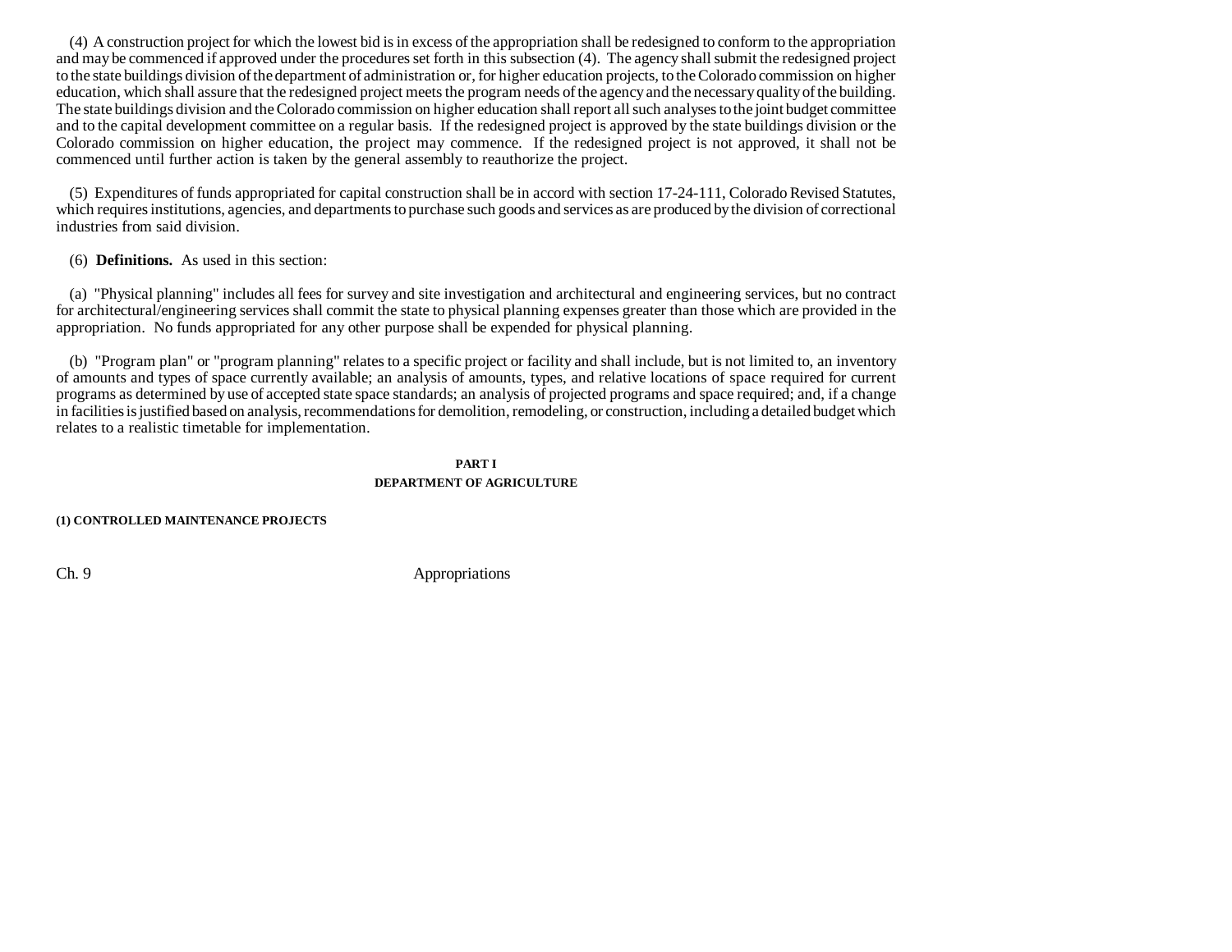(4) A construction project for which the lowest bid is in excess of the appropriation shall be redesigned to conform to the appropriation and may be commenced if approved under the procedures set forth in this subsection (4). The agency shall submit the redesigned project to the state buildings division of the department of administration or, for higher education projects, to the Colorado commission on higher education, which shall assure that the redesigned project meets the program needs of the agency and the necessary quality of the building. The state buildings division and the Colorado commission on higher education shall report all such analyses to the joint budget committee and to the capital development committee on a regular basis. If the redesigned project is approved by the state buildings division or the Colorado commission on higher education, the project may commence. If the redesigned project is not approved, it shall not be commenced until further action is taken by the general assembly to reauthorize the project.

(5) Expenditures of funds appropriated for capital construction shall be in accord with section 17-24-111, Colorado Revised Statutes, which requires institutions, agencies, and departments to purchase such goods and services as are produced by the division of correctional industries from said division.

(6) **Definitions.** As used in this section:

(a) "Physical planning" includes all fees for survey and site investigation and architectural and engineering services, but no contract for architectural/engineering services shall commit the state to physical planning expenses greater than those which are provided in the appropriation. No funds appropriated for any other purpose shall be expended for physical planning.

(b) "Program plan" or "program planning" relates to a specific project or facility and shall include, but is not limited to, an inventory of amounts and types of space currently available; an analysis of amounts, types, and relative locations of space required for current programs as determined by use of accepted state space standards; an analysis of projected programs and space required; and, if a change in facilities is justified based on analysis, recommendations for demolition, remodeling, or construction, including a detailed budget which relates to a realistic timetable for implementation.

## PART I
## DEPARTMENT OF AGRICULTURE

### (1) CONTROLLED MAINTENANCE PROJECTS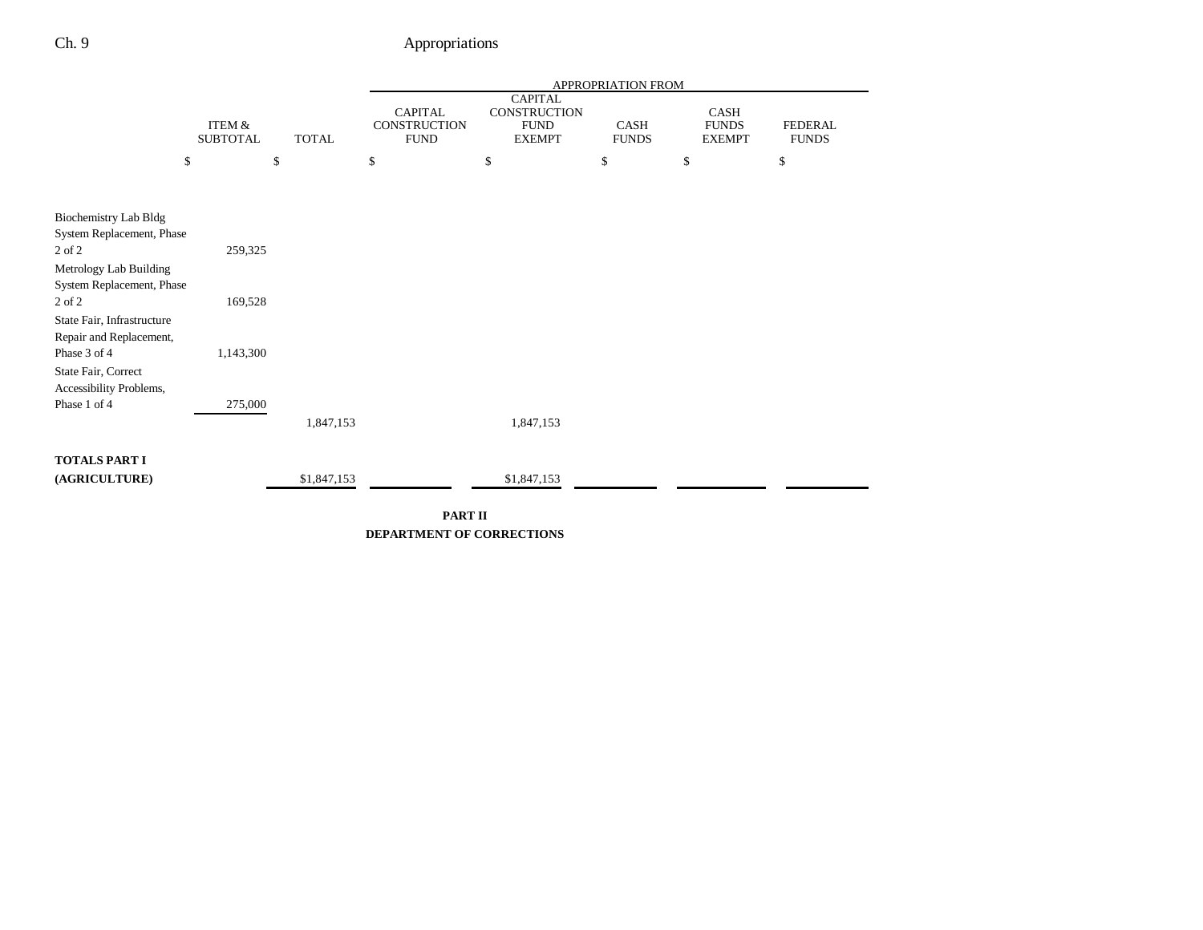| | ITEM & SUBTOTAL | TOTAL | APPROPRIATION FROM | | | | |
|---|---|---|---|---|---|---|---|
| | | | CAPITAL CONSTRUCTION FUND | CAPITAL CONSTRUCTION FUND EXEMPT | CASH FUNDS | CASH FUNDS EXEMPT | FEDERAL FUNDS |
| | $ | $ | $ | $ | $ | $ | $ |
| Biochemistry Lab Bldg System Replacement, Phase 2 of 2 | 259,325 | | | | | | |
| Metrology Lab Building System Replacement, Phase 2 of 2 | 169,528 | | | | | | |
| State Fair, Infrastructure Repair and Replacement, Phase 3 of 4 | 1,143,300 | | | | | | |
| State Fair, Correct Accessibility Problems, Phase 1 of 4 | 275,000 | | | | | | |
| | | 1,847,153 | | 1,847,153 | | | |
| **TOTALS PART I (AGRICULTURE)** | | $1,847,153 | | $1,847,153 | | | |

**PART II**

**DEPARTMENT OF CORRECTIONS**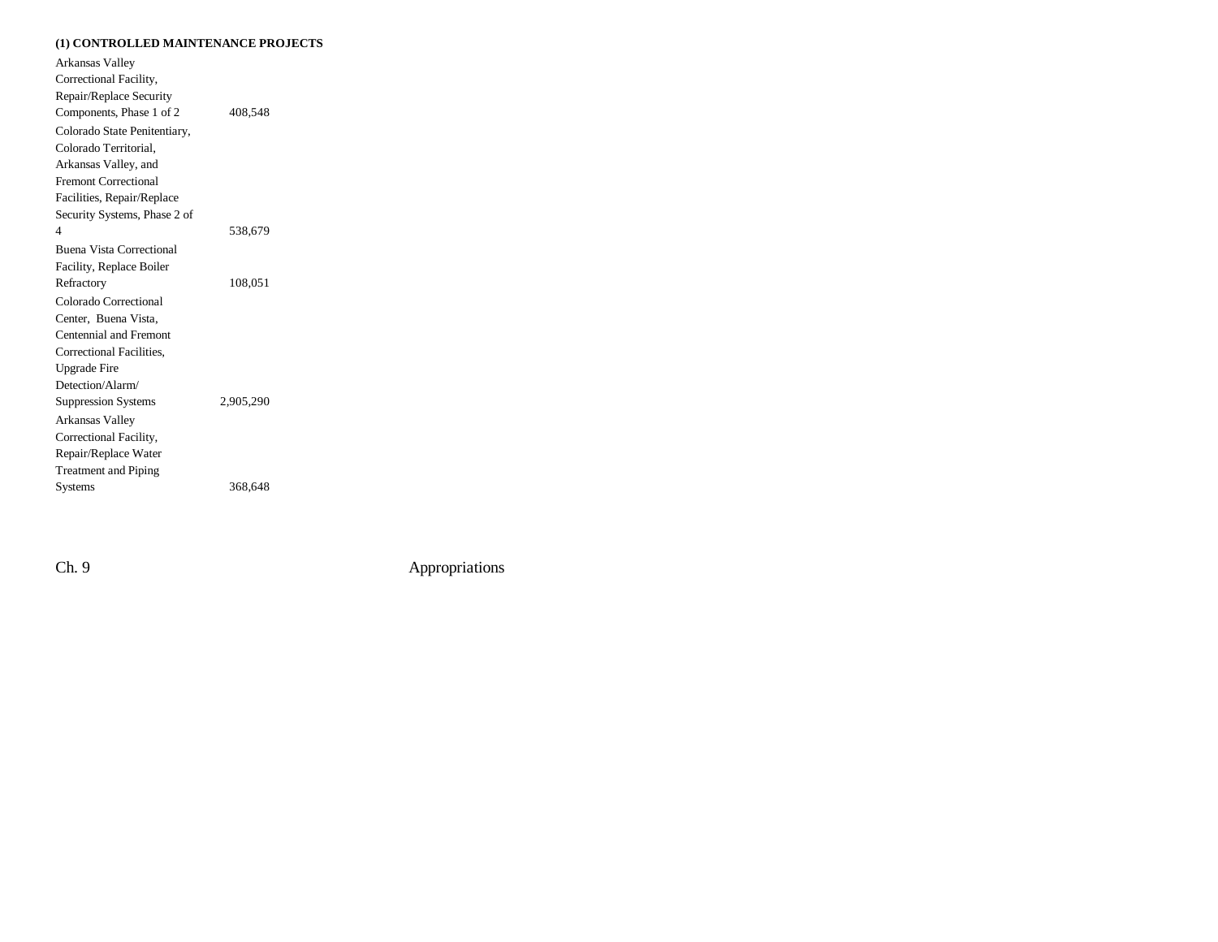**(1) CONTROLLED MAINTENANCE PROJECTS**

| | |
|---|---|
| Arkansas Valley Correctional Facility, Repair/Replace Security Components, Phase 1 of 2 | 408,548 |
| Colorado State Penitentiary, Colorado Territorial, Arkansas Valley, and Fremont Correctional Facilities, Repair/Replace Security Systems, Phase 2 of 4 | 538,679 |
| Buena Vista Correctional Facility, Replace Boiler Refractory | 108,051 |
| Colorado Correctional Center, Buena Vista, Centennial and Fremont Correctional Facilities, Upgrade Fire Detection/Alarm/ Suppression Systems | 2,905,290 |
| Arkansas Valley Correctional Facility, Repair/Replace Water Treatment and Piping Systems | 368,648 |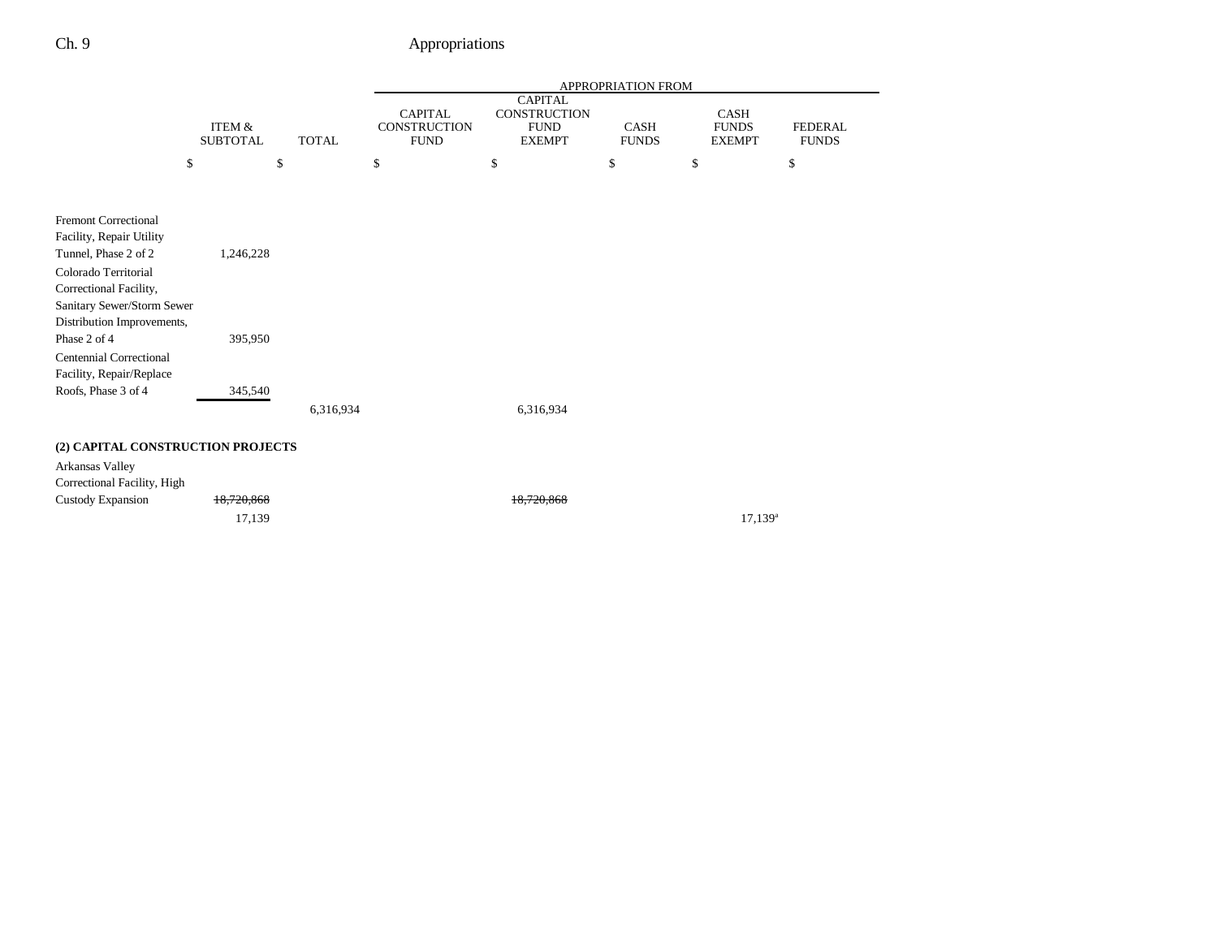| | ITEM & SUBTOTAL | TOTAL | APPROPRIATION FROM CAPITAL CONSTRUCTION FUND | CAPITAL CONSTRUCTION FUND EXEMPT | CASH FUNDS | CASH FUNDS EXEMPT | FEDERAL FUNDS |
|---|---|---|---|---|---|---|---|
| | $ | $ | $ | $ | $ | $ | $ |
| Fremont Correctional Facility, Repair Utility Tunnel, Phase 2 of 2 | 1,246,228 | | | | | | |
| Colorado Territorial Correctional Facility, Sanitary Sewer/Storm Sewer Distribution Improvements, Phase 2 of 4 | 395,950 | | | | | | |
| Centennial Correctional Facility, Repair/Replace Roofs, Phase 3 of 4 | 345,540 | | | | | | |
| | | 6,316,934 | | 6,316,934 | | | |
| **(2) CAPITAL CONSTRUCTION PROJECTS** | | | | | | | |
| Arkansas Valley Correctional Facility, High Custody Expansion | ~~18,720,868~~ | | | ~~18,720,868~~ | | | |
| | 17,139 | | | | | 17,139[a] | |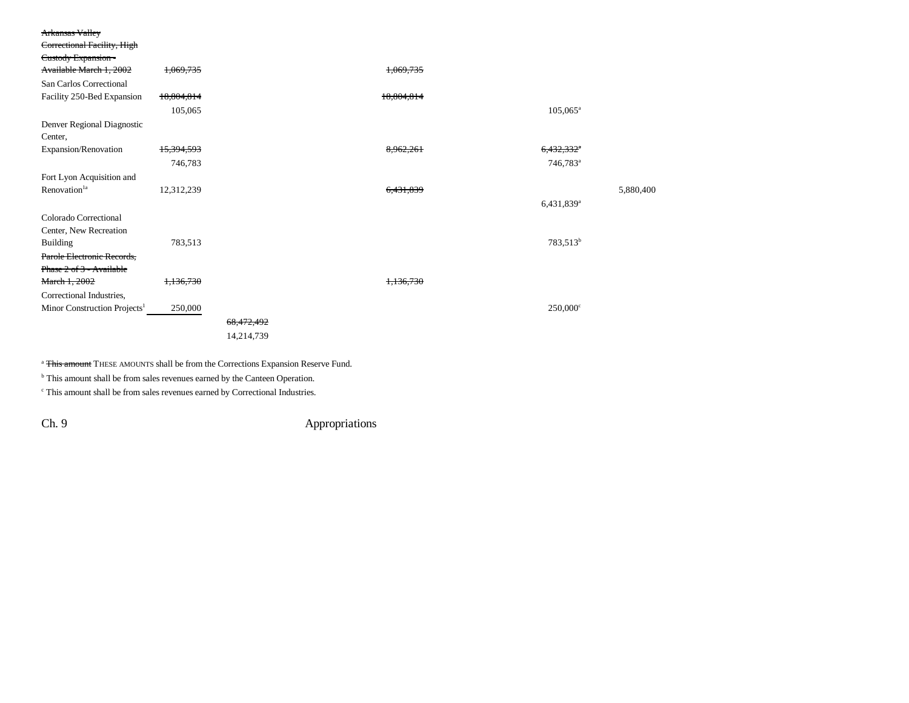| | | | | | | |
|---|---|---|---|---|---|---|
| ~~Arkansas Valley Correctional Facility, High Custody Expansion - Available March 1, 2002~~ | ~~1,069,735~~ | | ~~1,069,735~~ | | | |
| San Carlos Correctional Facility 250-Bed Expansion | ~~10,804,814~~ 105,065 | | ~~10,804,814~~ | | 105,065[a] | |
| Denver Regional Diagnostic Center, Expansion/Renovation | ~~15,394,593~~ 746,783 | | ~~8,962,261~~ | | ~~6,432,332[a]~~ 746,783[a] | |
| Fort Lyon Acquisition and Renovation[1a] | 12,312,239 | | ~~6,431,839~~ | | 6,431,839[a] | 5,880,400 |
| Colorado Correctional Center, New Recreation Building | 783,513 | | | | 783,513[b] | |
| ~~Parole Electronic Records, Phase 2 of 3 - Available March 1, 2002~~ | ~~1,136,730~~ | | ~~1,136,730~~ | | | |
| Correctional Industries, Minor Construction Projects[1] | 250,000 | | | | 250,000[c] | |
| | | ~~68,472,492~~ 14,214,739 | | | | |

[a] ~~This amount~~ THESE AMOUNTS shall be from the Corrections Expansion Reserve Fund.

[b] This amount shall be from sales revenues earned by the Canteen Operation.

[c] This amount shall be from sales revenues earned by Correctional Industries.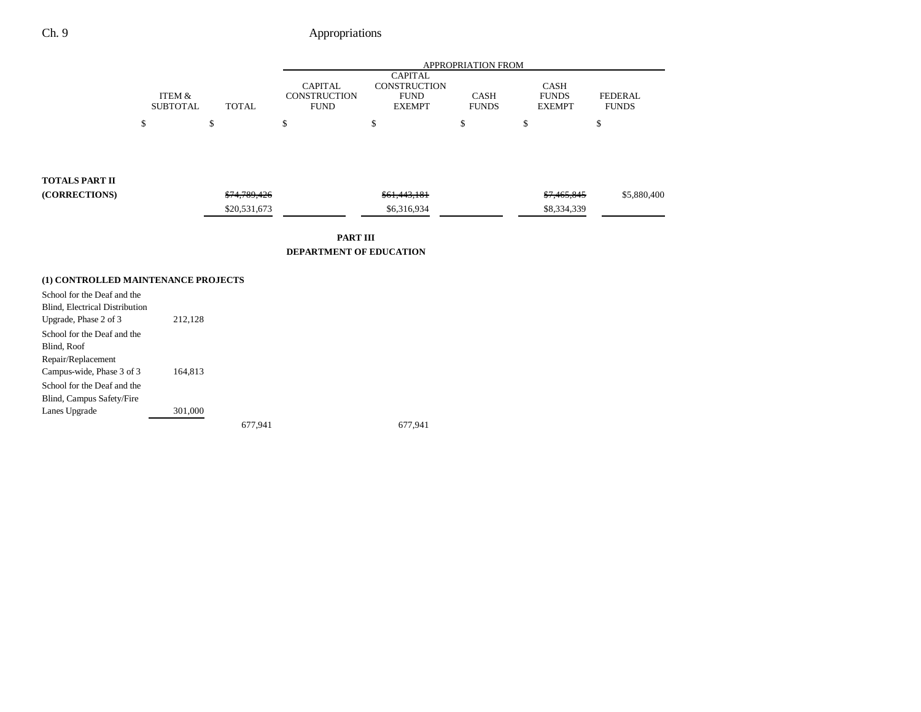| | ITEM & SUBTOTAL | TOTAL | CAPITAL CONSTRUCTION FUND | CAPITAL CONSTRUCTION FUND EXEMPT | CASH FUNDS | CASH FUNDS EXEMPT | FEDERAL FUNDS |
|---|---|---|---|---|---|---|---|
| | $ | $ | $ | $ | $ | $ | $ |
| **TOTALS PART II (CORRECTIONS)** | | ~~$74,789,426~~ $20,531,673 | | ~~$61,443,181~~ $6,316,934 | | ~~$7,465,845~~ $8,334,339 | $5,880,400 |

**PART III**
**DEPARTMENT OF EDUCATION**

**(1) CONTROLLED MAINTENANCE PROJECTS**

| | ITEM & SUBTOTAL | TOTAL | CAPITAL CONSTRUCTION FUND | CAPITAL CONSTRUCTION FUND EXEMPT | CASH FUNDS | CASH FUNDS EXEMPT | FEDERAL FUNDS |
|---|---|---|---|---|---|---|---|
| School for the Deaf and the Blind, Electrical Distribution Upgrade, Phase 2 of 3 | 212,128 | | | | | | |
| School for the Deaf and the Blind, Roof Repair/Replacement Campus-wide, Phase 3 of 3 | 164,813 | | | | | | |
| School for the Deaf and the Blind, Campus Safety/Fire Lanes Upgrade | 301,000 | | | | | | |
| | | 677,941 | | 677,941 | | | |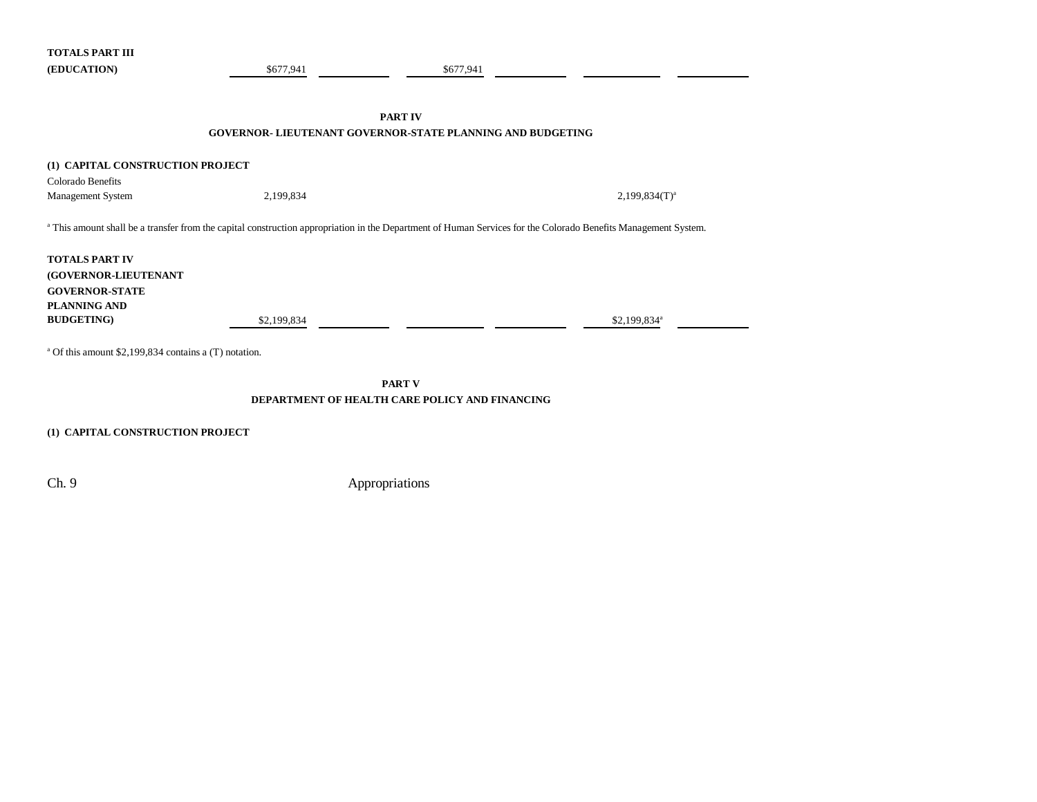| | | | | | | |
|---|---|---|---|---|---|---|
| **TOTALS PART III (EDUCATION)** | $677,941 | | $677,941 | | | |

**PART IV**
**GOVERNOR- LIEUTENANT GOVERNOR-STATE PLANNING AND BUDGETING**

**(1) CAPITAL CONSTRUCTION PROJECT**

| | | | | | | |
|---|---|---|---|---|---|---|
| Colorado Benefits Management System | 2,199,834 | | | | 2,199,834(T)[a] | |

[a] This amount shall be a transfer from the capital construction appropriation in the Department of Human Services for the Colorado Benefits Management System.

| | | | | | | |
|---|---|---|---|---|---|---|
| **TOTALS PART IV (GOVERNOR-LIEUTENANT GOVERNOR-STATE PLANNING AND BUDGETING)** | $2,199,834 | | | | $2,199,834[a] | |

[a] Of this amount $2,199,834 contains a (T) notation.

**PART V**
**DEPARTMENT OF HEALTH CARE POLICY AND FINANCING**

**(1) CAPITAL CONSTRUCTION PROJECT**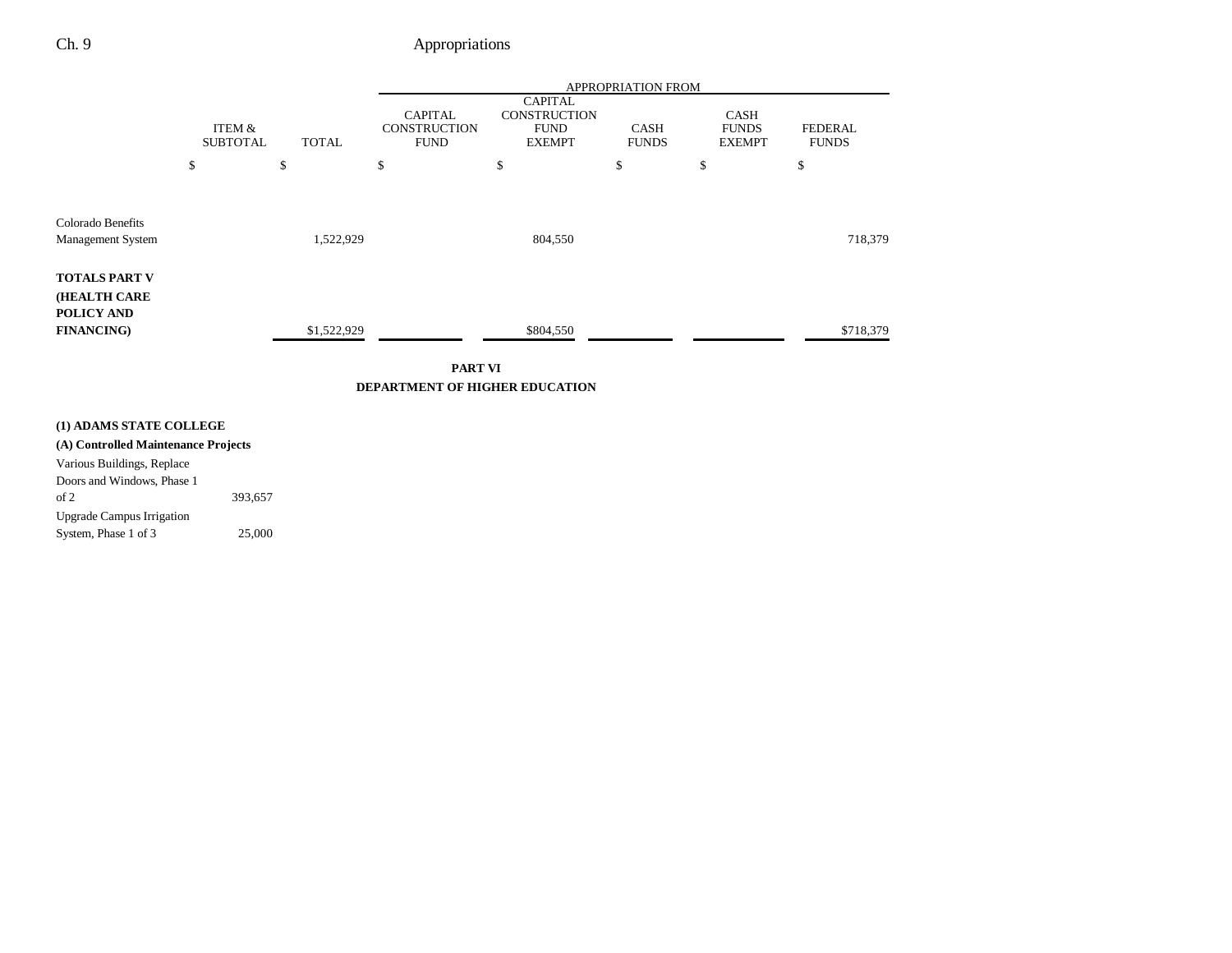| | ITEM & SUBTOTAL | TOTAL | APPROPRIATION FROM CAPITAL CONSTRUCTION FUND | CAPITAL CONSTRUCTION FUND EXEMPT | CASH FUNDS | CASH FUNDS EXEMPT | FEDERAL FUNDS |
|---|---|---|---|---|---|---|---|
| | $ | $ | $ | $ | $ | $ | $ |
| Colorado Benefits Management System | | 1,522,929 | | 804,550 | | | 718,379 |
| **TOTALS PART V (HEALTH CARE POLICY AND FINANCING)** | | $1,522,929 | | $804,550 | | | $718,379 |

**PART VI**

**DEPARTMENT OF HIGHER EDUCATION**

**(1) ADAMS STATE COLLEGE**

**(A) Controlled Maintenance Projects**

| | ITEM & SUBTOTAL | TOTAL | CAPITAL CONSTRUCTION FUND | CAPITAL CONSTRUCTION FUND EXEMPT | CASH FUNDS | CASH FUNDS EXEMPT | FEDERAL FUNDS |
|---|---|---|---|---|---|---|---|
| Various Buildings, Replace Doors and Windows, Phase 1 of 2 | 393,657 | | | | | | |
| Upgrade Campus Irrigation System, Phase 1 of 3 | 25,000 | | | | | | |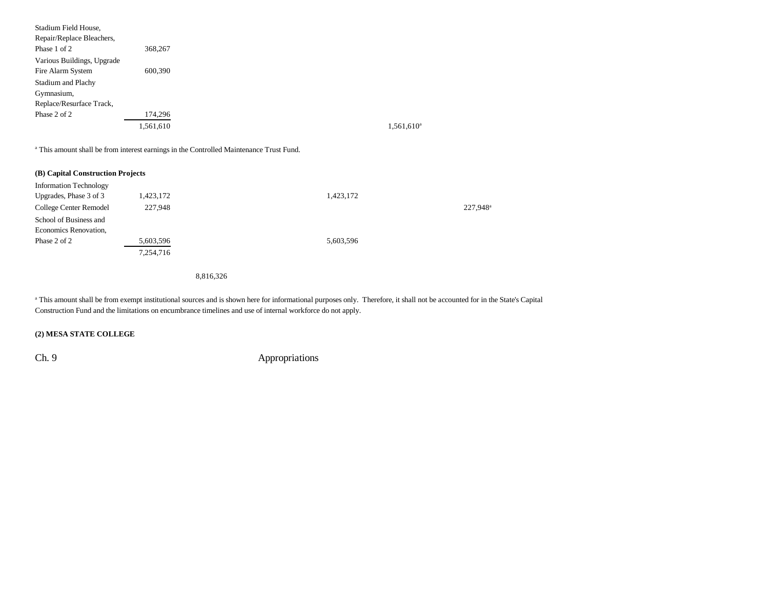| | | | | | |
|---|---|---|---|---|---|
| Stadium Field House, Repair/Replace Bleachers, Phase 1 of 2 | 368,267 | | | | |
| Various Buildings, Upgrade Fire Alarm System | 600,390 | | | | |
| Stadium and Plachy Gymnasium, Replace/Resurface Track, Phase 2 of 2 | 174,296 | | | | |
| | 1,561,610 | | | 1,561,610[a] | |

[a] This amount shall be from interest earnings in the Controlled Maintenance Trust Fund.

**(B) Capital Construction Projects**

| | | | | | |
|---|---|---|---|---|---|
| Information Technology Upgrades, Phase 3 of 3 | 1,423,172 | | 1,423,172 | | |
| College Center Remodel | 227,948 | | | | 227,948[a] |
| School of Business and Economics Renovation, Phase 2 of 2 | 5,603,596 | | 5,603,596 | | |
| | 7,254,716 | | | | |
| | | 8,816,326 | | | |

[a] This amount shall be from exempt institutional sources and is shown here for informational purposes only. Therefore, it shall not be accounted for in the State's Capital Construction Fund and the limitations on encumbrance timelines and use of internal workforce do not apply.

**(2) MESA STATE COLLEGE**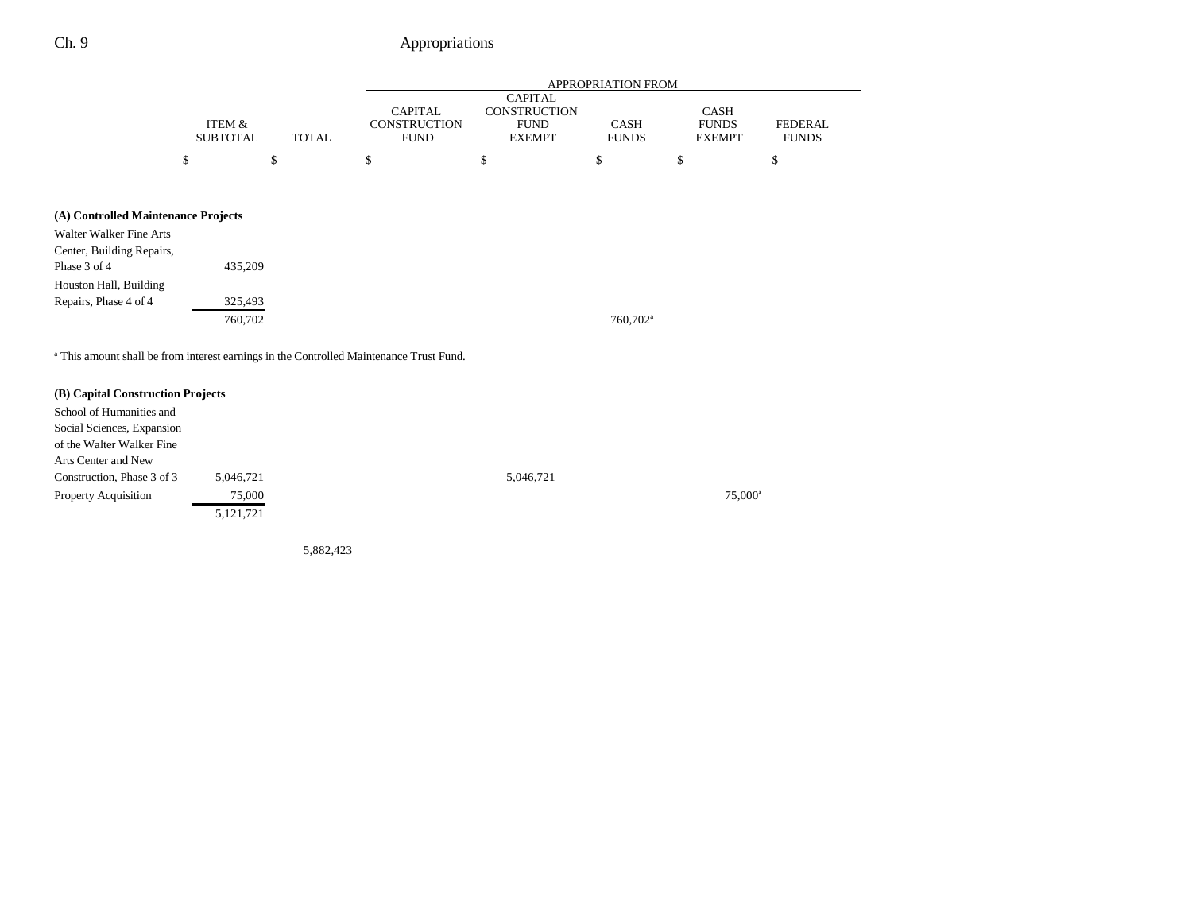| | ITEM & SUBTOTAL | TOTAL | APPROPRIATION FROM CAPITAL CONSTRUCTION FUND | CAPITAL CONSTRUCTION FUND EXEMPT | CASH FUNDS | CASH FUNDS EXEMPT | FEDERAL FUNDS |
|---|---|---|---|---|---|---|---|
| | $ | $ | $ | $ | $ | $ | $ |
| **(A) Controlled Maintenance Projects** | | | | | | | |
| Walter Walker Fine Arts Center, Building Repairs, Phase 3 of 4 | 435,209 | | | | | | |
| Houston Hall, Building Repairs, Phase 4 of 4 | 325,493 | | | | | | |
| | 760,702 | | | | 760,702[a] | | |

[a] This amount shall be from interest earnings in the Controlled Maintenance Trust Fund.

| | ITEM & SUBTOTAL | TOTAL | CAPITAL CONSTRUCTION FUND | CAPITAL CONSTRUCTION FUND EXEMPT | CASH FUNDS | CASH FUNDS EXEMPT | FEDERAL FUNDS |
|---|---|---|---|---|---|---|---|
| **(B) Capital Construction Projects** | | | | | | | |
| School of Humanities and Social Sciences, Expansion of the Walter Walker Fine Arts Center and New Construction, Phase 3 of 3 | 5,046,721 | | | 5,046,721 | | | |
| Property Acquisition | 75,000 | | | | | 75,000[a] | |
| | 5,121,721 | | | | | | |
| | | 5,882,423 | | | | | |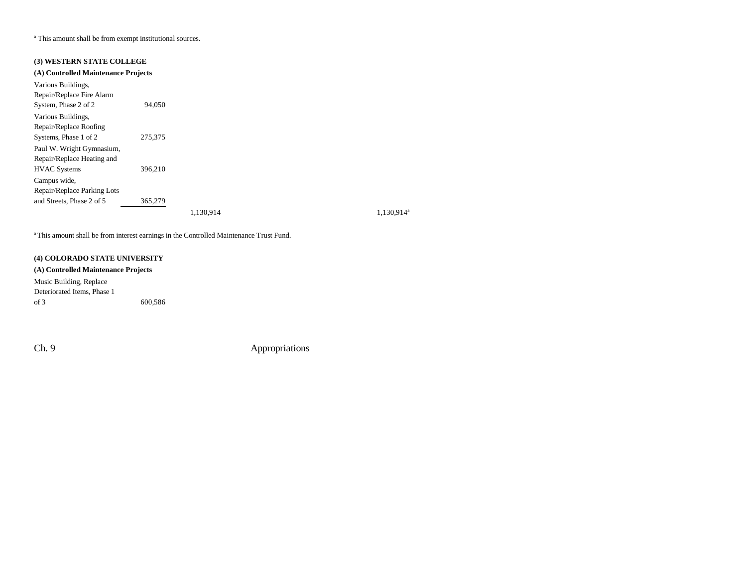[a] This amount shall be from exempt institutional sources.

**(3) WESTERN STATE COLLEGE**

**(A) Controlled Maintenance Projects**

| Project | Amount | Total | | Funds |
|---|---|---|---|---|
| Various Buildings, Repair/Replace Fire Alarm System, Phase 2 of 2 | 94,050 | | | |
| Various Buildings, Repair/Replace Roofing Systems, Phase 1 of 2 | 275,375 | | | |
| Paul W. Wright Gymnasium, Repair/Replace Heating and HVAC Systems | 396,210 | | | |
| Campus wide, Repair/Replace Parking Lots and Streets, Phase 2 of 5 | 365,279 | | | |
| | | 1,130,914 | | 1,130,914[a] |

[a] This amount shall be from interest earnings in the Controlled Maintenance Trust Fund.

**(4) COLORADO STATE UNIVERSITY**

**(A) Controlled Maintenance Projects**

| Project | Amount |
|---|---|
| Music Building, Replace Deteriorated Items, Phase 1 of 3 | 600,586 |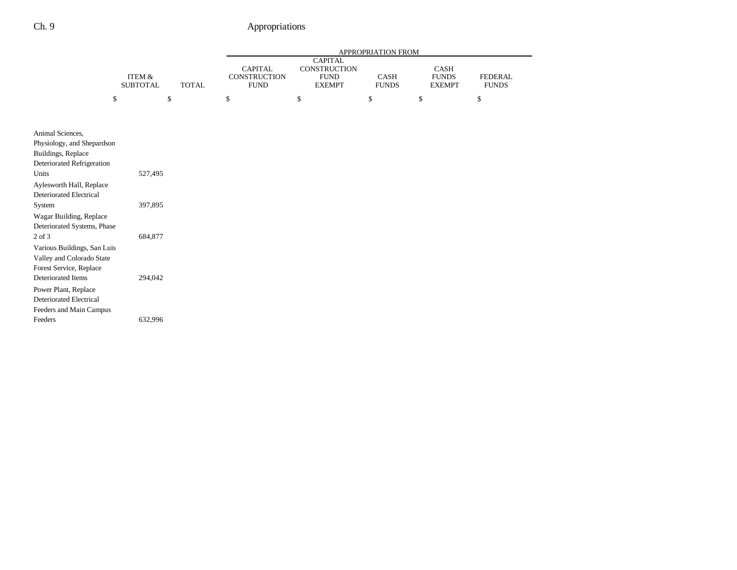| | ITEM & SUBTOTAL | TOTAL | APPROPRIATION FROM | | | | |
|---|---|---|---|---|---|---|---|
| | | | CAPITAL CONSTRUCTION FUND | CAPITAL CONSTRUCTION FUND EXEMPT | CASH FUNDS | CASH FUNDS EXEMPT | FEDERAL FUNDS |
| | $ | $ | $ | $ | $ | $ | $ |
| Animal Sciences, Physiology, and Shepardson Buildings, Replace Deteriorated Refrigeration Units | 527,495 | | | | | | |
| Aylesworth Hall, Replace Deteriorated Electrical System | 397,895 | | | | | | |
| Wagar Building, Replace Deteriorated Systems, Phase 2 of 3 | 684,877 | | | | | | |
| Various Buildings, San Luis Valley and Colorado State Forest Service, Replace Deteriorated Items | 294,042 | | | | | | |
| Power Plant, Replace Deteriorated Electrical Feeders and Main Campus Feeders | 632,996 | | | | | | |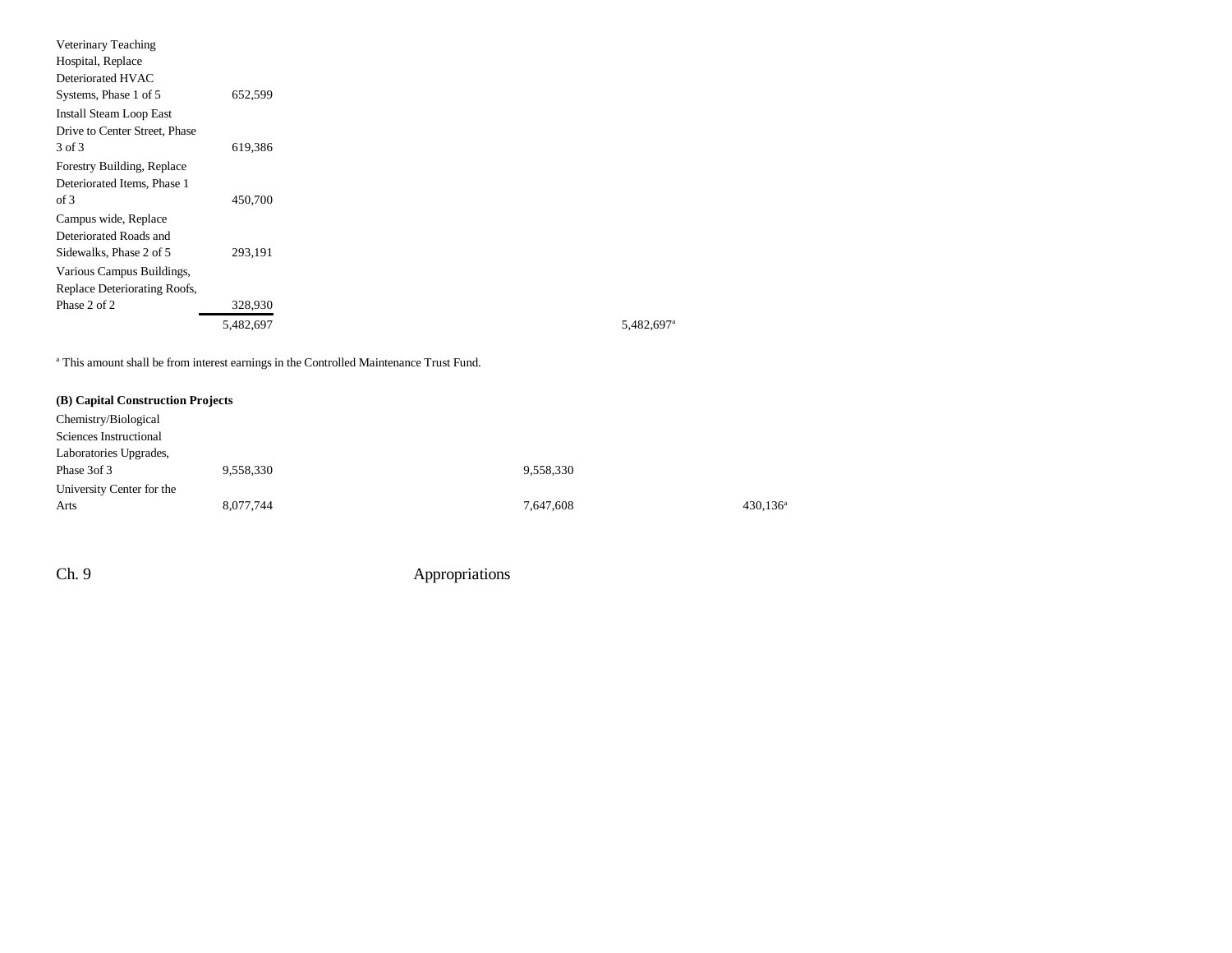| | | | | |
|---|---|---|---|---|
| Veterinary Teaching Hospital, Replace Deteriorated HVAC Systems, Phase 1 of 5 | 652,599 | | | |
| Install Steam Loop East Drive to Center Street, Phase 3 of 3 | 619,386 | | | |
| Forestry Building, Replace Deteriorated Items, Phase 1 of 3 | 450,700 | | | |
| Campus wide, Replace Deteriorated Roads and Sidewalks, Phase 2 of 5 | 293,191 | | | |
| Various Campus Buildings, Replace Deteriorating Roofs, Phase 2 of 2 | 328,930 | | | |
| | 5,482,697 | | 5,482,697[a] | |

[a] This amount shall be from interest earnings in the Controlled Maintenance Trust Fund.

**(B) Capital Construction Projects**

| | | | | |
|---|---|---|---|---|
| Chemistry/Biological Sciences Instructional Laboratories Upgrades, Phase 3of 3 | 9,558,330 | 9,558,330 | | |
| University Center for the Arts | 8,077,744 | 7,647,608 | | 430,136[a] |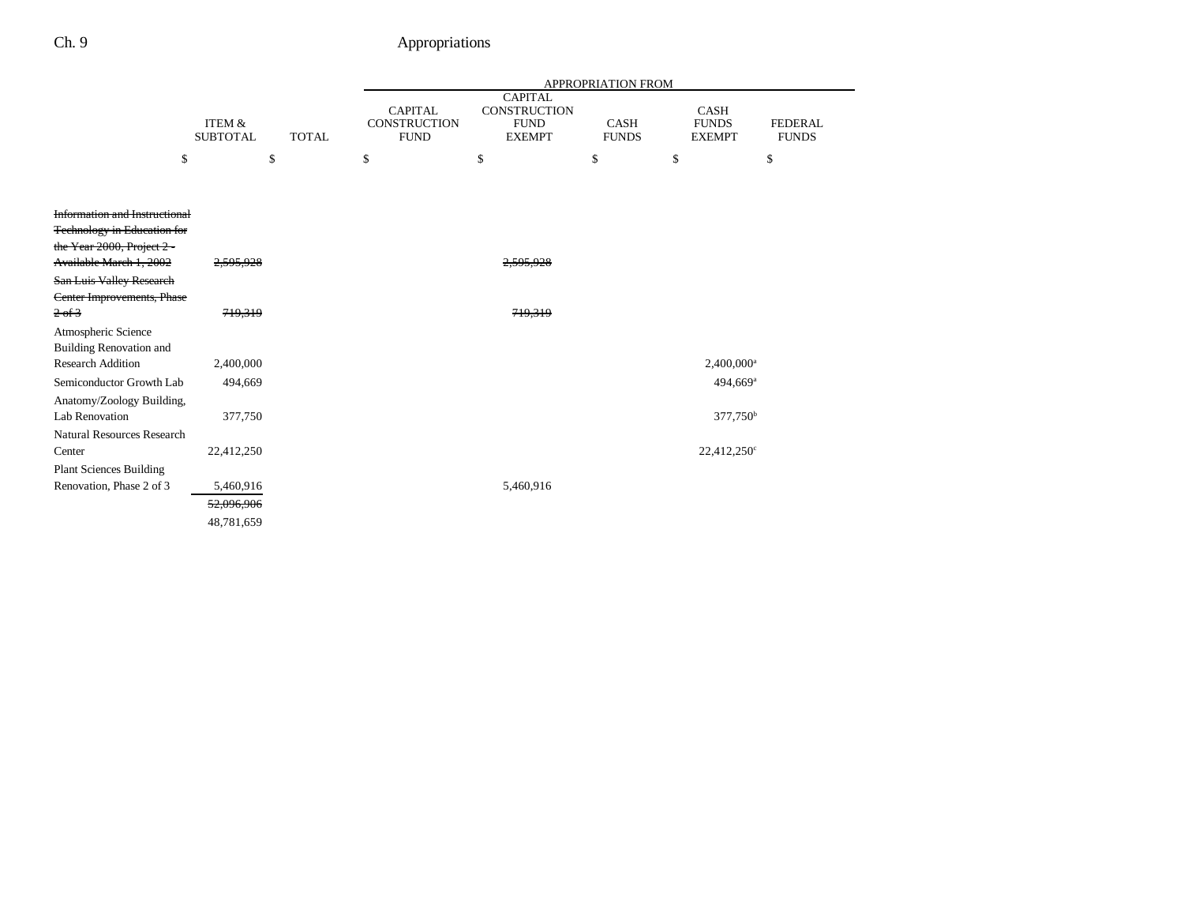| | ITEM & SUBTOTAL | TOTAL | APPROPRIATION FROM CAPITAL CONSTRUCTION FUND | CAPITAL CONSTRUCTION FUND EXEMPT | CASH FUNDS | CASH FUNDS EXEMPT | FEDERAL FUNDS |
|---|---|---|---|---|---|---|---|
| | $ | $ | $ | $ | $ | $ | $ |
| ~~Information and Instructional Technology in Education for the Year 2000, Project 2 - Available March 1, 2002~~ | ~~2,595,928~~ | | | ~~2,595,928~~ | | | |
| ~~San Luis Valley Research Center Improvements, Phase 2 of 3~~ | ~~719,319~~ | | | ~~719,319~~ | | | |
| Atmospheric Science Building Renovation and Research Addition | 2,400,000 | | | | | 2,400,000[a] | |
| Semiconductor Growth Lab | 494,669 | | | | | 494,669[a] | |
| Anatomy/Zoology Building, Lab Renovation | 377,750 | | | | | 377,750[b] | |
| Natural Resources Research Center | 22,412,250 | | | | | 22,412,250[c] | |
| Plant Sciences Building Renovation, Phase 2 of 3 | 5,460,916 | | | 5,460,916 | | | |
| | ~~52,096,906~~ | | | | | | |
| | 48,781,659 | | | | | | |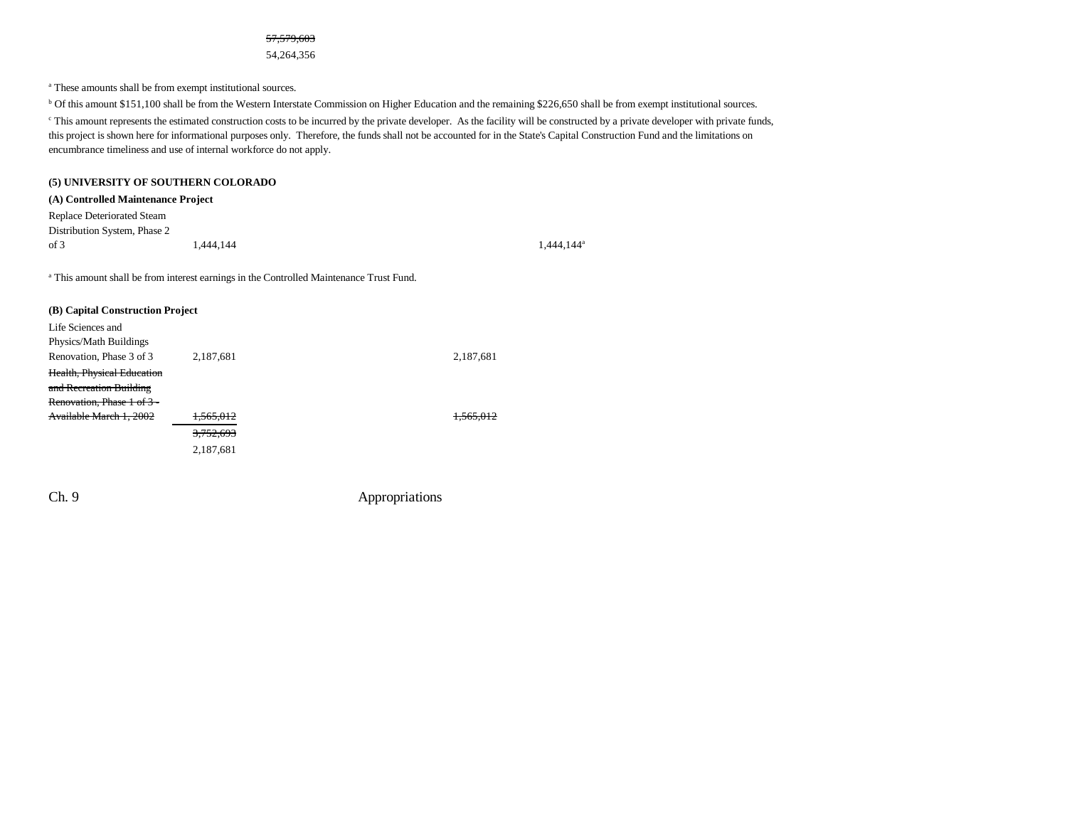~~57,579,603~~
54,264,356

[a] These amounts shall be from exempt institutional sources.

[b] Of this amount $151,100 shall be from the Western Interstate Commission on Higher Education and the remaining $226,650 shall be from exempt institutional sources.

[c] This amount represents the estimated construction costs to be incurred by the private developer. As the facility will be constructed by a private developer with private funds, this project is shown here for informational purposes only. Therefore, the funds shall not be accounted for in the State's Capital Construction Fund and the limitations on encumbrance timeliness and use of internal workforce do not apply.

**(5) UNIVERSITY OF SOUTHERN COLORADO**

**(A) Controlled Maintenance Project**

| | | | |
|---|---|---|---|
| Replace Deteriorated Steam Distribution System, Phase 2 of 3 | 1,444,144 | | 1,444,144[a] |

[a] This amount shall be from interest earnings in the Controlled Maintenance Trust Fund.

**(B) Capital Construction Project**

| | | |
|---|---|---|
| Life Sciences and Physics/Math Buildings Renovation, Phase 3 of 3 | 2,187,681 | 2,187,681 |
| ~~Health, Physical Education and Recreation Building Renovation, Phase 1 of 3 - Available March 1, 2002~~ | ~~1,565,012~~ | ~~1,565,012~~ |
| | ~~3,752,693~~ | |
| | 2,187,681 | |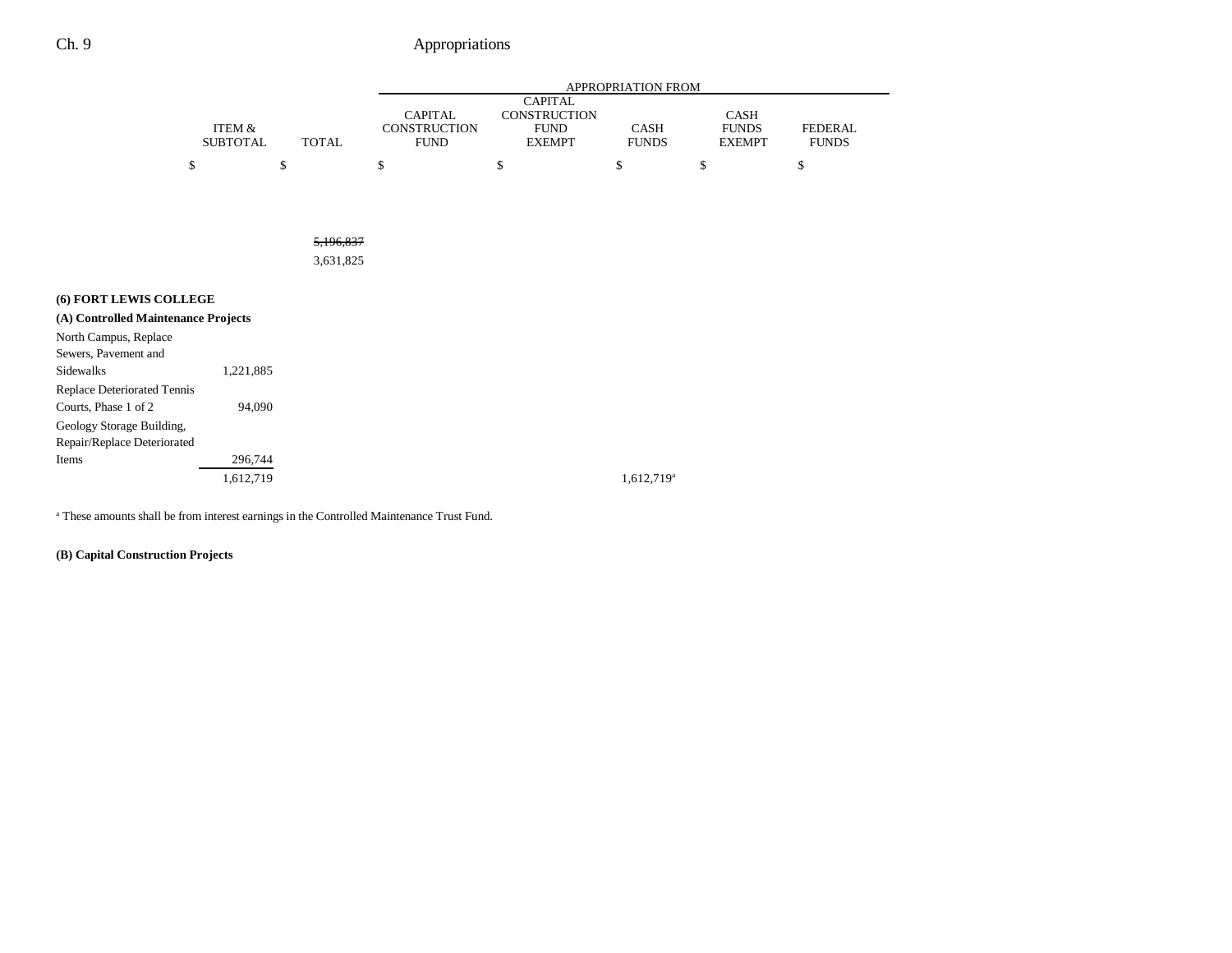| | ITEM & SUBTOTAL | TOTAL | APPROPRIATION FROM | | | | |
|---|---|---|---|---|---|---|---|
| | | | CAPITAL CONSTRUCTION FUND | CAPITAL CONSTRUCTION FUND EXEMPT | CASH FUNDS | CASH FUNDS EXEMPT | FEDERAL FUNDS |
| | $ | $ | $ | $ | $ | $ | $ |
| | | ~~5,196,837~~ | | | | | |
| | | 3,631,825 | | | | | |
| **(6) FORT LEWIS COLLEGE** | | | | | | | |
| **(A) Controlled Maintenance Projects** | | | | | | | |
| North Campus, Replace Sewers, Pavement and Sidewalks | 1,221,885 | | | | | | |
| Replace Deteriorated Tennis Courts, Phase 1 of 2 | 94,090 | | | | | | |
| Geology Storage Building, Repair/Replace Deteriorated Items | 296,744 | | | | | | |
| | 1,612,719 | | | | 1,612,719[a] | | |

[a] These amounts shall be from interest earnings in the Controlled Maintenance Trust Fund.

**(B) Capital Construction Projects**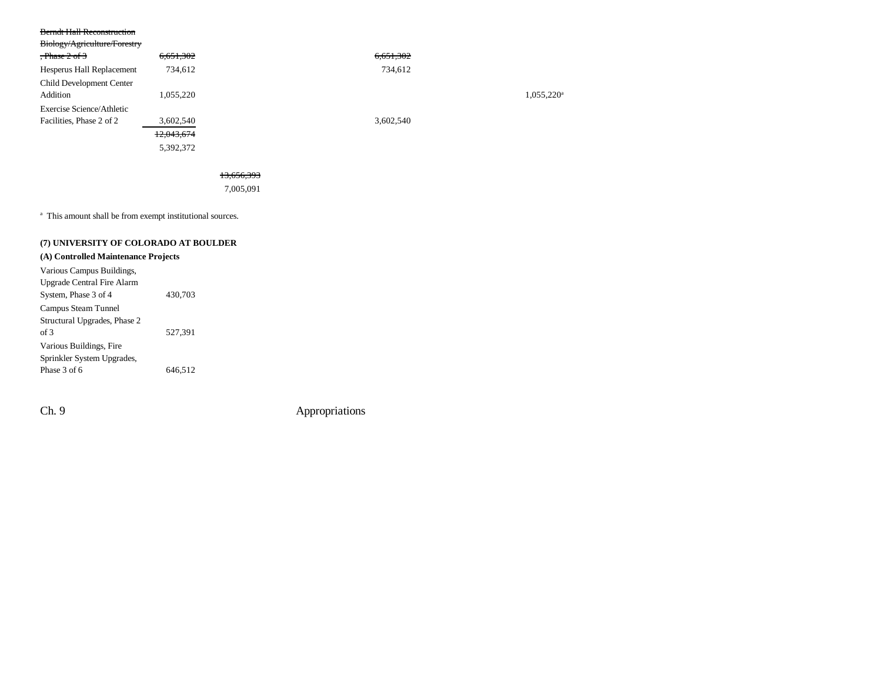| | | | | | |
|---|---|---|---|---|---|
| ~~Berndt Hall Reconstruction Biology/Agriculture/Forestry, Phase 2 of 3~~ | ~~6,651,302~~ | | ~~6,651,302~~ | | |
| Hesperus Hall Replacement | 734,612 | | 734,612 | | |
| Child Development Center Addition | 1,055,220 | | | | 1,055,220[a] |
| Exercise Science/Athletic Facilities, Phase 2 of 2 | 3,602,540 | | 3,602,540 | | |
| | ~~12,043,674~~ 5,392,372 | | | | |
| | | ~~13,656,393~~ 7,005,091 | | | |

[a] This amount shall be from exempt institutional sources.

**(7) UNIVERSITY OF COLORADO AT BOULDER**

**(A) Controlled Maintenance Projects**

| | |
|---|---|
| Various Campus Buildings, Upgrade Central Fire Alarm System, Phase 3 of 4 | 430,703 |
| Campus Steam Tunnel Structural Upgrades, Phase 2 of 3 | 527,391 |
| Various Buildings, Fire Sprinkler System Upgrades, Phase 3 of 6 | 646,512 |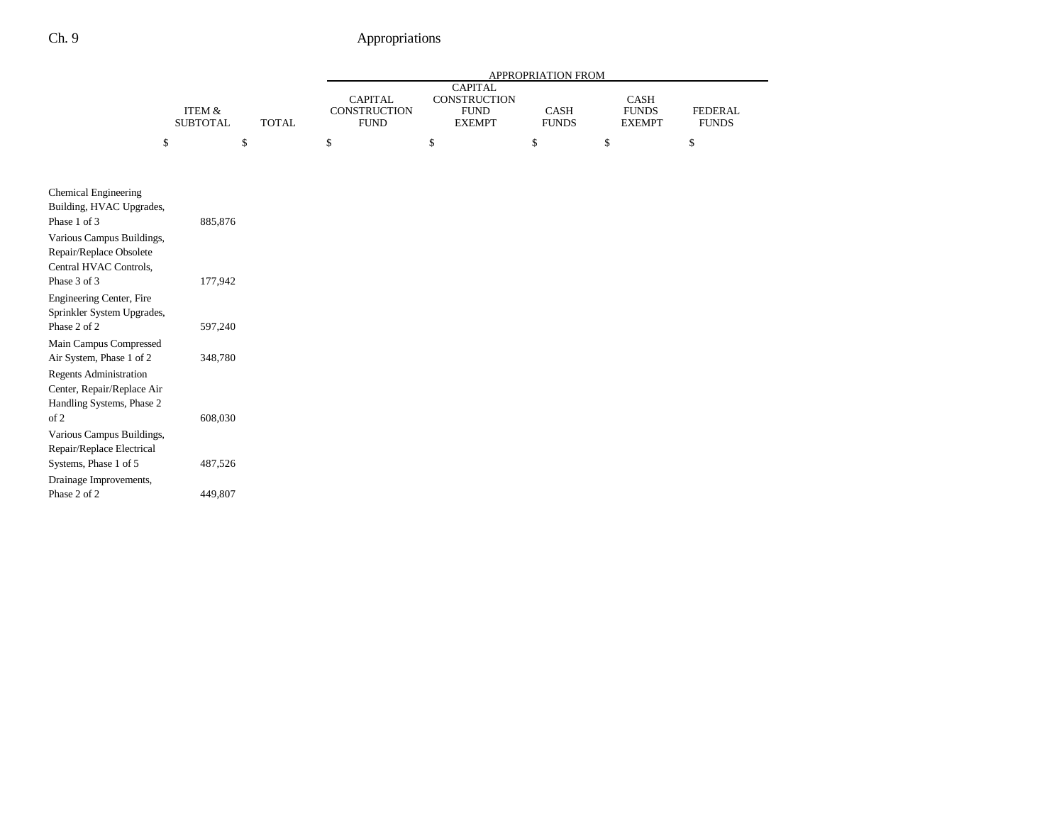| | ITEM & SUBTOTAL | TOTAL | APPROPRIATION FROM CAPITAL CONSTRUCTION FUND | CAPITAL CONSTRUCTION FUND EXEMPT | CASH FUNDS | CASH FUNDS EXEMPT | FEDERAL FUNDS |
|---|---|---|---|---|---|---|---|
| | $ | $ | $ | $ | $ | $ | $ |
| Chemical Engineering Building, HVAC Upgrades, Phase 1 of 3 | 885,876 | | | | | | |
| Various Campus Buildings, Repair/Replace Obsolete Central HVAC Controls, Phase 3 of 3 | 177,942 | | | | | | |
| Engineering Center, Fire Sprinkler System Upgrades, Phase 2 of 2 | 597,240 | | | | | | |
| Main Campus Compressed Air System, Phase 1 of 2 | 348,780 | | | | | | |
| Regents Administration Center, Repair/Replace Air Handling Systems, Phase 2 of 2 | 608,030 | | | | | | |
| Various Campus Buildings, Repair/Replace Electrical Systems, Phase 1 of 5 | 487,526 | | | | | | |
| Drainage Improvements, Phase 2 of 2 | 449,807 | | | | | | |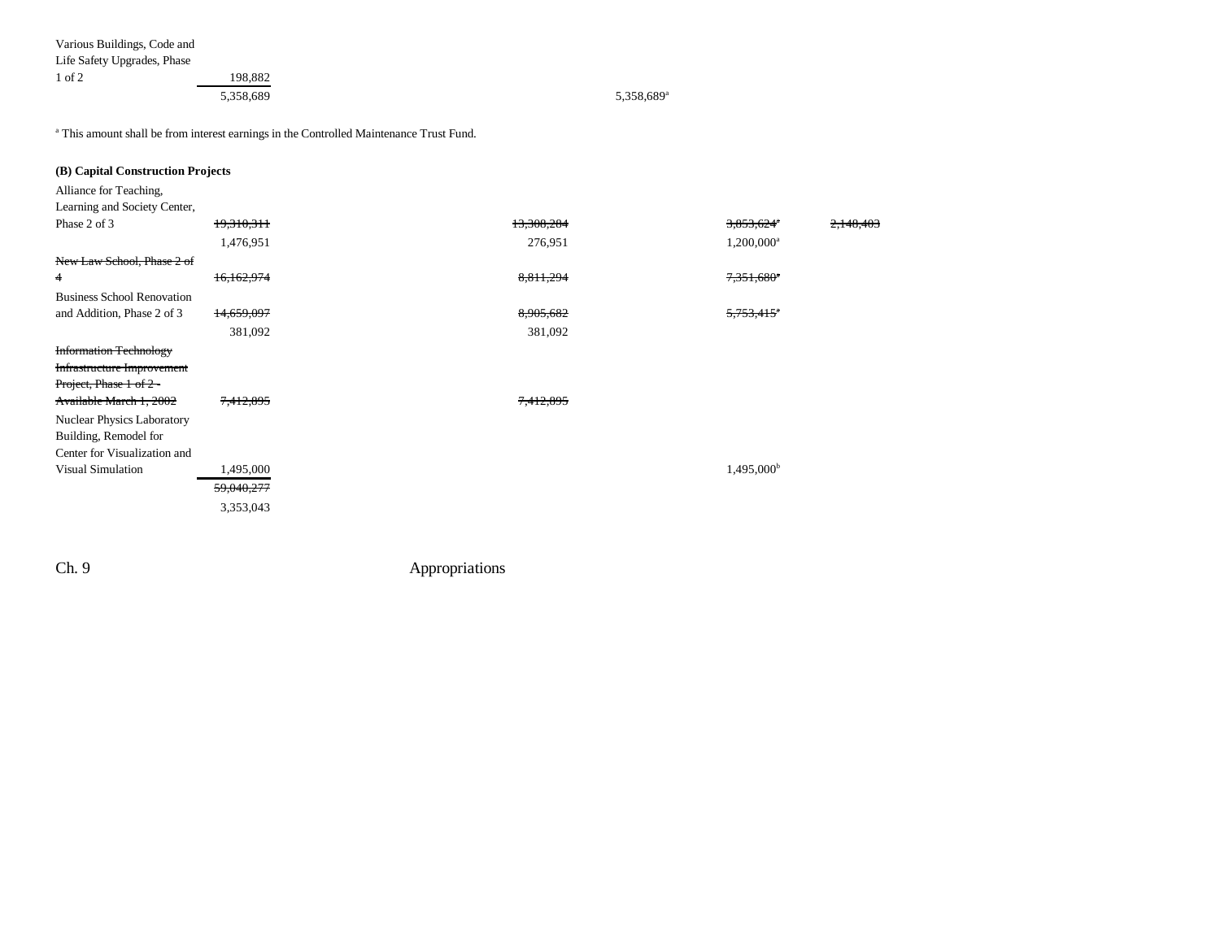| | | | | | |
|---|---|---|---|---|---|
| Various Buildings, Code and Life Safety Upgrades, Phase 1 of 2 | 198,882 | | | | |
| | 5,358,689 | | 5,358,689[a] | | |

[a] This amount shall be from interest earnings in the Controlled Maintenance Trust Fund.

**(B) Capital Construction Projects**

| | | | | |
|---|---|---|---|---|
| Alliance for Teaching, Learning and Society Center, Phase 2 of 3 | ~~19,310,311~~ | ~~13,308,284~~ | ~~3,853,624~~[a] | ~~2,148,403~~ |
| | 1,476,951 | 276,951 | 1,200,000[a] | |
| ~~New Law School, Phase 2 of 4~~ | ~~16,162,974~~ | ~~8,811,294~~ | ~~7,351,680~~[a] | |
| Business School Renovation and Addition, Phase 2 of 3 | ~~14,659,097~~ | ~~8,905,682~~ | ~~5,753,415~~[a] | |
| | 381,092 | 381,092 | | |
| ~~Information Technology Infrastructure Improvement Project, Phase 1 of 2 - Available March 1, 2002~~ | ~~7,412,895~~ | ~~7,412,895~~ | | |
| Nuclear Physics Laboratory Building, Remodel for Center for Visualization and Visual Simulation | 1,495,000 | | 1,495,000[b] | |
| | ~~59,040,277~~ | | | |
| | 3,353,043 | | | |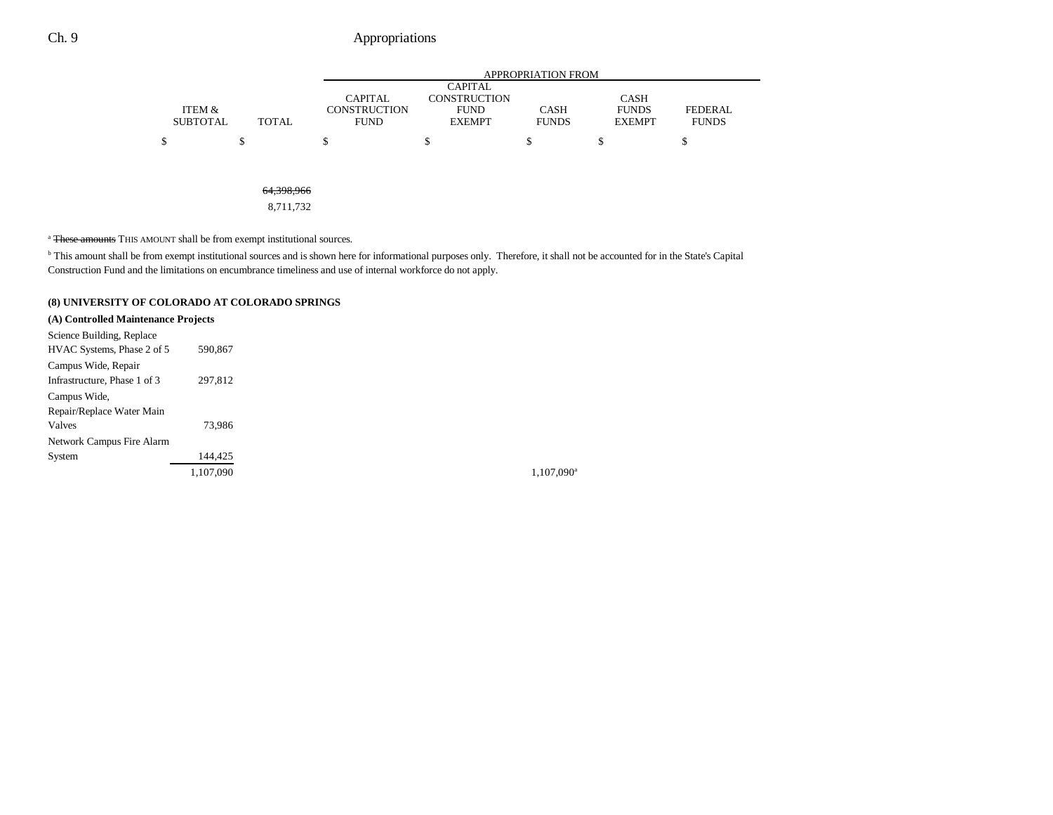| | ITEM & SUBTOTAL | TOTAL | CAPITAL CONSTRUCTION FUND | CAPITAL CONSTRUCTION FUND EXEMPT | CASH FUNDS | CASH FUNDS EXEMPT | FEDERAL FUNDS |
|---|---|---|---|---|---|---|---|
| | $ | $ | $ | $ | $ | $ | $ |
| | | ~~64,398,966~~ | | | | | |
| | | 8,711,732 | | | | | |

[a] ~~These amounts~~ THIS AMOUNT shall be from exempt institutional sources.

[b] This amount shall be from exempt institutional sources and is shown here for informational purposes only. Therefore, it shall not be accounted for in the State's Capital Construction Fund and the limitations on encumbrance timeliness and use of internal workforce do not apply.

**(8) UNIVERSITY OF COLORADO AT COLORADO SPRINGS**

**(A) Controlled Maintenance Projects**

| | ITEM & SUBTOTAL | TOTAL | CAPITAL CONSTRUCTION FUND | CAPITAL CONSTRUCTION FUND EXEMPT | CASH FUNDS | CASH FUNDS EXEMPT | FEDERAL FUNDS |
|---|---|---|---|---|---|---|---|
| Science Building, Replace HVAC Systems, Phase 2 of 5 | 590,867 | | | | | | |
| Campus Wide, Repair Infrastructure, Phase 1 of 3 | 297,812 | | | | | | |
| Campus Wide, Repair/Replace Water Main Valves | 73,986 | | | | | | |
| Network Campus Fire Alarm System | 144,425 | | | | | | |
| | 1,107,090 | | | | 1,107,090[a] | | |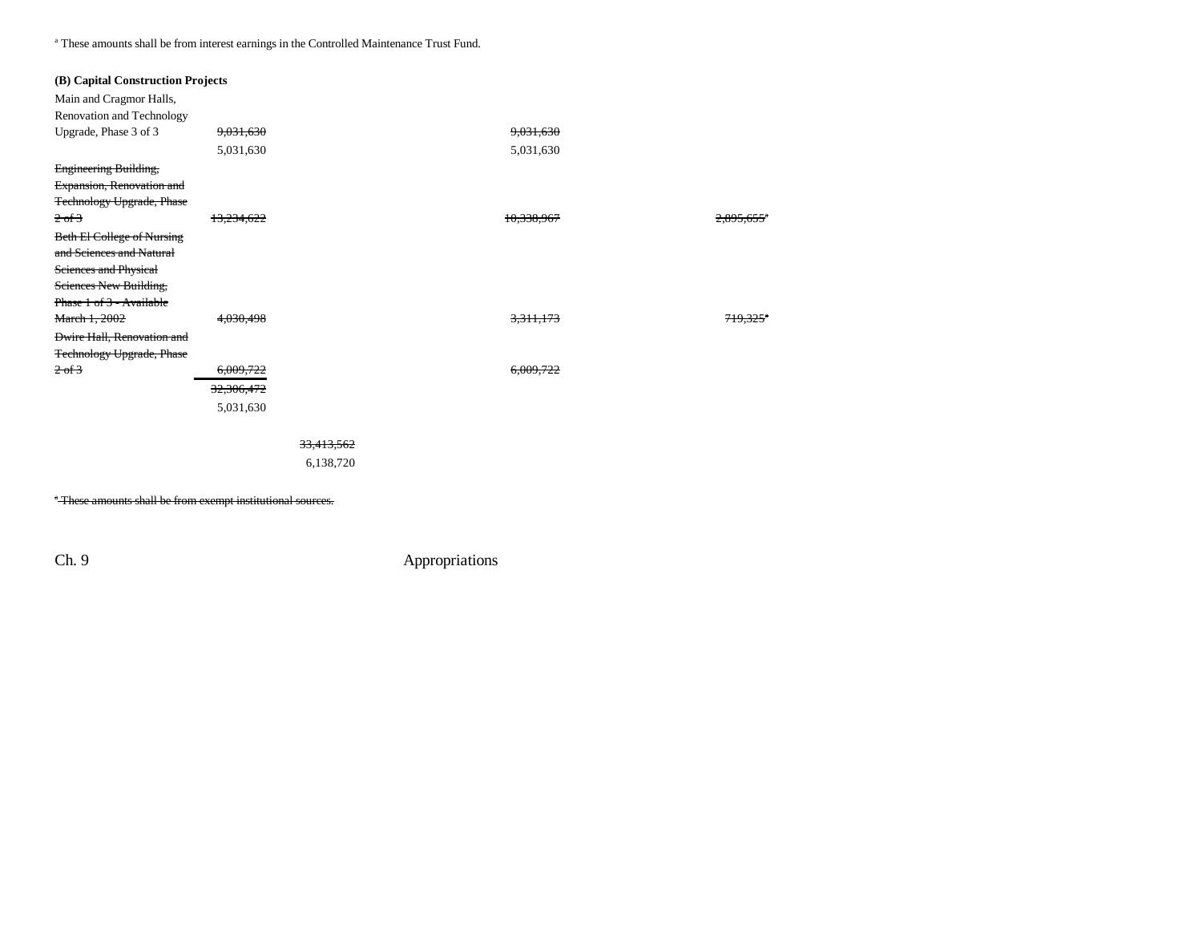[a] These amounts shall be from interest earnings in the Controlled Maintenance Trust Fund.

**(B) Capital Construction Projects**

| Item | Item Total | Total | Capital Construction Fund Exempt | Cash Funds | Cash Funds Exempt | Federal Funds |
|---|---|---|---|---|---|---|
| Main and Cragmor Halls, Renovation and Technology Upgrade, Phase 3 of 3 | ~~9,031,630~~<br>5,031,630 | | ~~9,031,630~~<br>5,031,630 | | | |
| ~~Engineering Building, Expansion, Renovation and Technology Upgrade, Phase 2 of 3~~ | ~~13,234,622~~ | | ~~10,338,967~~ | | ~~2,895,655~~[a] | |
| ~~Beth El College of Nursing and Sciences and Natural Sciences and Physical Sciences New Building, Phase 1 of 3 - Available March 1, 2002~~ | ~~4,030,498~~ | | ~~3,311,173~~ | | ~~719,325~~[a] | |
| ~~Dwire Hall, Renovation and Technology Upgrade, Phase 2 of 3~~ | ~~6,009,722~~ | | ~~6,009,722~~ | | | |
| | ~~32,306,472~~<br>5,031,630 | | | | | |
| | | ~~33,413,562~~<br>6,138,720 | | | | |

~~[a] These amounts shall be from exempt institutional sources.~~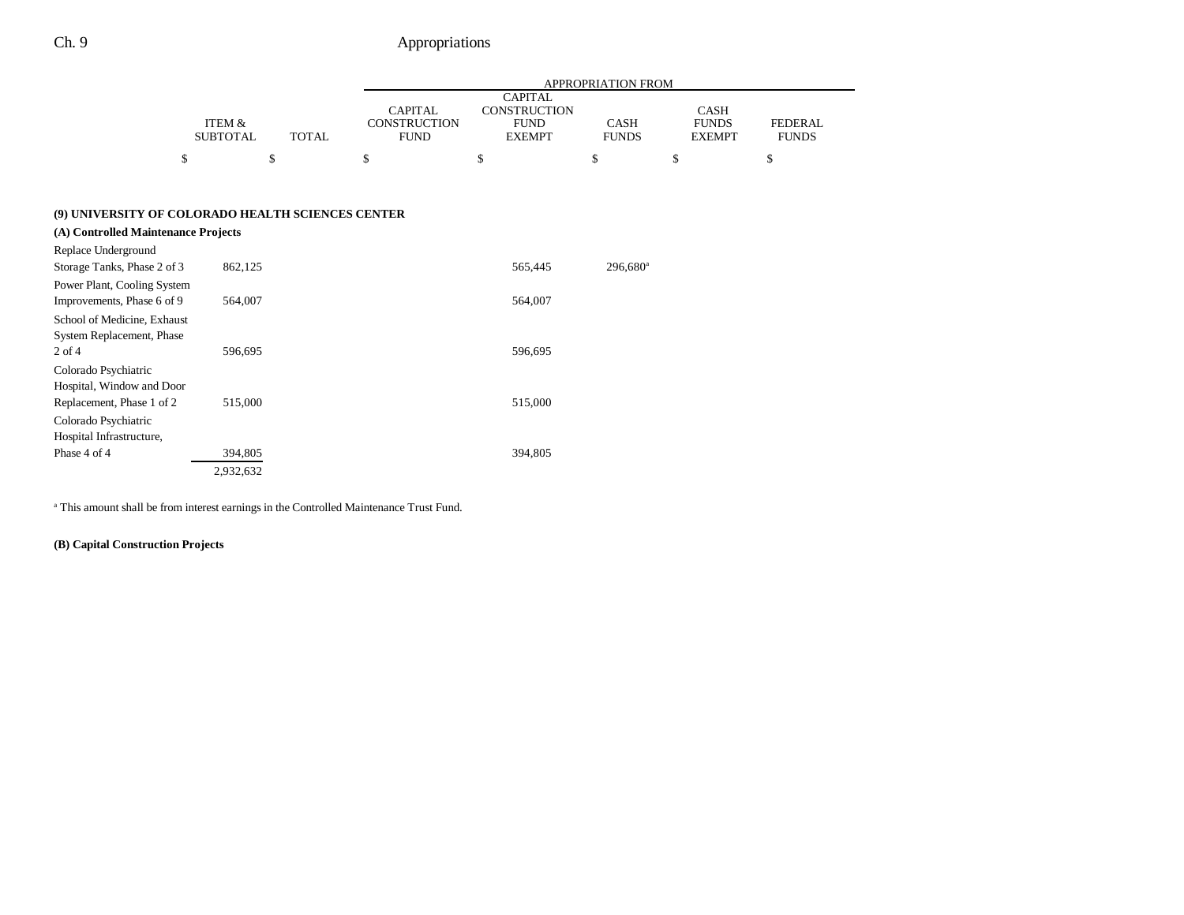| | ITEM & SUBTOTAL | TOTAL | CAPITAL CONSTRUCTION FUND | CAPITAL CONSTRUCTION FUND EXEMPT | CASH FUNDS | CASH FUNDS EXEMPT | FEDERAL FUNDS |
|---|---|---|---|---|---|---|---|
| | | | APPROPRIATION FROM | | | | |
| | $ | $ | $ | $ | $ | $ | $ |
| **(9) UNIVERSITY OF COLORADO HEALTH SCIENCES CENTER** | | | | | | | |
| **(A) Controlled Maintenance Projects** | | | | | | | |
| Replace Underground Storage Tanks, Phase 2 of 3 | 862,125 | | | 565,445 | 296,680[a] | | |
| Power Plant, Cooling System Improvements, Phase 6 of 9 | 564,007 | | | 564,007 | | | |
| School of Medicine, Exhaust System Replacement, Phase 2 of 4 | 596,695 | | | 596,695 | | | |
| Colorado Psychiatric Hospital, Window and Door Replacement, Phase 1 of 2 | 515,000 | | | 515,000 | | | |
| Colorado Psychiatric Hospital Infrastructure, Phase 4 of 4 | 394,805 | | | 394,805 | | | |
| | 2,932,632 | | | | | | |

[a] This amount shall be from interest earnings in the Controlled Maintenance Trust Fund.

**(B) Capital Construction Projects**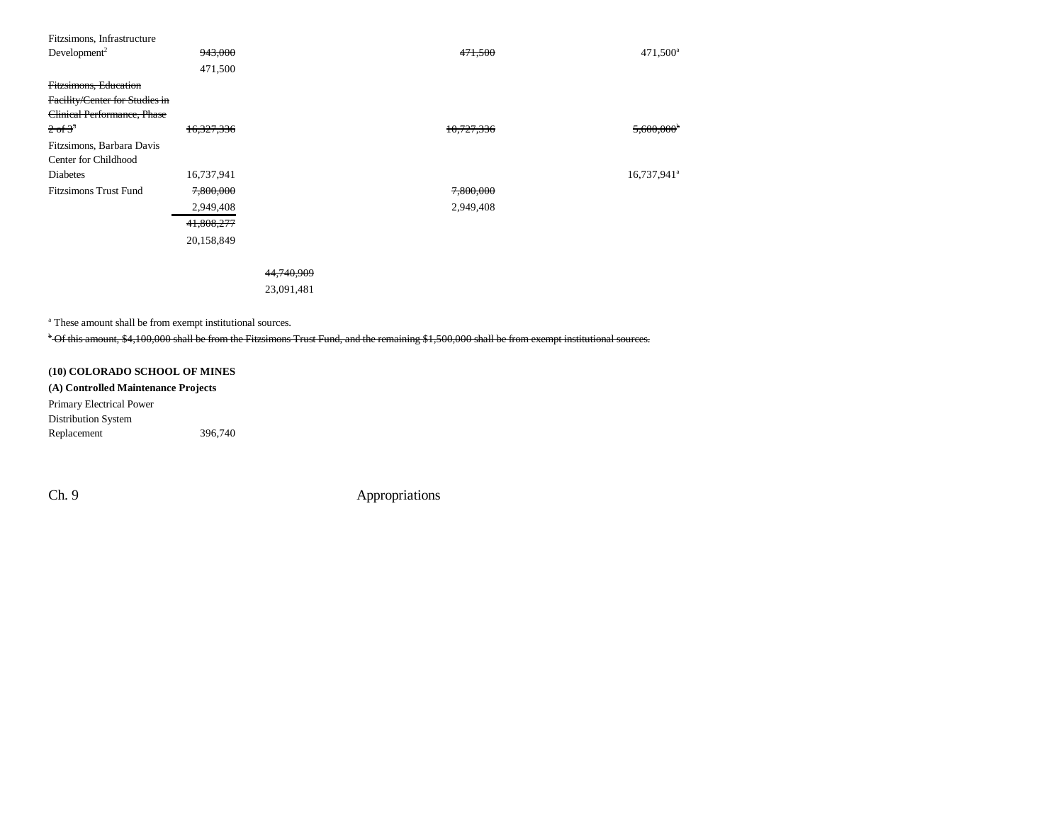| | | | | |
|---|---|---|---|---|
| Fitzsimons, Infrastructure Development[2] | ~~943,000~~ 471,500 | | ~~471,500~~ | 471,500[a] |
| ~~Fitzsimons, Education Facility/Center for Studies in Clinical Performance, Phase 2 of 3~~[a] | ~~16,327,336~~ | | ~~10,727,336~~ | ~~5,600,000~~[b] |
| Fitzsimons, Barbara Davis Center for Childhood Diabetes | 16,737,941 | | | 16,737,941[a] |
| Fitzsimons Trust Fund | ~~7,800,000~~ 2,949,408 | | ~~7,800,000~~ 2,949,408 | |
| | ~~41,808,277~~ 20,158,849 | | | |
| | | ~~44,740,909~~ 23,091,481 | | |

[a] These amount shall be from exempt institutional sources.

~~[b] Of this amount, $4,100,000 shall be from the Fitzsimons Trust Fund, and the remaining $1,500,000 shall be from exempt institutional sources.~~

**(10) COLORADO SCHOOL OF MINES**

**(A) Controlled Maintenance Projects**

| | |
|---|---|
| Primary Electrical Power Distribution System Replacement | 396,740 |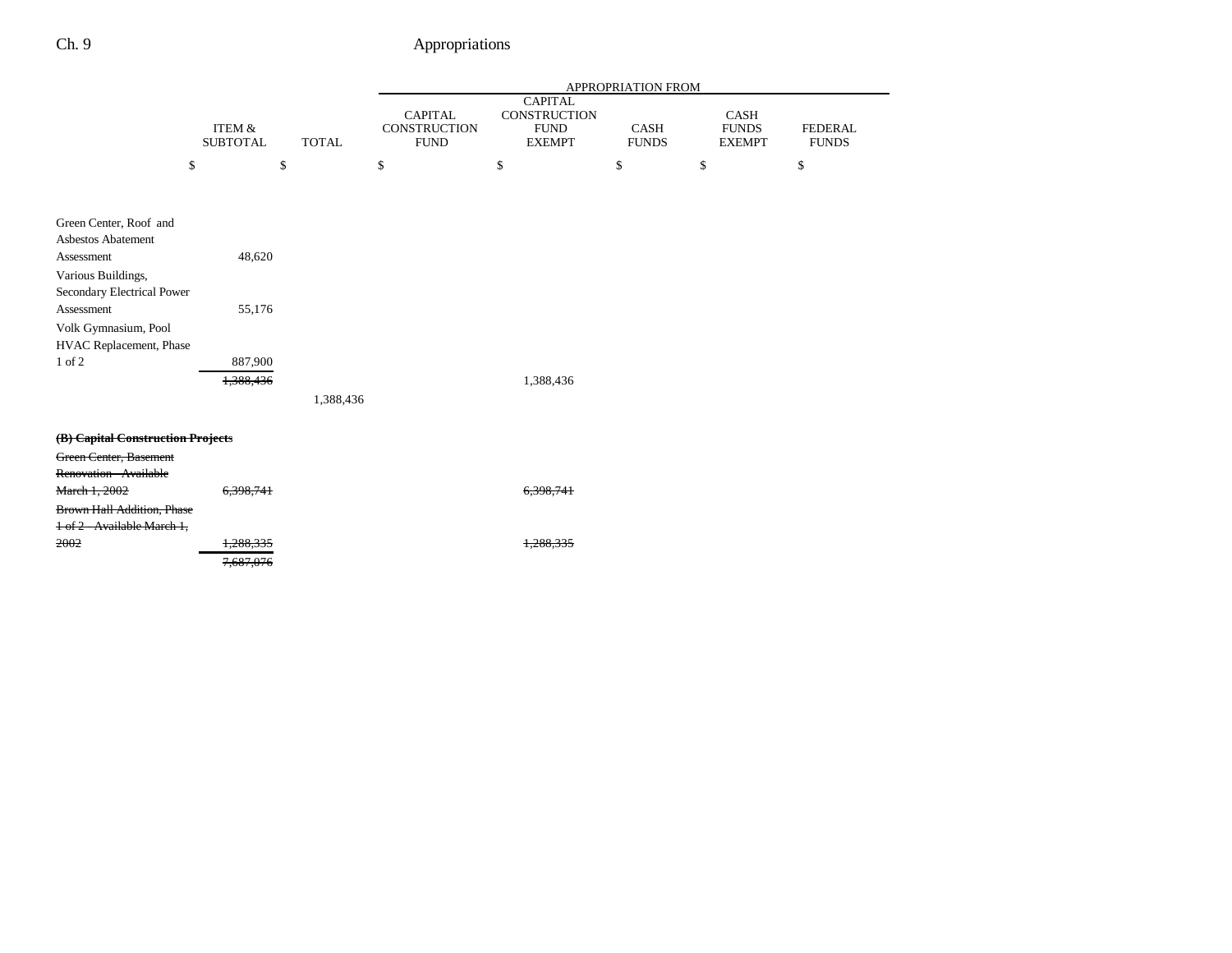| | ITEM & SUBTOTAL | TOTAL | APPROPRIATION FROM CAPITAL CONSTRUCTION FUND | CAPITAL CONSTRUCTION FUND EXEMPT | CASH FUNDS | CASH FUNDS EXEMPT | FEDERAL FUNDS |
|---|---|---|---|---|---|---|---|
| | $ | $ | $ | $ | $ | $ | $ |
| Green Center, Roof and Asbestos Abatement Assessment | 48,620 | | | | | | |
| Various Buildings, Secondary Electrical Power Assessment | 55,176 | | | | | | |
| Volk Gymnasium, Pool HVAC Replacement, Phase 1 of 2 | 887,900 | | | | | | |
| | ~~1,388,436~~ | | | 1,388,436 | | | |
| | | 1,388,436 | | | | | |
| **~~(B) Capital Construction Projects~~** | | | | | | | |
| ~~Green Center, Basement Renovation - Available March 1, 2002~~ | ~~6,398,741~~ | | | ~~6,398,741~~ | | | |
| ~~Brown Hall Addition, Phase 1 of 2 - Available March 1, 2002~~ | ~~1,288,335~~ | | | ~~1,288,335~~ | | | |
| | ~~7,687,076~~ | | | | | | |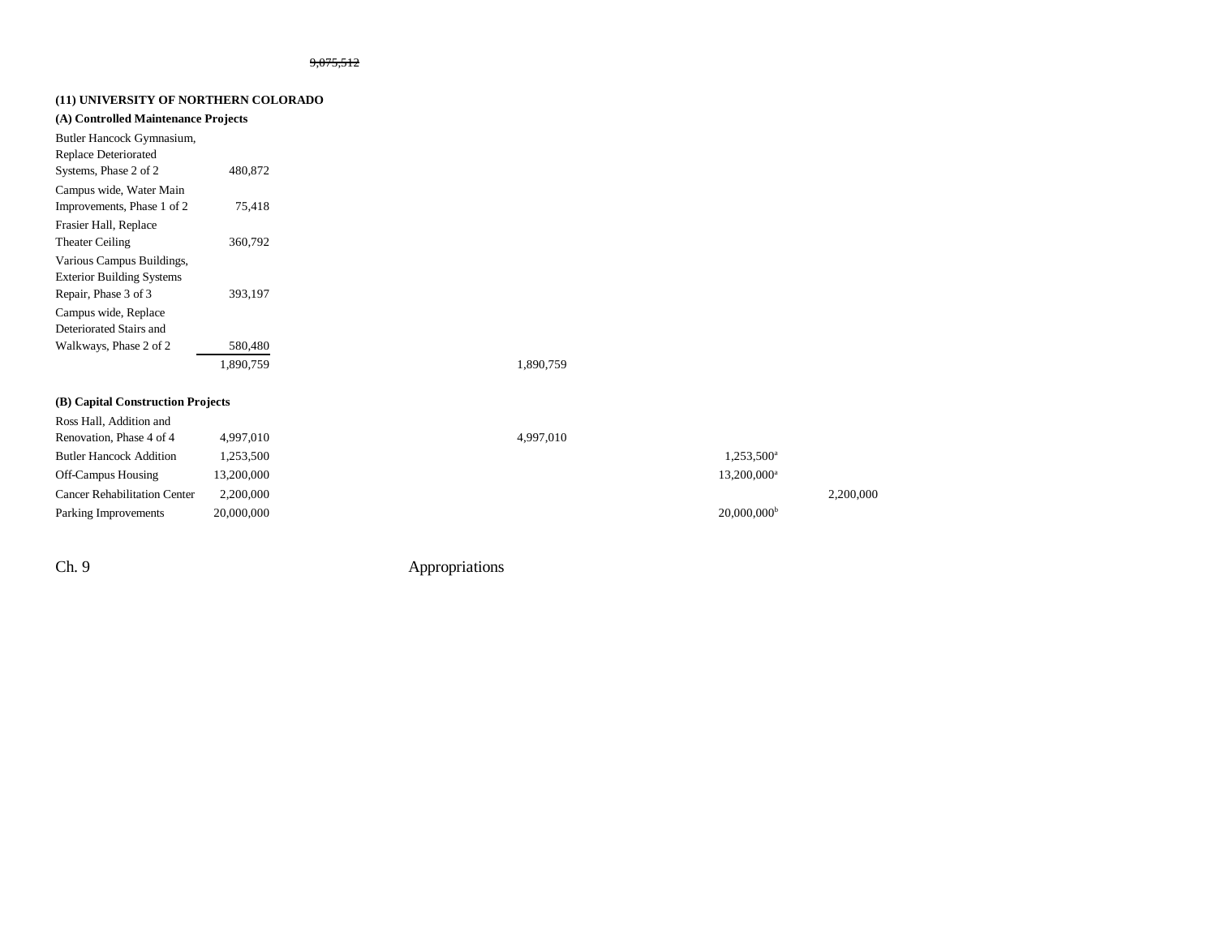~~9,075,512~~

**(11) UNIVERSITY OF NORTHERN COLORADO**

**(A) Controlled Maintenance Projects**

| | | | | |
|---|---|---|---|---|
| Butler Hancock Gymnasium, Replace Deteriorated Systems, Phase 2 of 2 | 480,872 | | | |
| Campus wide, Water Main Improvements, Phase 1 of 2 | 75,418 | | | |
| Frasier Hall, Replace Theater Ceiling | 360,792 | | | |
| Various Campus Buildings, Exterior Building Systems Repair, Phase 3 of 3 | 393,197 | | | |
| Campus wide, Replace Deteriorated Stairs and Walkways, Phase 2 of 2 | 580,480 | | | |
| | 1,890,759 | 1,890,759 | | |

**(B) Capital Construction Projects**

| | | | | |
|---|---|---|---|---|
| Ross Hall, Addition and Renovation, Phase 4 of 4 | 4,997,010 | 4,997,010 | | |
| Butler Hancock Addition | 1,253,500 | | 1,253,500[a] | |
| Off-Campus Housing | 13,200,000 | | 13,200,000[a] | |
| Cancer Rehabilitation Center | 2,200,000 | | | 2,200,000 |
| Parking Improvements | 20,000,000 | | 20,000,000[b] | |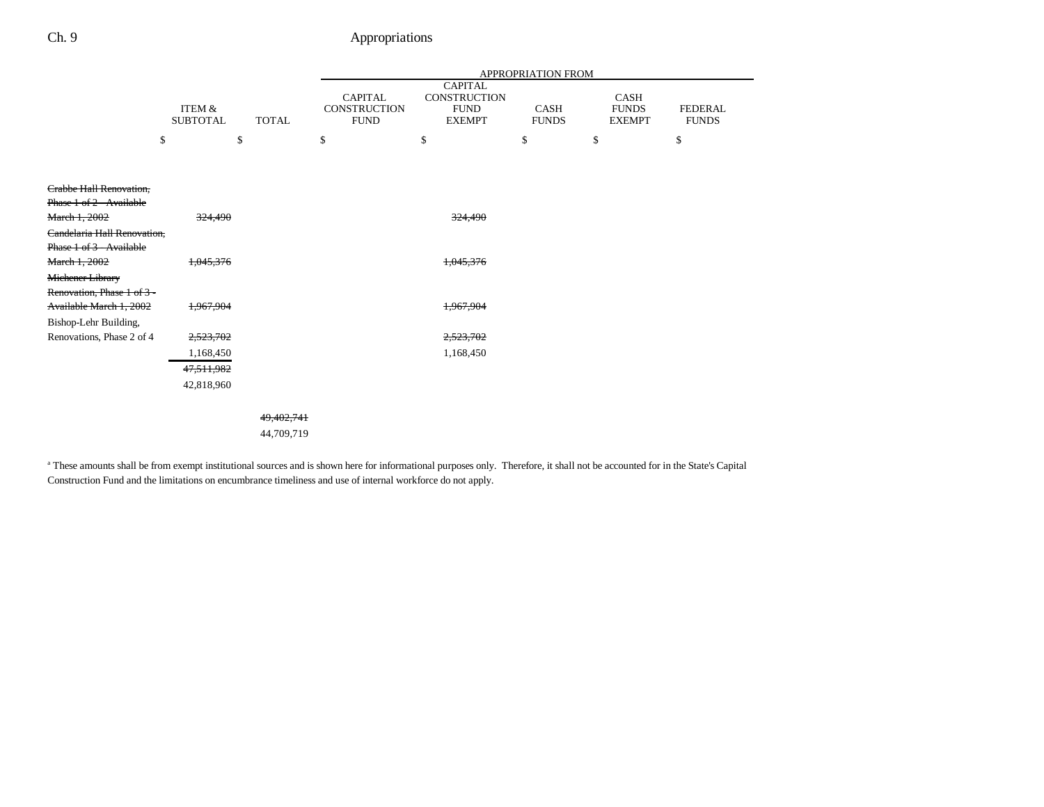| | ITEM & SUBTOTAL | TOTAL | APPROPRIATION FROM | | | | |
|---|---|---|---|---|---|---|---|
| | | | CAPITAL CONSTRUCTION FUND | CAPITAL CONSTRUCTION FUND EXEMPT | CASH FUNDS | CASH FUNDS EXEMPT | FEDERAL FUNDS |
| | $ | $ | $ | $ | $ | $ | $ |
| ~~Crabbe Hall Renovation, Phase 1 of 2 - Available March 1, 2002~~ | ~~324,490~~ | | | ~~324,490~~ | | | |
| ~~Candelaria Hall Renovation, Phase 1 of 3 - Available March 1, 2002~~ | ~~1,045,376~~ | | | ~~1,045,376~~ | | | |
| ~~Michener Library Renovation, Phase 1 of 3 - Available March 1, 2002~~ | ~~1,967,904~~ | | | ~~1,967,904~~ | | | |
| Bishop-Lehr Building, Renovations, Phase 2 of 4 | ~~2,523,702~~ 1,168,450 | | | ~~2,523,702~~ 1,168,450 | | | |
| | ~~47,511,982~~ 42,818,960 | | | | | | |
| | | ~~49,402,741~~ 44,709,719 | | | | | |

[a] These amounts shall be from exempt institutional sources and is shown here for informational purposes only. Therefore, it shall not be accounted for in the State's Capital Construction Fund and the limitations on encumbrance timeliness and use of internal workforce do not apply.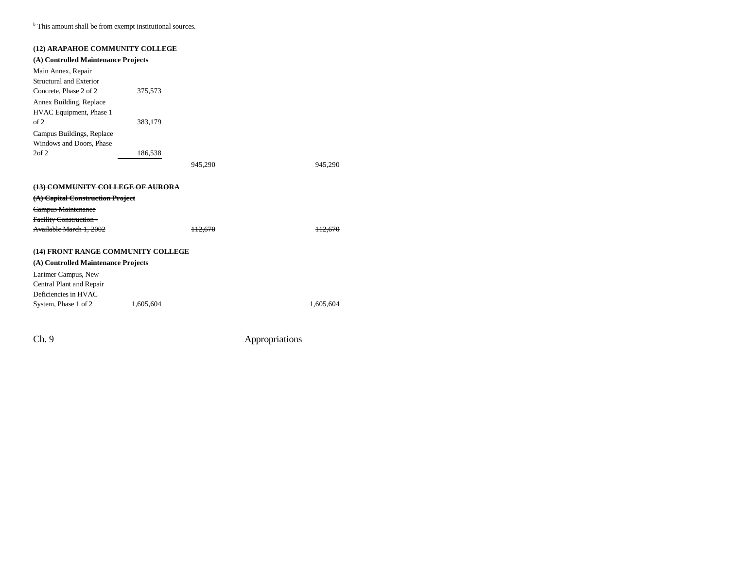[b] This amount shall be from exempt institutional sources.

**(12) ARAPAHOE COMMUNITY COLLEGE**

**(A) Controlled Maintenance Projects**

| | | | |
|---|---|---|---|
| Main Annex, Repair Structural and Exterior Concrete, Phase 2 of 2 | 375,573 | | |
| Annex Building, Replace HVAC Equipment, Phase 1 of 2 | 383,179 | | |
| Campus Buildings, Replace Windows and Doors, Phase 2of 2 | 186,538 | | |
| | | 945,290 | 945,290 |

~~**(13) COMMUNITY COLLEGE OF AURORA**~~

~~**(A) Capital Construction Project**~~

| | | | |
|---|---|---|---|
| ~~Campus Maintenance Facility Construction - Available March 1, 2002~~ | | ~~112,670~~ | ~~112,670~~ |

**(14) FRONT RANGE COMMUNITY COLLEGE**

**(A) Controlled Maintenance Projects**

| | | | |
|---|---|---|---|
| Larimer Campus, New Central Plant and Repair Deficiencies in HVAC System, Phase 1 of 2 | 1,605,604 | | 1,605,604 |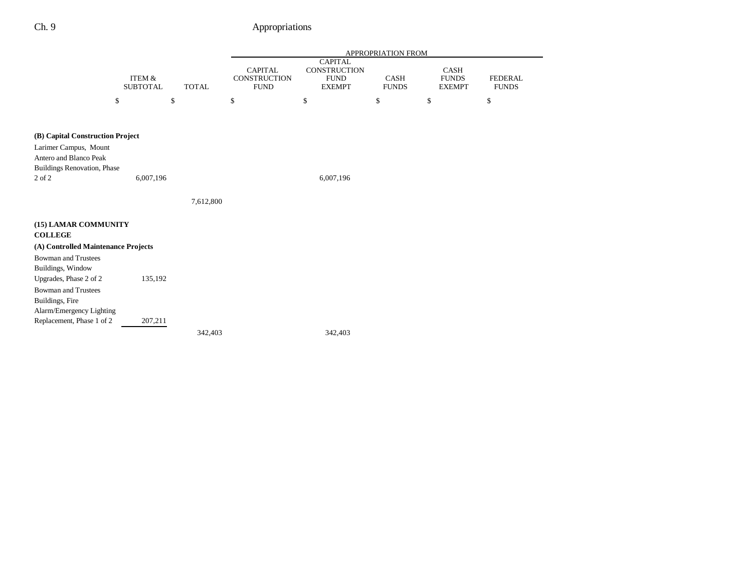| | ITEM & SUBTOTAL | TOTAL | CAPITAL CONSTRUCTION FUND | CAPITAL CONSTRUCTION FUND EXEMPT | CASH FUNDS | CASH FUNDS EXEMPT | FEDERAL FUNDS |
|---|---|---|---|---|---|---|---|
| | | | APPROPRIATION FROM | | | | |
| | $ | $ | $ | $ | $ | $ | $ |
| **(B) Capital Construction Project** | | | | | | | |
| Larimer Campus, Mount Antero and Blanco Peak Buildings Renovation, Phase 2 of 2 | 6,007,196 | | | 6,007,196 | | | |
| | | 7,612,800 | | | | | |
| **(15) LAMAR COMMUNITY COLLEGE** | | | | | | | |
| **(A) Controlled Maintenance Projects** | | | | | | | |
| Bowman and Trustees Buildings, Window Upgrades, Phase 2 of 2 | 135,192 | | | | | | |
| Bowman and Trustees Buildings, Fire Alarm/Emergency Lighting Replacement, Phase 1 of 2 | 207,211 | | | | | | |
| | | 342,403 | | 342,403 | | | |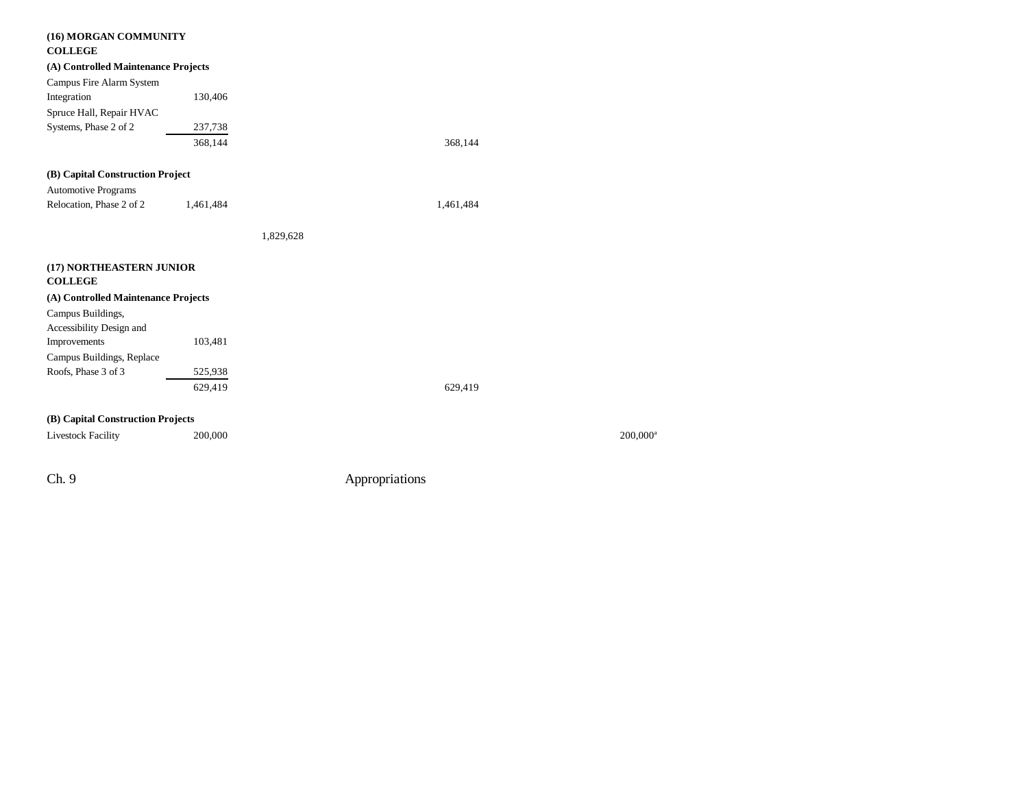| | | | | | | |
|---|---|---|---|---|---|---|
| **(16) MORGAN COMMUNITY COLLEGE** | | | | | | |
| **(A) Controlled Maintenance Projects** | | | | | | |
| Campus Fire Alarm System Integration | 130,406 | | | | | |
| Spruce Hall, Repair HVAC Systems, Phase 2 of 2 | 237,738 | | | | | |
| | 368,144 | | 368,144 | | | |
| **(B) Capital Construction Project** | | | | | | |
| Automotive Programs Relocation, Phase 2 of 2 | 1,461,484 | | 1,461,484 | | | |
| | | 1,829,628 | | | | |
| **(17) NORTHEASTERN JUNIOR COLLEGE** | | | | | | |
| **(A) Controlled Maintenance Projects** | | | | | | |
| Campus Buildings, Accessibility Design and Improvements | 103,481 | | | | | |
| Campus Buildings, Replace Roofs, Phase 3 of 3 | 525,938 | | | | | |
| | 629,419 | | 629,419 | | | |
| **(B) Capital Construction Projects** | | | | | | |
| Livestock Facility | 200,000 | | | | 200,000[a] | |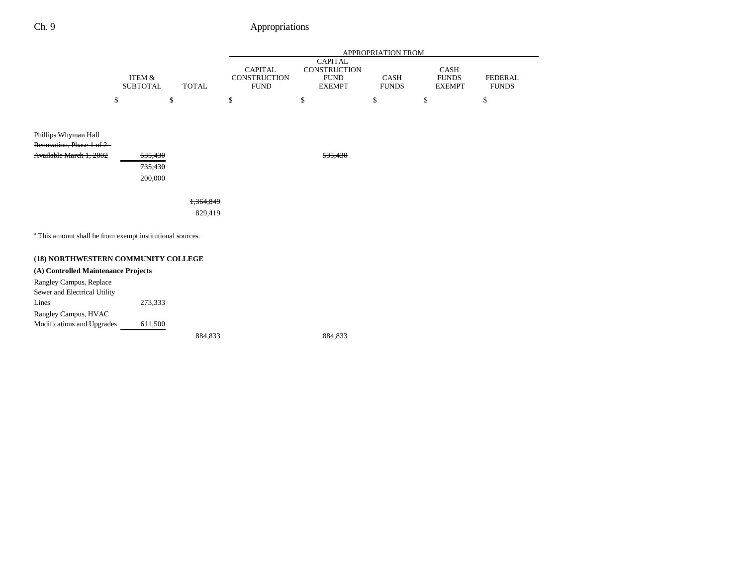| | ITEM & SUBTOTAL | TOTAL | APPROPRIATION FROM CAPITAL CONSTRUCTION FUND | CAPITAL CONSTRUCTION FUND EXEMPT | CASH FUNDS | CASH FUNDS EXEMPT | FEDERAL FUNDS |
|---|---|---|---|---|---|---|---|
| | $ | $ | $ | $ | $ | $ | $ |
| ~~Phillips Whyman Hall Renovation, Phase 1 of 2 - Available March 1, 2002~~ | ~~535,430~~ | | | ~~535,430~~ | | | |
| | ~~735,430~~ | | | | | | |
| | 200,000 | | | | | | |
| | | ~~1,364,849~~ | | | | | |
| | | 829,419 | | | | | |

[a] This amount shall be from exempt institutional sources.

**(18) NORTHWESTERN COMMUNITY COLLEGE**

**(A) Controlled Maintenance Projects**

| | ITEM & SUBTOTAL | TOTAL | CAPITAL CONSTRUCTION FUND | CAPITAL CONSTRUCTION FUND EXEMPT | CASH FUNDS | CASH FUNDS EXEMPT | FEDERAL FUNDS |
|---|---|---|---|---|---|---|---|
| Rangley Campus, Replace Sewer and Electrical Utility Lines | 273,333 | | | | | | |
| Rangley Campus, HVAC Modifications and Upgrades | 611,500 | | | | | | |
| | | 884,833 | | 884,833 | | | |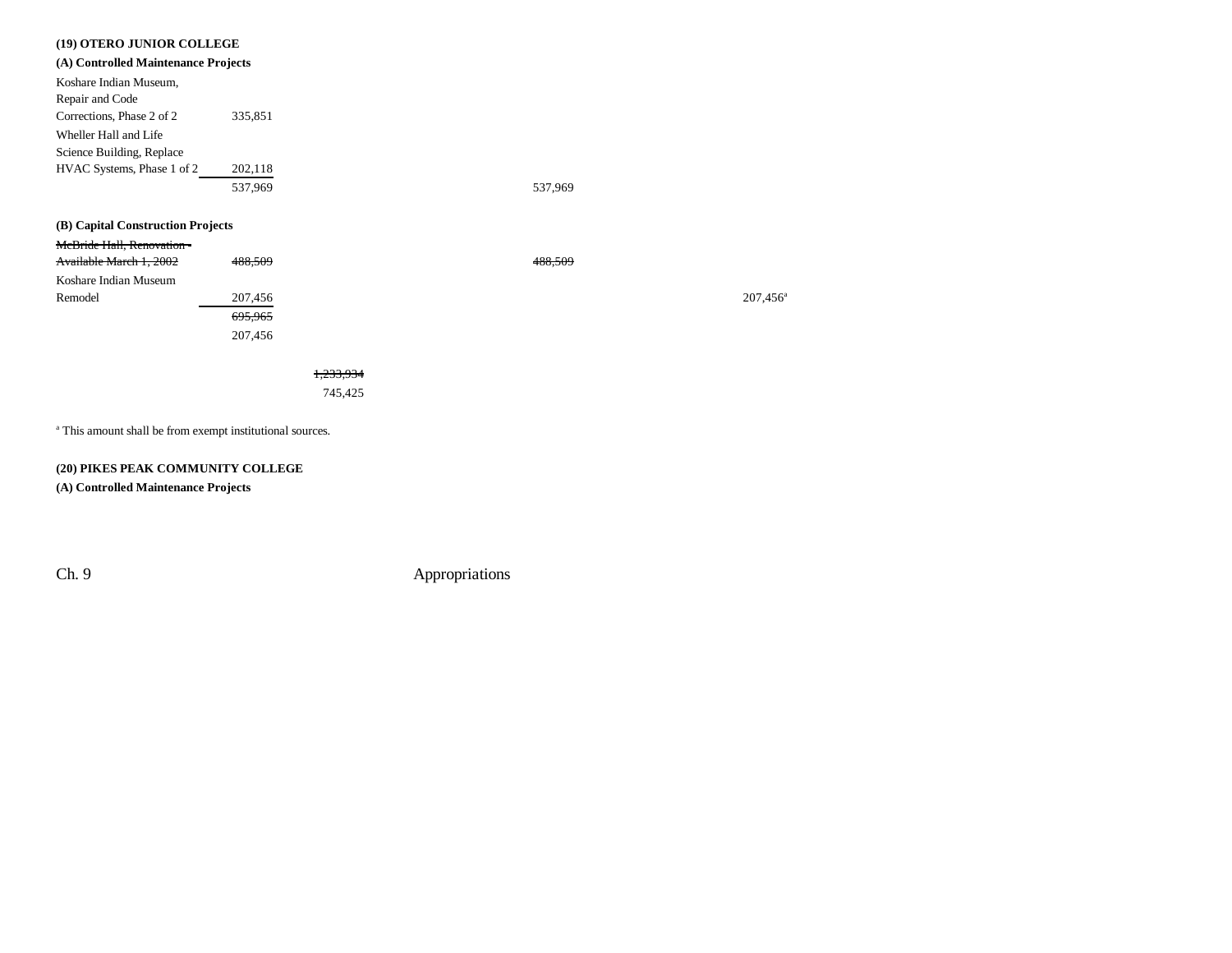**(19) OTERO JUNIOR COLLEGE**

**(A) Controlled Maintenance Projects**

| | | | | | | |
|---|---|---|---|---|---|---|
| Koshare Indian Museum, Repair and Code Corrections, Phase 2 of 2 | 335,851 | | | | | |
| Wheller Hall and Life Science Building, Replace HVAC Systems, Phase 1 of 2 | 202,118 | | | | | |
| | 537,969 | | 537,969 | | | |

**(B) Capital Construction Projects**

| | | | | | | |
|---|---|---|---|---|---|---|
| ~~McBride Hall, Renovation - Available March 1, 2002~~ | ~~488,509~~ | | ~~488,509~~ | | | |
| Koshare Indian Museum Remodel | 207,456 | | | | | 207,456[a] |
| | ~~695,965~~ | | | | | |
| | 207,456 | | | | | |
| | | ~~1,233,934~~ | | | | |
| | | 745,425 | | | | |

[a] This amount shall be from exempt institutional sources.

**(20) PIKES PEAK COMMUNITY COLLEGE**

**(A) Controlled Maintenance Projects**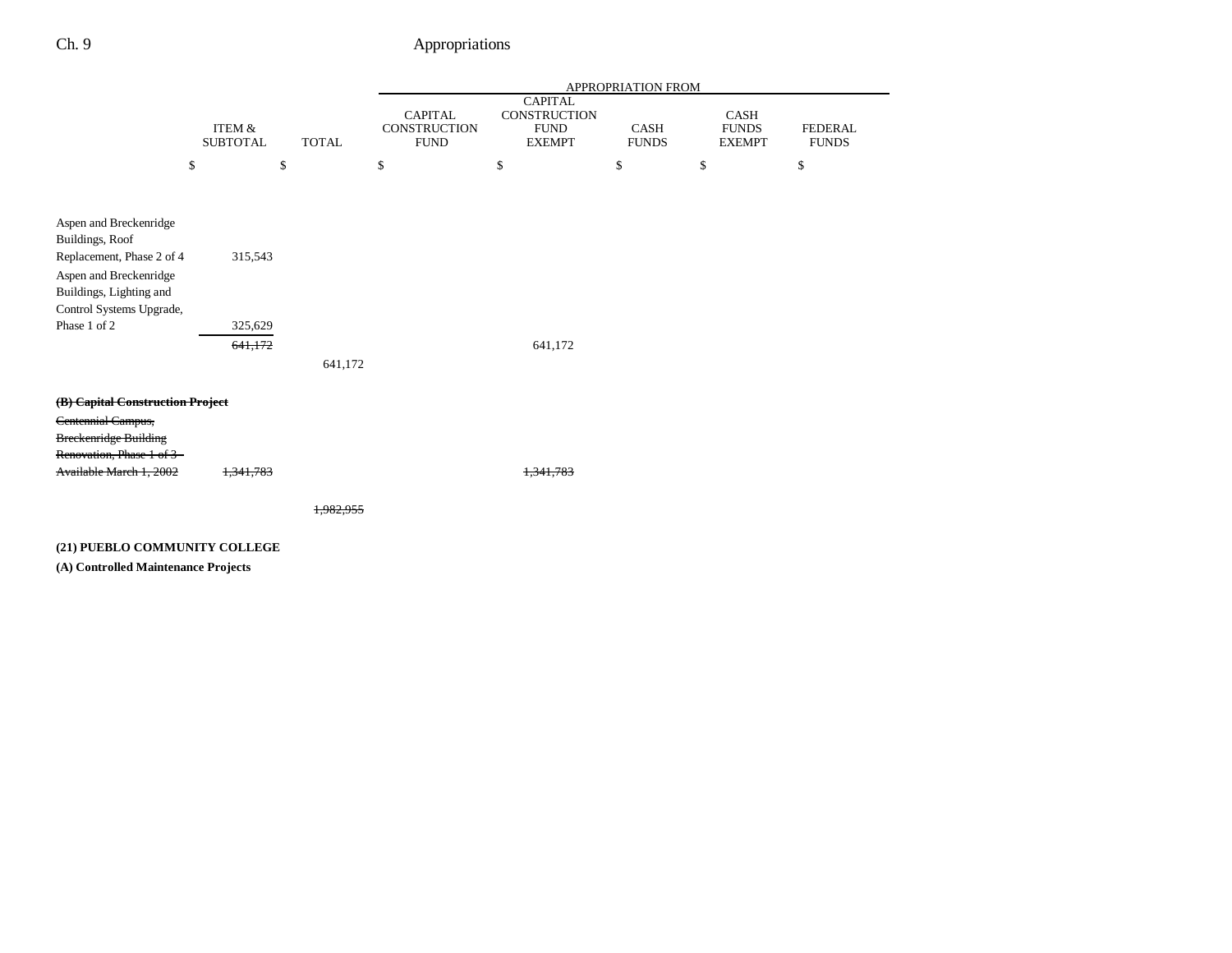| | ITEM & SUBTOTAL | TOTAL | APPROPRIATION FROM CAPITAL CONSTRUCTION FUND | CAPITAL CONSTRUCTION FUND EXEMPT | CASH FUNDS | CASH FUNDS EXEMPT | FEDERAL FUNDS |
|---|---|---|---|---|---|---|---|
| | $ | $ | $ | $ | $ | $ | $ |
| Aspen and Breckenridge Buildings, Roof Replacement, Phase 2 of 4 | 315,543 | | | | | | |
| Aspen and Breckenridge Buildings, Lighting and Control Systems Upgrade, Phase 1 of 2 | 325,629 | | | | | | |
| | ~~641,172~~ | | | 641,172 | | | |
| | | 641,172 | | | | | |
| ~~**(B) Capital Construction Project**~~ | | | | | | | |
| ~~Centennial Campus, Breckenridge Building Renovation, Phase 1 of 3 - Available March 1, 2002~~ | ~~1,341,783~~ | | | ~~1,341,783~~ | | | |
| | | ~~1,982,955~~ | | | | | |

**(21) PUEBLO COMMUNITY COLLEGE**

**(A) Controlled Maintenance Projects**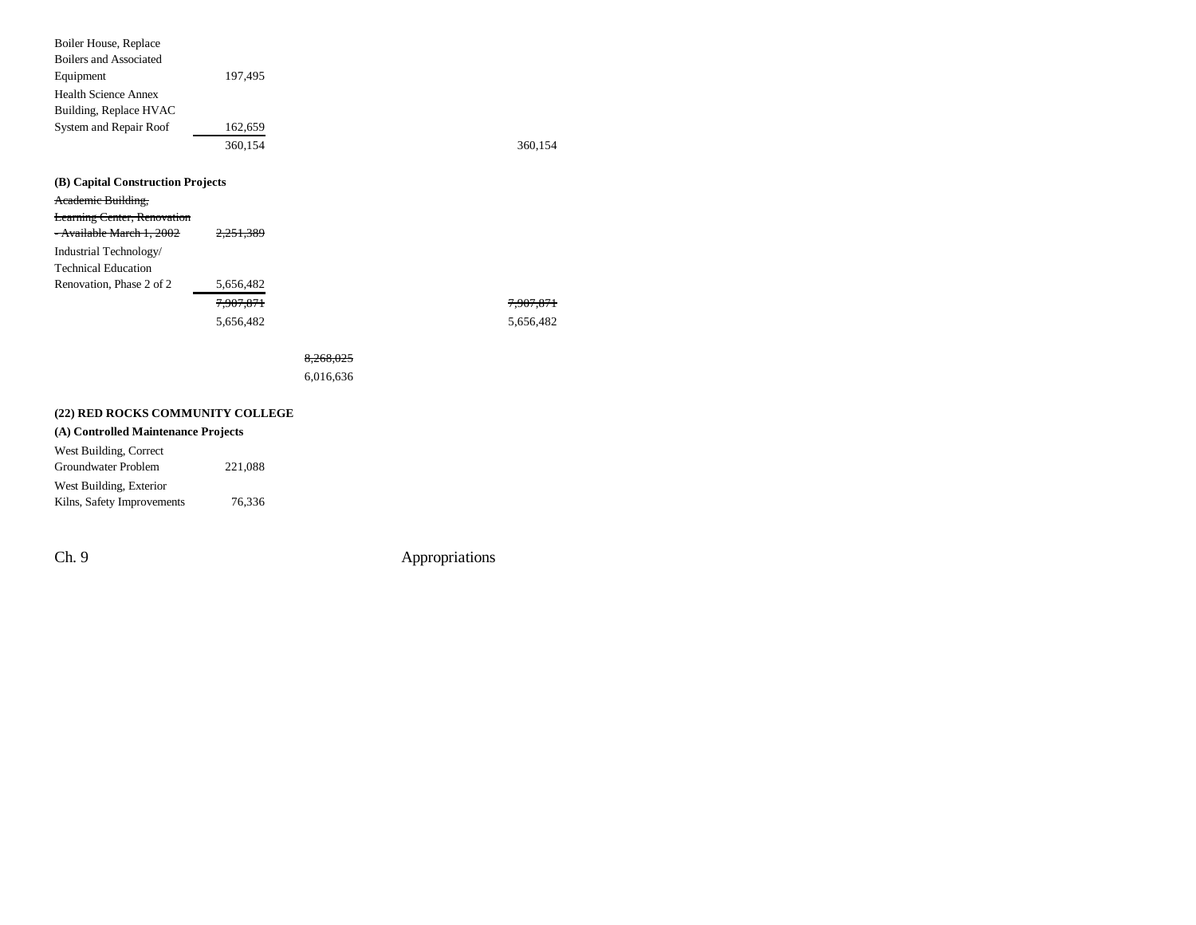| | | | |
|---|---|---|---|
| Boiler House, Replace Boilers and Associated Equipment | 197,495 | | |
| Health Science Annex Building, Replace HVAC System and Repair Roof | 162,659 | | |
| | 360,154 | | 360,154 |

**(B) Capital Construction Projects**

| | | | |
|---|---|---|---|
| ~~Academic Building, Learning Center, Renovation - Available March 1, 2002~~ | ~~2,251,389~~ | | |
| Industrial Technology/ Technical Education Renovation, Phase 2 of 2 | 5,656,482 | | |
| | ~~7,907,871~~ | | ~~7,907,871~~ |
| | 5,656,482 | | 5,656,482 |
| | | ~~8,268,025~~ | |
| | | 6,016,636 | |

**(22) RED ROCKS COMMUNITY COLLEGE**

**(A) Controlled Maintenance Projects**

| | | | |
|---|---|---|---|
| West Building, Correct Groundwater Problem | 221,088 | | |
| West Building, Exterior Kilns, Safety Improvements | 76,336 | | |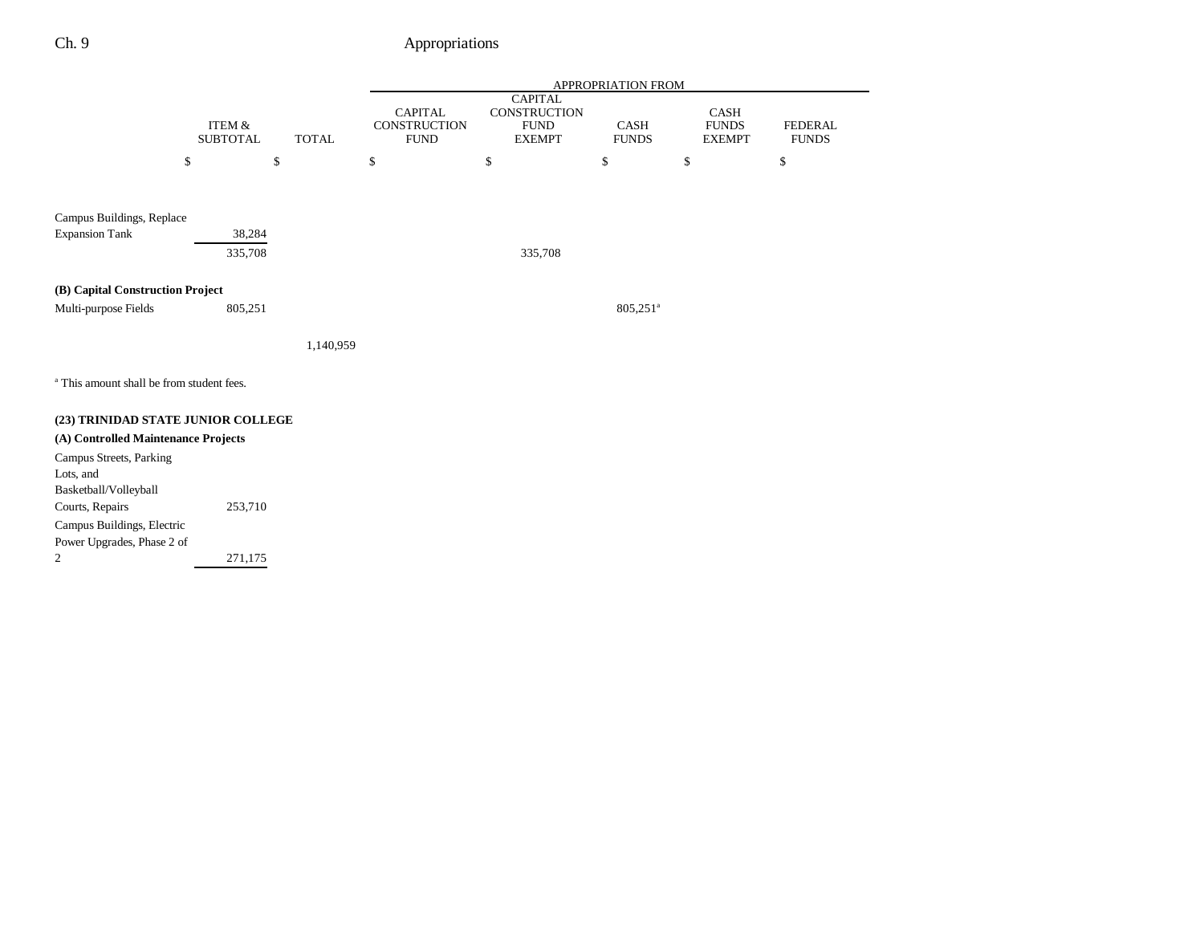| | ITEM & SUBTOTAL | TOTAL | APPROPRIATION FROM CAPITAL CONSTRUCTION FUND | CAPITAL CONSTRUCTION FUND EXEMPT | CASH FUNDS | CASH FUNDS EXEMPT | FEDERAL FUNDS |
|---|---|---|---|---|---|---|---|
| | $ | $ | $ | $ | $ | $ | $ |
| Campus Buildings, Replace Expansion Tank | 38,284 | | | | | | |
| | 335,708 | | | 335,708 | | | |
| **(B) Capital Construction Project** | | | | | | | |
| Multi-purpose Fields | 805,251 | | | | 805,251[a] | | |
| | | 1,140,959 | | | | | |

[a] This amount shall be from student fees.

**(23) TRINIDAD STATE JUNIOR COLLEGE**

**(A) Controlled Maintenance Projects**

| | ITEM & SUBTOTAL | TOTAL | CAPITAL CONSTRUCTION FUND | CAPITAL CONSTRUCTION FUND EXEMPT | CASH FUNDS | CASH FUNDS EXEMPT | FEDERAL FUNDS |
|---|---|---|---|---|---|---|---|
| Campus Streets, Parking Lots, and Basketball/Volleyball Courts, Repairs | 253,710 | | | | | | |
| Campus Buildings, Electric Power Upgrades, Phase 2 of 2 | 271,175 | | | | | | |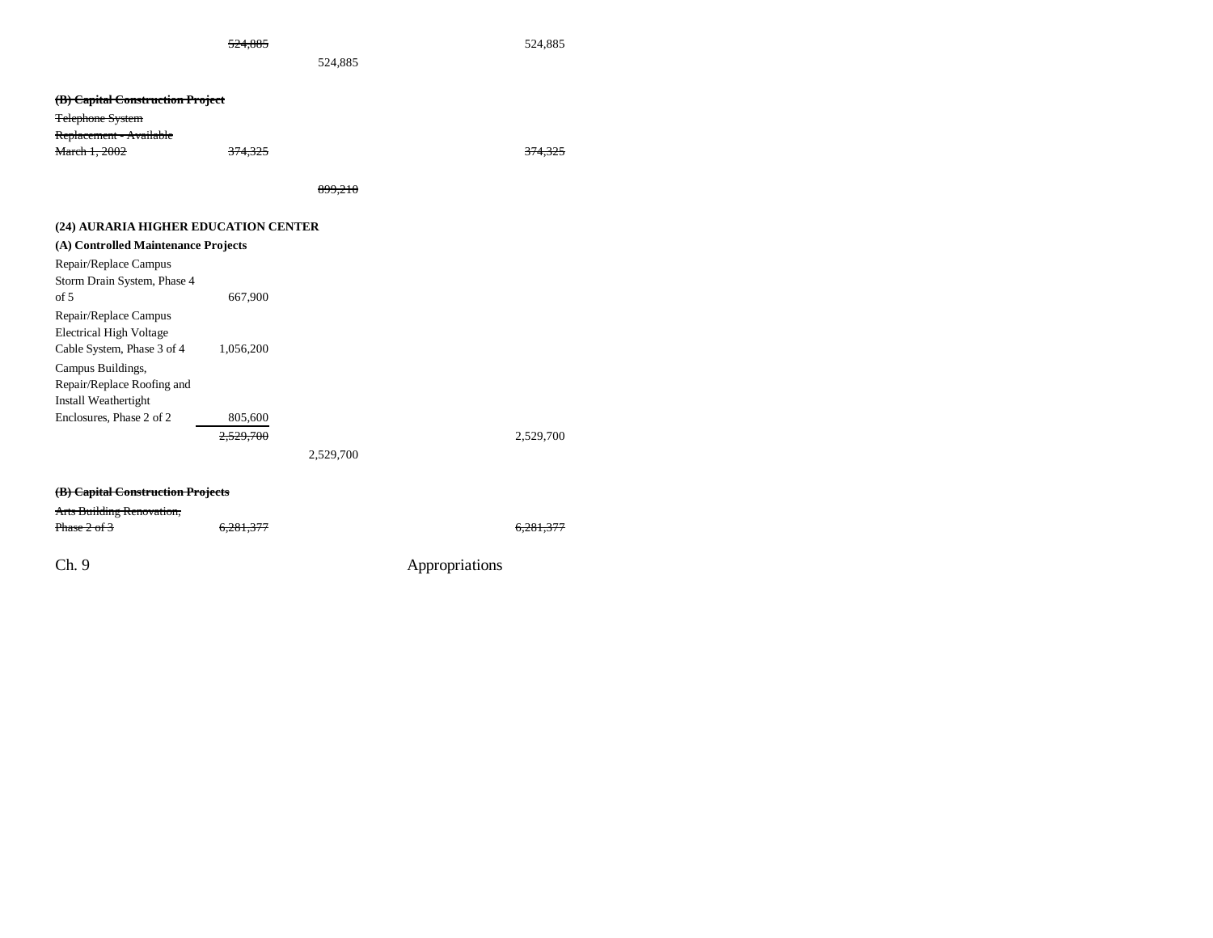| | | | |
|---|---|---|---|
| | ~~524,885~~ | | 524,885 |
| | | 524,885 | |
| ~~**(B) Capital Construction Project**~~ | | | |
| ~~Telephone System Replacement - Available March 1, 2002~~ | ~~374,325~~ | | ~~374,325~~ |
| | | ~~899,210~~ | |
| **(24) AURARIA HIGHER EDUCATION CENTER** | | | |
| **(A) Controlled Maintenance Projects** | | | |
| Repair/Replace Campus Storm Drain System, Phase 4 of 5 | 667,900 | | |
| Repair/Replace Campus Electrical High Voltage Cable System, Phase 3 of 4 | 1,056,200 | | |
| Campus Buildings, Repair/Replace Roofing and Install Weathertight Enclosures, Phase 2 of 2 | 805,600 | | |
| | ~~2,529,700~~ | | 2,529,700 |
| | | 2,529,700 | |
| ~~**(B) Capital Construction Projects**~~ | | | |
| ~~Arts Building Renovation, Phase 2 of 3~~ | ~~6,281,377~~ | | ~~6,281,377~~ |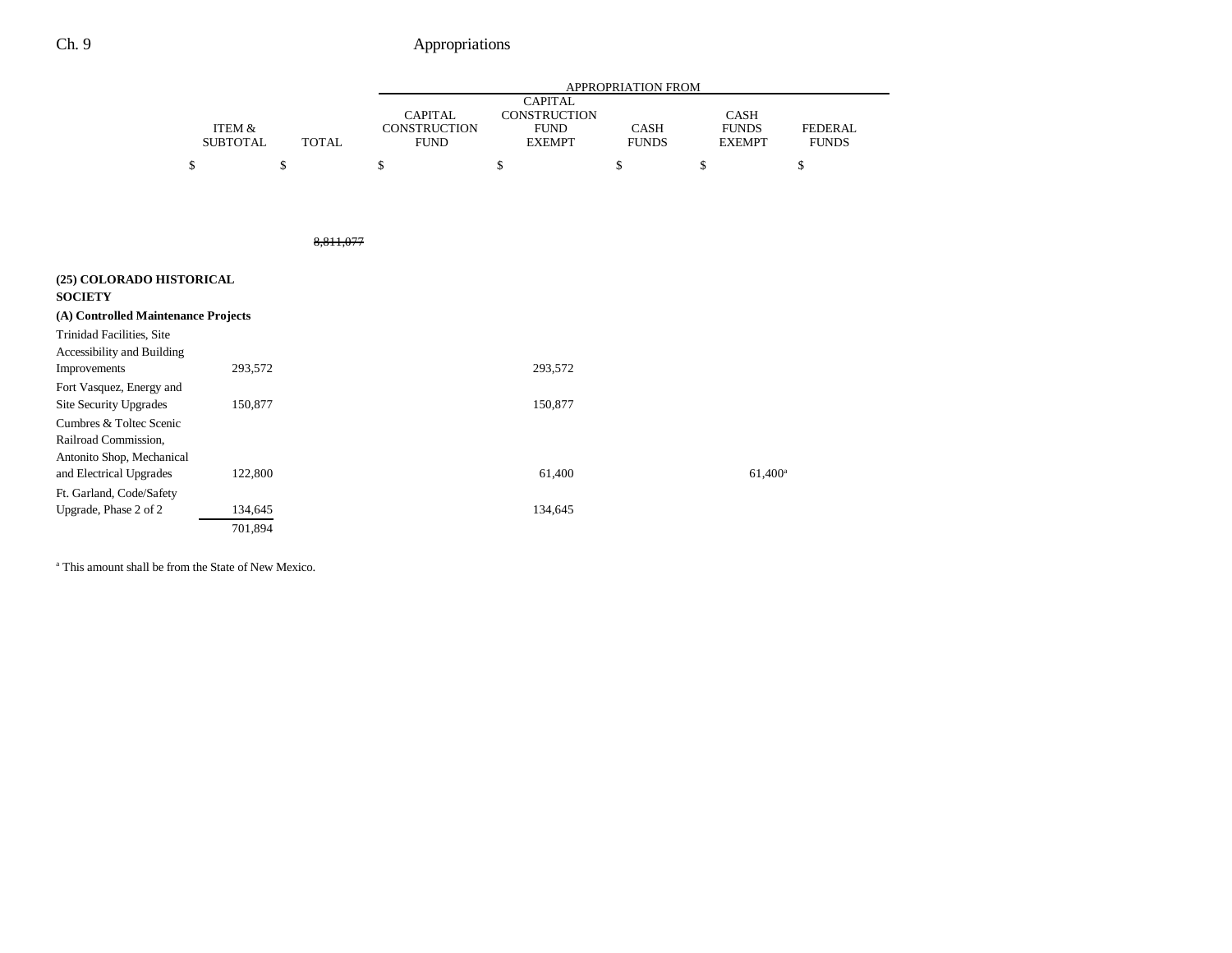| | ITEM & SUBTOTAL | TOTAL | APPROPRIATION FROM CAPITAL CONSTRUCTION FUND | CAPITAL CONSTRUCTION FUND EXEMPT | CASH FUNDS | CASH FUNDS EXEMPT | FEDERAL FUNDS |
|---|---|---|---|---|---|---|---|
| | $ | $ | $ | $ | $ | $ | $ |
| | | ~~8,811,077~~ | | | | | |
| **(25) COLORADO HISTORICAL SOCIETY** | | | | | | | |
| **(A) Controlled Maintenance Projects** | | | | | | | |
| Trinidad Facilities, Site Accessibility and Building Improvements | 293,572 | | | 293,572 | | | |
| Fort Vasquez, Energy and Site Security Upgrades | 150,877 | | | 150,877 | | | |
| Cumbres & Toltec Scenic Railroad Commission, Antonito Shop, Mechanical and Electrical Upgrades | 122,800 | | | 61,400 | | 61,400[a] | |
| Ft. Garland, Code/Safety Upgrade, Phase 2 of 2 | 134,645 | | | 134,645 | | | |
| | 701,894 | | | | | | |

[a] This amount shall be from the State of New Mexico.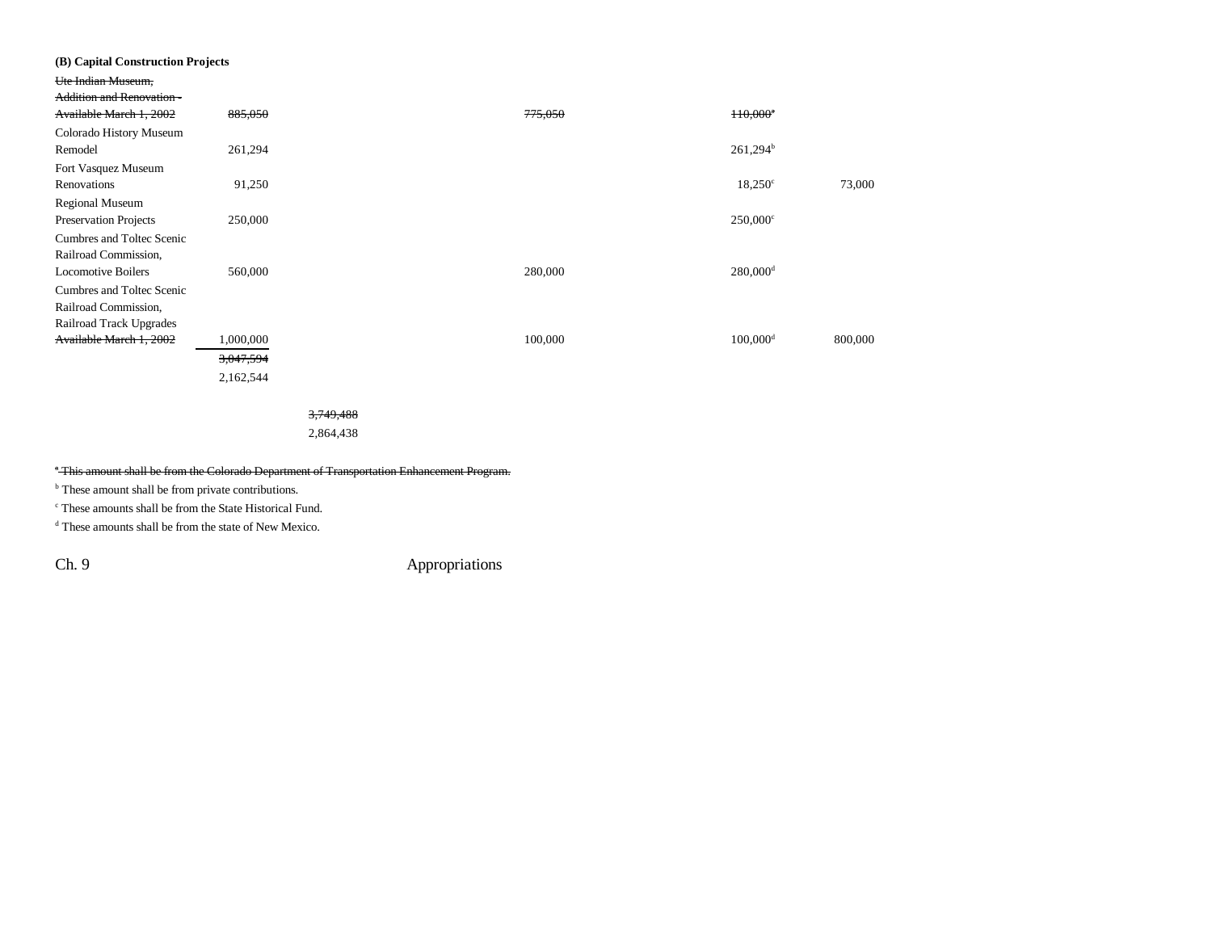**(B) Capital Construction Projects**

| Item | Total | | Capital Construction Fund | Cash Funds / Cash Funds Exempt | Federal Funds |
|---|---|---|---|---|---|
| ~~Ute Indian Museum, Addition and Renovation - Available March 1, 2002~~ | ~~885,050~~ | | ~~775,050~~ | ~~110,000~~[a] | |
| Colorado History Museum Remodel | 261,294 | | | 261,294[b] | |
| Fort Vasquez Museum Renovations | 91,250 | | | 18,250[c] | 73,000 |
| Regional Museum Preservation Projects | 250,000 | | | 250,000[c] | |
| Cumbres and Toltec Scenic Railroad Commission, Locomotive Boilers | 560,000 | | 280,000 | 280,000[d] | |
| Cumbres and Toltec Scenic Railroad Commission, Railroad Track Upgrades ~~Available March 1, 2002~~ | 1,000,000 | | 100,000 | 100,000[d] | 800,000 |
| | ~~3,047,594~~ 2,162,544 | | | | |
| | | ~~3,749,488~~ 2,864,438 | | | |

~~[a] This amount shall be from the Colorado Department of Transportation Enhancement Program.~~

[b] These amount shall be from private contributions.

[c] These amounts shall be from the State Historical Fund.

[d] These amounts shall be from the state of New Mexico.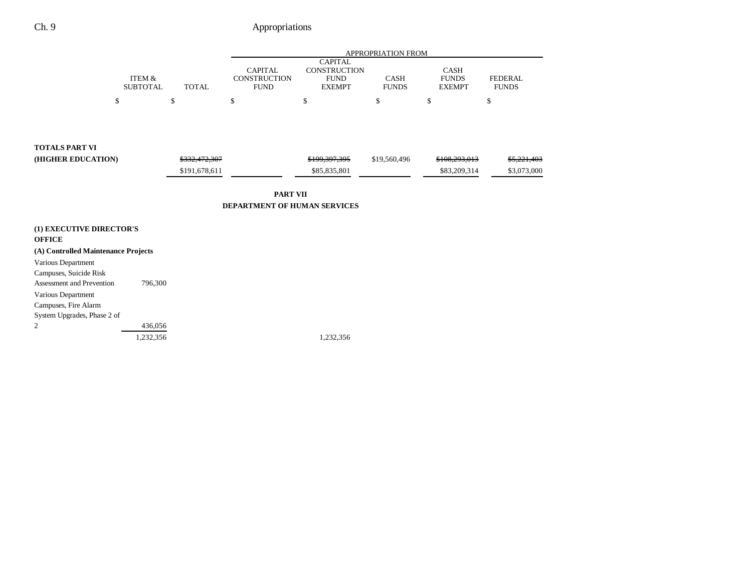| | ITEM & SUBTOTAL | TOTAL | APPROPRIATION FROM CAPITAL CONSTRUCTION FUND | CAPITAL CONSTRUCTION FUND EXEMPT | CASH FUNDS | CASH FUNDS EXEMPT | FEDERAL FUNDS |
|---|---|---|---|---|---|---|---|
| | $ | $ | $ | $ | $ | $ | $ |
| **TOTALS PART VI (HIGHER EDUCATION)** | | ~~$332,472,307~~ $191,678,611 | | ~~$199,397,395~~ $85,835,801 | $19,560,496 | ~~$108,293,013~~ $83,209,314 | ~~$5,221,403~~ $3,073,000 |

**PART VII**

**DEPARTMENT OF HUMAN SERVICES**

| | ITEM & SUBTOTAL | TOTAL | CAPITAL CONSTRUCTION FUND | CAPITAL CONSTRUCTION FUND EXEMPT | CASH FUNDS | CASH FUNDS EXEMPT | FEDERAL FUNDS |
|---|---|---|---|---|---|---|---|
| **(1) EXECUTIVE DIRECTOR'S OFFICE** | | | | | | | |
| **(A) Controlled Maintenance Projects** | | | | | | | |
| Various Department Campuses, Suicide Risk Assessment and Prevention | 796,300 | | | | | | |
| Various Department Campuses, Fire Alarm System Upgrades, Phase 2 of 2 | 436,056 | | | | | | |
| | 1,232,356 | | | 1,232,356 | | | |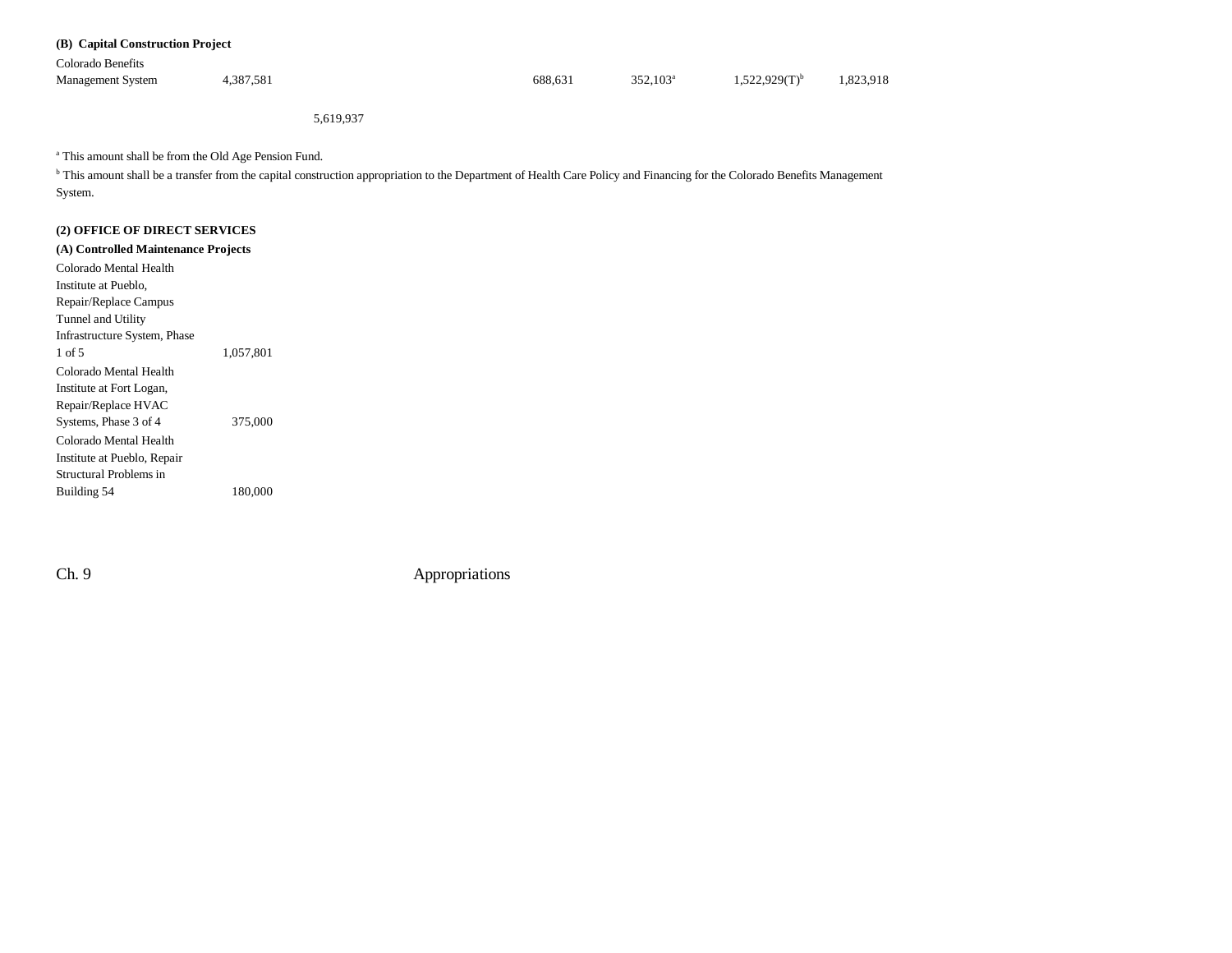**(B) Capital Construction Project**

| | | | | | | | |
|---|---|---|---|---|---|---|---|
| Colorado Benefits Management System | 4,387,581 | | | 688,631 | 352,103[a] | 1,522,929(T)[b] | 1,823,918 |
| | | 5,619,937 | | | | | |

[a] This amount shall be from the Old Age Pension Fund.

[b] This amount shall be a transfer from the capital construction appropriation to the Department of Health Care Policy and Financing for the Colorado Benefits Management System.

**(2) OFFICE OF DIRECT SERVICES**

**(A) Controlled Maintenance Projects**

| | |
|---|---|
| Colorado Mental Health Institute at Pueblo, Repair/Replace Campus Tunnel and Utility Infrastructure System, Phase 1 of 5 | 1,057,801 |
| Colorado Mental Health Institute at Fort Logan, Repair/Replace HVAC Systems, Phase 3 of 4 | 375,000 |
| Colorado Mental Health Institute at Pueblo, Repair Structural Problems in Building 54 | 180,000 |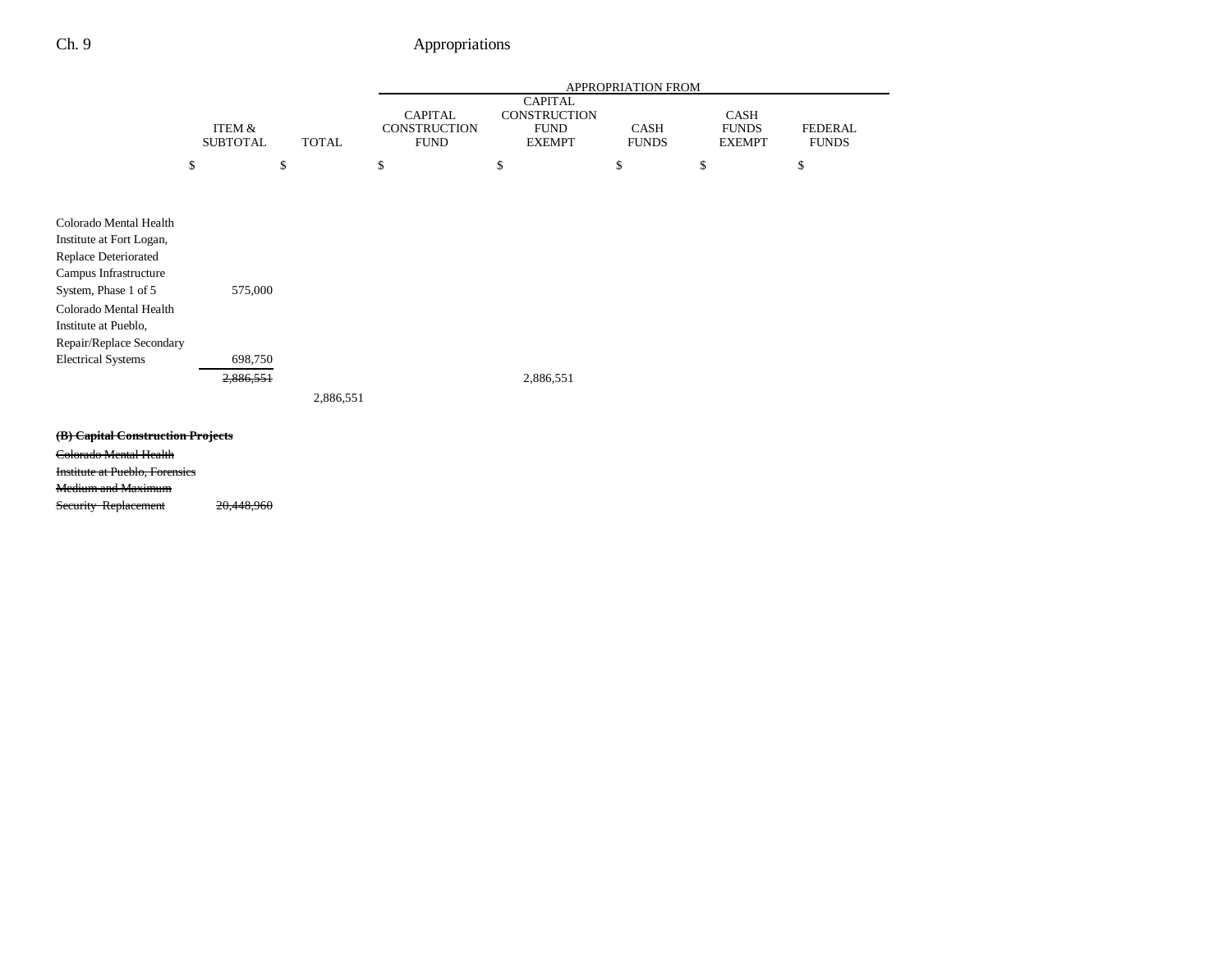| | ITEM & SUBTOTAL | TOTAL | APPROPRIATION FROM | | | | |
|---|---|---|---|---|---|---|---|
| | | | CAPITAL CONSTRUCTION FUND | CAPITAL CONSTRUCTION FUND EXEMPT | CASH FUNDS | CASH FUNDS EXEMPT | FEDERAL FUNDS |
| | $ | $ | $ | $ | $ | $ | $ |
| Colorado Mental Health Institute at Fort Logan, Replace Deteriorated Campus Infrastructure System, Phase 1 of 5 | 575,000 | | | | | | |
| Colorado Mental Health Institute at Pueblo, Repair/Replace Secondary Electrical Systems | 698,750 | | | | | | |
| | ~~2,886,551~~ | | | 2,886,551 | | | |
| | | 2,886,551 | | | | | |
| ~~**(B) Capital Construction Projects**~~ | | | | | | | |
| ~~Colorado Mental Health Institute at Pueblo, Forensics Medium and Maximum Security Replacement~~ | ~~20,448,960~~ | | | | | | |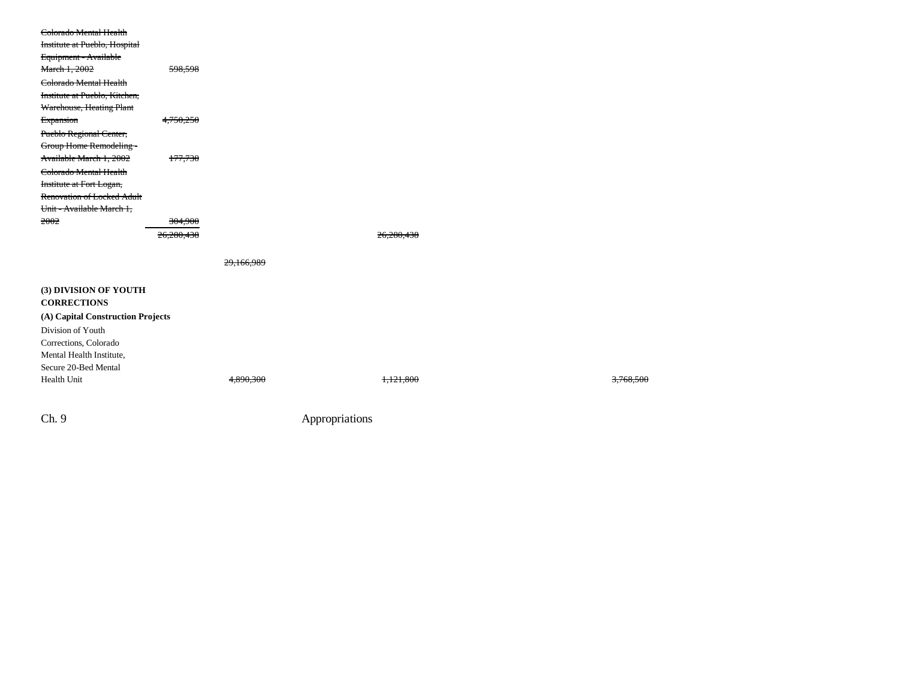| | | | | | | |
|---|---|---|---|---|---|---|
| ~~Colorado Mental Health Institute at Pueblo, Hospital Equipment - Available March 1, 2002~~ | ~~598,598~~ | | | | | |
| ~~Colorado Mental Health Institute at Pueblo, Kitchen, Warehouse, Heating Plant Expansion~~ | ~~4,750,250~~ | | | | | |
| ~~Pueblo Regional Center, Group Home Remodeling - Available March 1, 2002~~ | ~~177,730~~ | | | | | |
| ~~Colorado Mental Health Institute at Fort Logan, Renovation of Locked Adult Unit - Available March 1, 2002~~ | ~~304,900~~ | | | | | |
| | ~~26,280,438~~ | | ~~26,280,438~~ | | | |
| | | ~~29,166,989~~ | | | | |

**(3) DIVISION OF YOUTH CORRECTIONS**

**(A) Capital Construction Projects**

| | | | | | | |
|---|---|---|---|---|---|---|
| Division of Youth Corrections, Colorado Mental Health Institute, Secure 20-Bed Mental Health Unit | | ~~4,890,300~~ | ~~1,121,800~~ | | | ~~3,768,500~~ |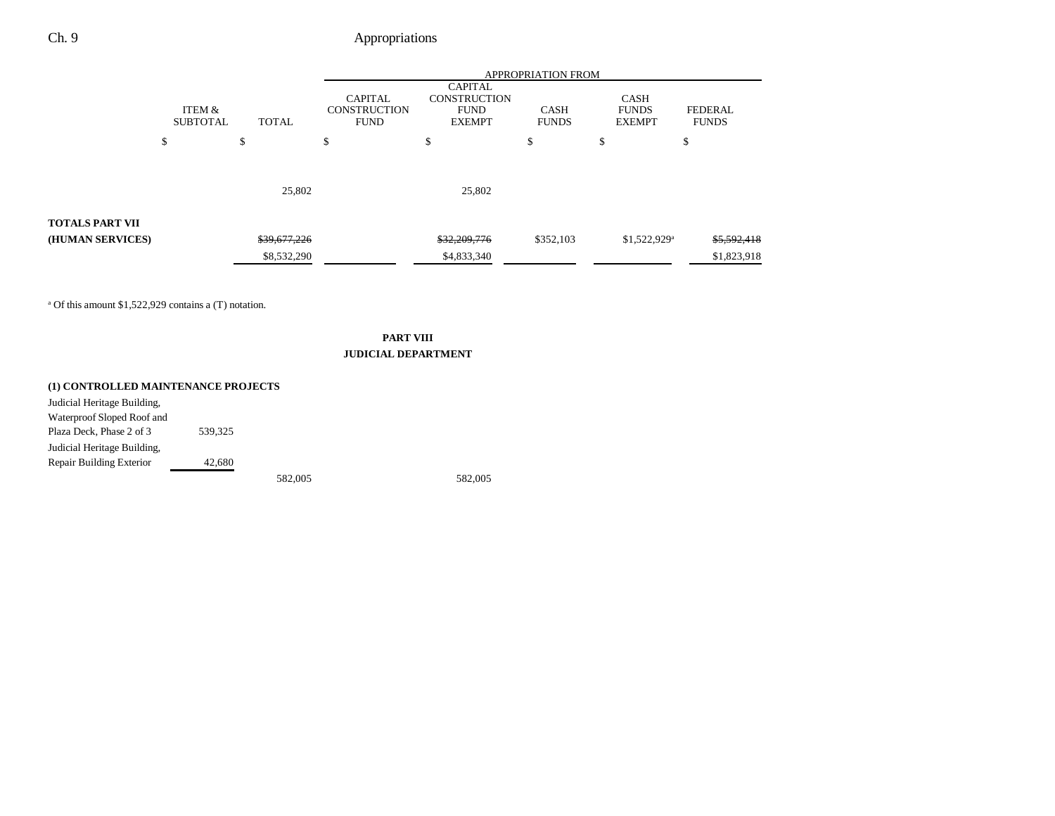|  | ITEM & SUBTOTAL | TOTAL | APPROPRIATION FROM CAPITAL CONSTRUCTION FUND | CAPITAL CONSTRUCTION FUND EXEMPT | CASH FUNDS | CASH FUNDS EXEMPT | FEDERAL FUNDS |
|---|---|---|---|---|---|---|---|
|  | $ | $ | $ | $ | $ | $ | $ |
|  |  | 25,802 |  | 25,802 |  |  |  |
| **TOTALS PART VII (HUMAN SERVICES)** |  | ~~$39,677,226~~ $8,532,290 |  | ~~$32,209,776~~ $4,833,340 | $352,103 | $1,522,929[a] | ~~$5,592,418~~ $1,823,918 |

[a] Of this amount $1,522,929 contains a (T) notation.

## PART VIII
## JUDICIAL DEPARTMENT

| | ITEM & SUBTOTAL | TOTAL | CAPITAL CONSTRUCTION FUND | CAPITAL CONSTRUCTION FUND EXEMPT | CASH FUNDS | CASH FUNDS EXEMPT | FEDERAL FUNDS |
|---|---|---|---|---|---|---|---|
| **(1) CONTROLLED MAINTENANCE PROJECTS** | | | | | | | |
| Judicial Heritage Building, Waterproof Sloped Roof and Plaza Deck, Phase 2 of 3 | 539,325 | | | | | | |
| Judicial Heritage Building, Repair Building Exterior | 42,680 | | | | | | |
| | | 582,005 | | 582,005 | | | |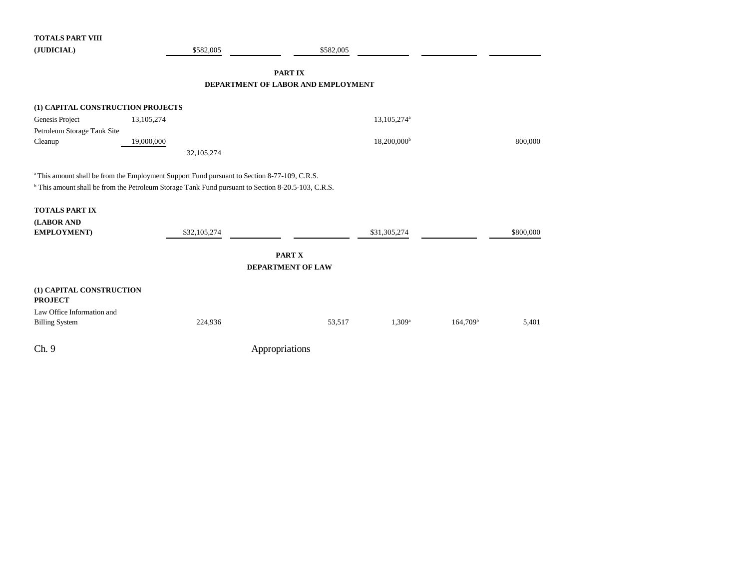| | | | | | | | |
|---|---|---|---|---|---|---|---|
| **TOTALS PART VIII (JUDICIAL)** | | $582,005 | | $582,005 | | | |

## PART IX
## DEPARTMENT OF LABOR AND EMPLOYMENT

| | | | | | | | |
|---|---|---|---|---|---|---|---|
| **(1) CAPITAL CONSTRUCTION PROJECTS** | | | | | | | |
| Genesis Project | 13,105,274 | | | | 13,105,274[a] | | |
| Petroleum Storage Tank Site Cleanup | 19,000,000 | | | | 18,200,000[b] | | 800,000 |
| | | 32,105,274 | | | | | |

[a] This amount shall be from the Employment Support Fund pursuant to Section 8-77-109, C.R.S.

[b] This amount shall be from the Petroleum Storage Tank Fund pursuant to Section 8-20.5-103, C.R.S.

| | | | | | | | |
|---|---|---|---|---|---|---|---|
| **TOTALS PART IX (LABOR AND EMPLOYMENT)** | | $32,105,274 | | | $31,305,274 | | $800,000 |

## PART X
## DEPARTMENT OF LAW

| | | | | | | | |
|---|---|---|---|---|---|---|---|
| **(1) CAPITAL CONSTRUCTION PROJECT** | | | | | | | |
| Law Office Information and Billing System | | 224,936 | | 53,517 | 1,309[a] | 164,709[b] | 5,401 |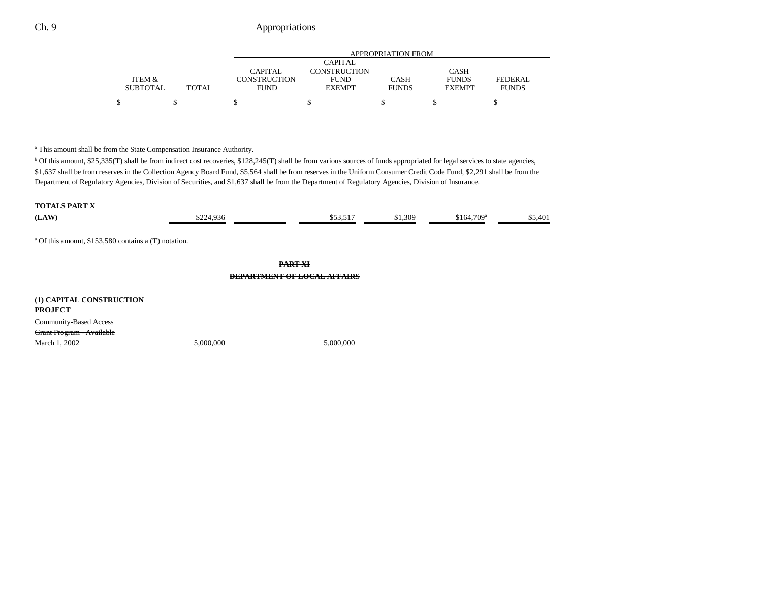| | ITEM & SUBTOTAL | TOTAL | APPROPRIATION FROM CAPITAL CONSTRUCTION FUND | CAPITAL CONSTRUCTION FUND EXEMPT | CASH FUNDS | CASH FUNDS EXEMPT | FEDERAL FUNDS |
|---|---|---|---|---|---|---|---|
| | $ | $ | $ | $ | $ | $ | $ |

[a] This amount shall be from the State Compensation Insurance Authority.

[b] Of this amount, $25,335(T) shall be from indirect cost recoveries, $128,245(T) shall be from various sources of funds appropriated for legal services to state agencies, $1,637 shall be from reserves in the Collection Agency Board Fund, $5,564 shall be from reserves in the Uniform Consumer Credit Code Fund, $2,291 shall be from the Department of Regulatory Agencies, Division of Securities, and $1,637 shall be from the Department of Regulatory Agencies, Division of Insurance.

| | ITEM & SUBTOTAL | TOTAL | CAPITAL CONSTRUCTION FUND | CAPITAL CONSTRUCTION FUND EXEMPT | CASH FUNDS | CASH FUNDS EXEMPT | FEDERAL FUNDS |
|---|---|---|---|---|---|---|---|
| **TOTALS PART X (LAW)** | | $224,936 | | $53,517 | $1,309 | $164,709[a] | $5,401 |

[a] Of this amount, $153,580 contains a (T) notation.

## ~~PART XI~~
## ~~DEPARTMENT OF LOCAL AFFAIRS~~

| | ITEM & SUBTOTAL | TOTAL | CAPITAL CONSTRUCTION FUND | CAPITAL CONSTRUCTION FUND EXEMPT | CASH FUNDS | CASH FUNDS EXEMPT | FEDERAL FUNDS |
|---|---|---|---|---|---|---|---|
| **~~(1) CAPITAL CONSTRUCTION PROJECT~~** | | | | | | | |
| ~~Community-Based Access Grant Program - Available March 1, 2002~~ | | ~~5,000,000~~ | | ~~5,000,000~~ | | | |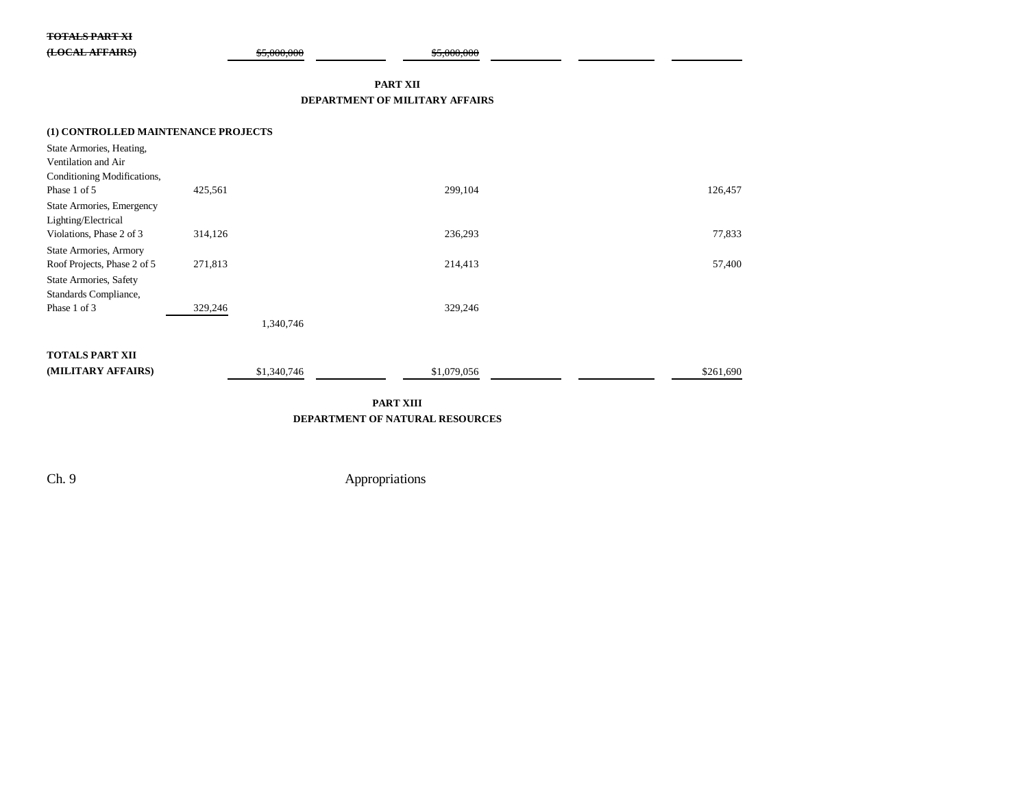| | | | | | | | |
|---|---|---|---|---|---|---|---|
| ~~TOTALS PART XI (LOCAL AFFAIRS)~~ | | ~~$5,000,000~~ | | ~~$5,000,000~~ | | | |

## PART XII
## DEPARTMENT OF MILITARY AFFAIRS

**(1) CONTROLLED MAINTENANCE PROJECTS**

| | | | | | | | |
|---|---|---|---|---|---|---|---|
| State Armories, Heating, Ventilation and Air Conditioning Modifications, Phase 1 of 5 | 425,561 | | | 299,104 | | | 126,457 |
| State Armories, Emergency Lighting/Electrical Violations, Phase 2 of 3 | 314,126 | | | 236,293 | | | 77,833 |
| State Armories, Armory Roof Projects, Phase 2 of 5 | 271,813 | | | 214,413 | | | 57,400 |
| State Armories, Safety Standards Compliance, Phase 1 of 3 | 329,246 | | | 329,246 | | | |
| | | 1,340,746 | | | | | |
| **TOTALS PART XII (MILITARY AFFAIRS)** | | $1,340,746 | | $1,079,056 | | | $261,690 |

## PART XIII
## DEPARTMENT OF NATURAL RESOURCES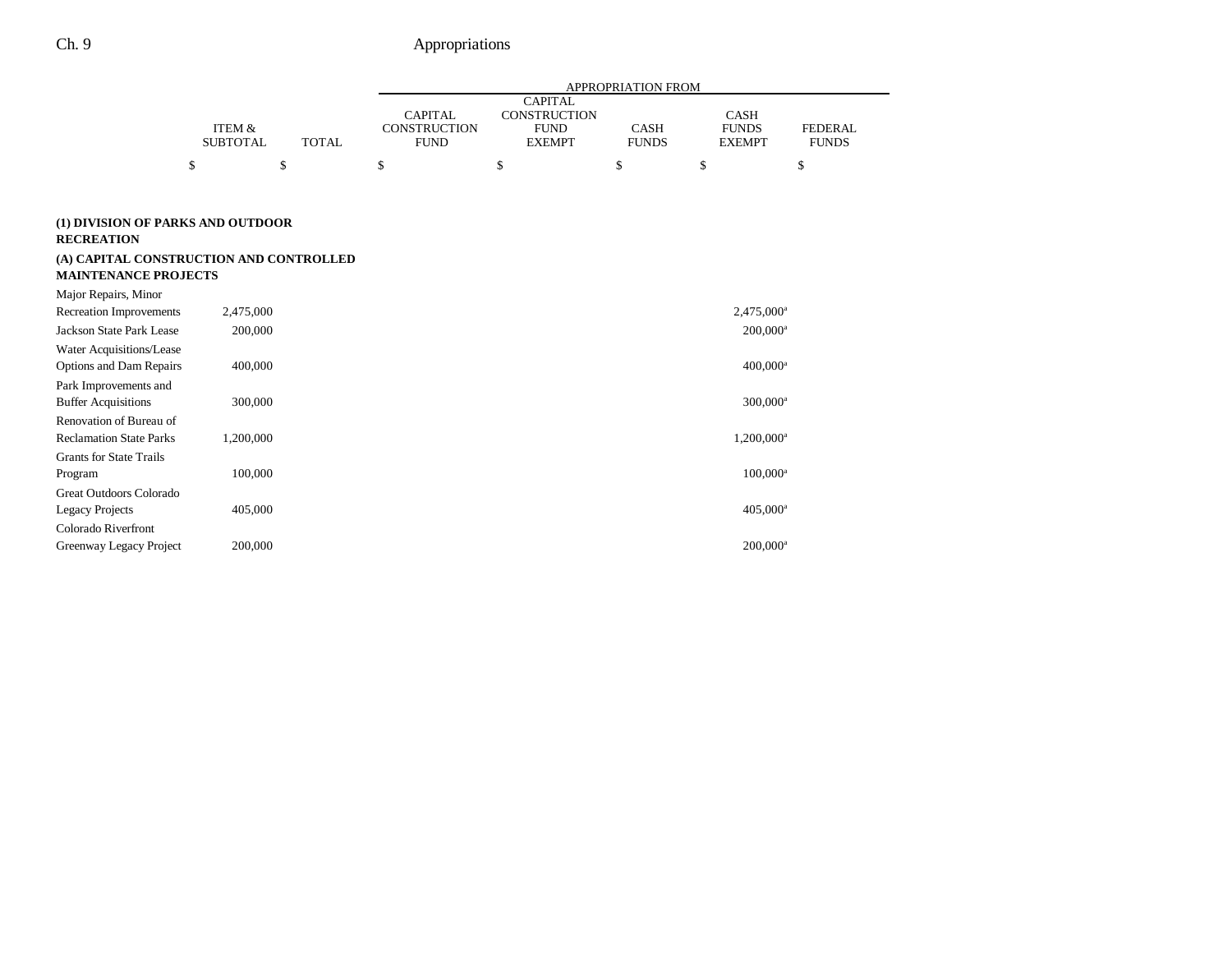| | ITEM & SUBTOTAL | TOTAL | APPROPRIATION FROM | | | | |
|---|---|---|---|---|---|---|---|
| | | | CAPITAL CONSTRUCTION FUND | CAPITAL CONSTRUCTION FUND EXEMPT | CASH FUNDS | CASH FUNDS EXEMPT | FEDERAL FUNDS |
| | $ | $ | $ | $ | $ | $ | $ |
| **(1) DIVISION OF PARKS AND OUTDOOR RECREATION** | | | | | | | |
| **(A) CAPITAL CONSTRUCTION AND CONTROLLED MAINTENANCE PROJECTS** | | | | | | | |
| Major Repairs, Minor Recreation Improvements | 2,475,000 | | | | | 2,475,000[a] | |
| Jackson State Park Lease | 200,000 | | | | | 200,000[a] | |
| Water Acquisitions/Lease Options and Dam Repairs | 400,000 | | | | | 400,000[a] | |
| Park Improvements and Buffer Acquisitions | 300,000 | | | | | 300,000[a] | |
| Renovation of Bureau of Reclamation State Parks | 1,200,000 | | | | | 1,200,000[a] | |
| Grants for State Trails Program | 100,000 | | | | | 100,000[a] | |
| Great Outdoors Colorado Legacy Projects | 405,000 | | | | | 405,000[a] | |
| Colorado Riverfront Greenway Legacy Project | 200,000 | | | | | 200,000[a] | |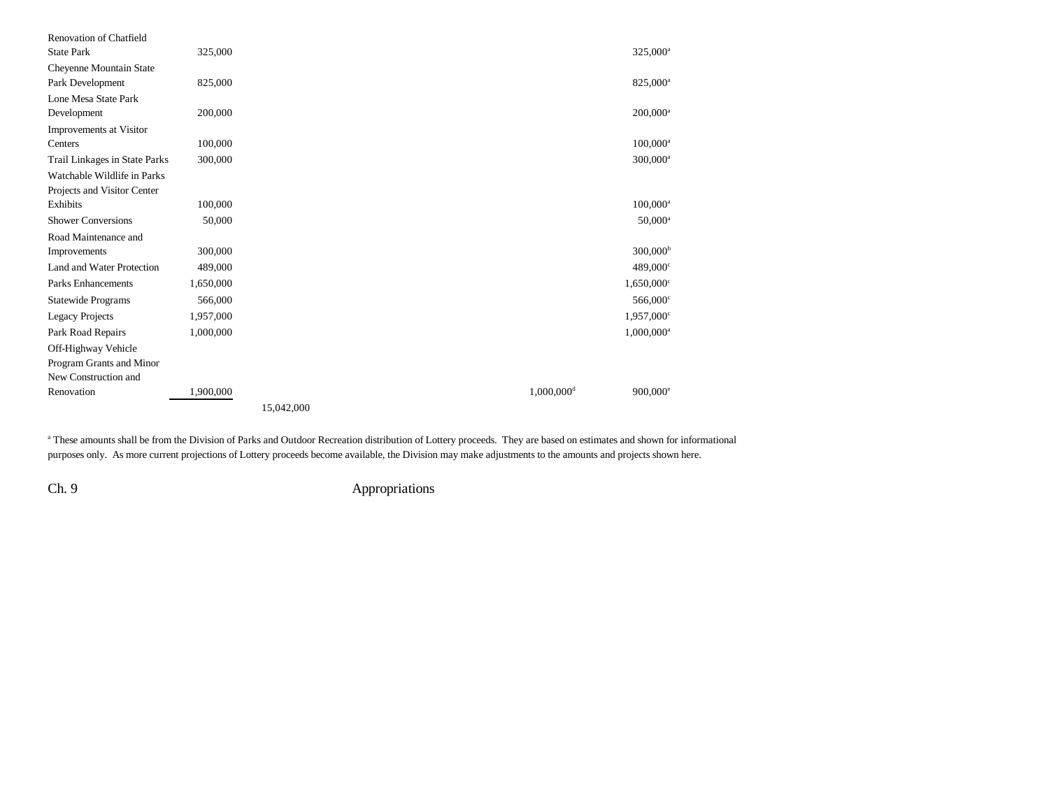| | | | | |
|---|---|---|---|---|
| Renovation of Chatfield State Park | 325,000 | | | 325,000[a] |
| Cheyenne Mountain State Park Development | 825,000 | | | 825,000[a] |
| Lone Mesa State Park Development | 200,000 | | | 200,000[a] |
| Improvements at Visitor Centers | 100,000 | | | 100,000[a] |
| Trail Linkages in State Parks | 300,000 | | | 300,000[a] |
| Watchable Wildlife in Parks Projects and Visitor Center Exhibits | 100,000 | | | 100,000[a] |
| Shower Conversions | 50,000 | | | 50,000[a] |
| Road Maintenance and Improvements | 300,000 | | | 300,000[b] |
| Land and Water Protection | 489,000 | | | 489,000[c] |
| Parks Enhancements | 1,650,000 | | | 1,650,000[c] |
| Statewide Programs | 566,000 | | | 566,000[c] |
| Legacy Projects | 1,957,000 | | | 1,957,000[c] |
| Park Road Repairs | 1,000,000 | | | 1,000,000[a] |
| Off-Highway Vehicle Program Grants and Minor New Construction and Renovation | 1,900,000 | | 1,000,000[d] | 900,000[e] |
| | | 15,042,000 | | |

[a] These amounts shall be from the Division of Parks and Outdoor Recreation distribution of Lottery proceeds. They are based on estimates and shown for informational purposes only. As more current projections of Lottery proceeds become available, the Division may make adjustments to the amounts and projects shown here.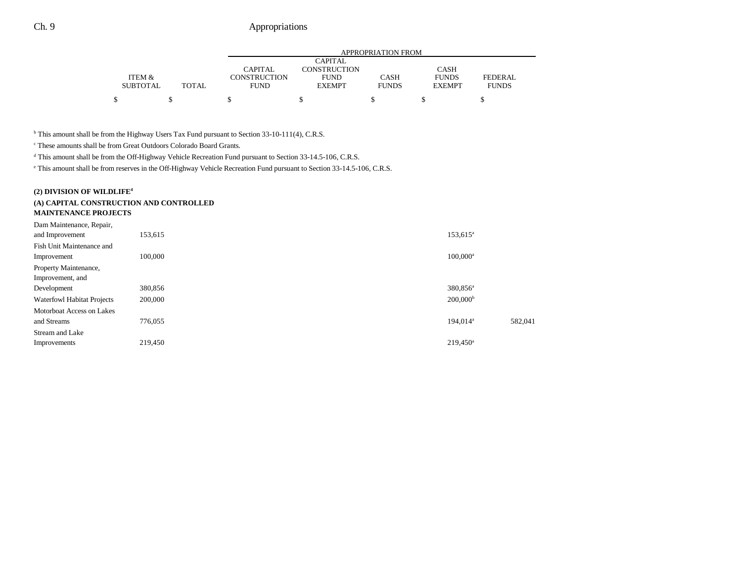| | ITEM & SUBTOTAL | TOTAL | APPROPRIATION FROM | | | | |
|---|---|---|---|---|---|---|---|
| | | | CAPITAL CONSTRUCTION FUND | CAPITAL CONSTRUCTION FUND EXEMPT | CASH FUNDS | CASH FUNDS EXEMPT | FEDERAL FUNDS |
| | $ | $ | $ | $ | $ | $ | $ |

[b] This amount shall be from the Highway Users Tax Fund pursuant to Section 33-10-111(4), C.R.S.

[c] These amounts shall be from Great Outdoors Colorado Board Grants.

[d] This amount shall be from the Off-Highway Vehicle Recreation Fund pursuant to Section 33-14.5-106, C.R.S.

[e] This amount shall be from reserves in the Off-Highway Vehicle Recreation Fund pursuant to Section 33-14.5-106, C.R.S.

**(2) DIVISION OF WILDLIFE[4]**

**(A) CAPITAL CONSTRUCTION AND CONTROLLED MAINTENANCE PROJECTS**

| | ITEM & SUBTOTAL | TOTAL | CAPITAL CONSTRUCTION FUND | CAPITAL CONSTRUCTION FUND EXEMPT | CASH FUNDS | CASH FUNDS EXEMPT | FEDERAL FUNDS |
|---|---|---|---|---|---|---|---|
| Dam Maintenance, Repair, and Improvement | 153,615 | | | | | 153,615[a] | |
| Fish Unit Maintenance and Improvement | 100,000 | | | | | 100,000[a] | |
| Property Maintenance, Improvement, and Development | 380,856 | | | | | 380,856[a] | |
| Waterfowl Habitat Projects | 200,000 | | | | | 200,000[b] | |
| Motorboat Access on Lakes and Streams | 776,055 | | | | | 194,014[a] | 582,041 |
| Stream and Lake Improvements | 219,450 | | | | | 219,450[a] | |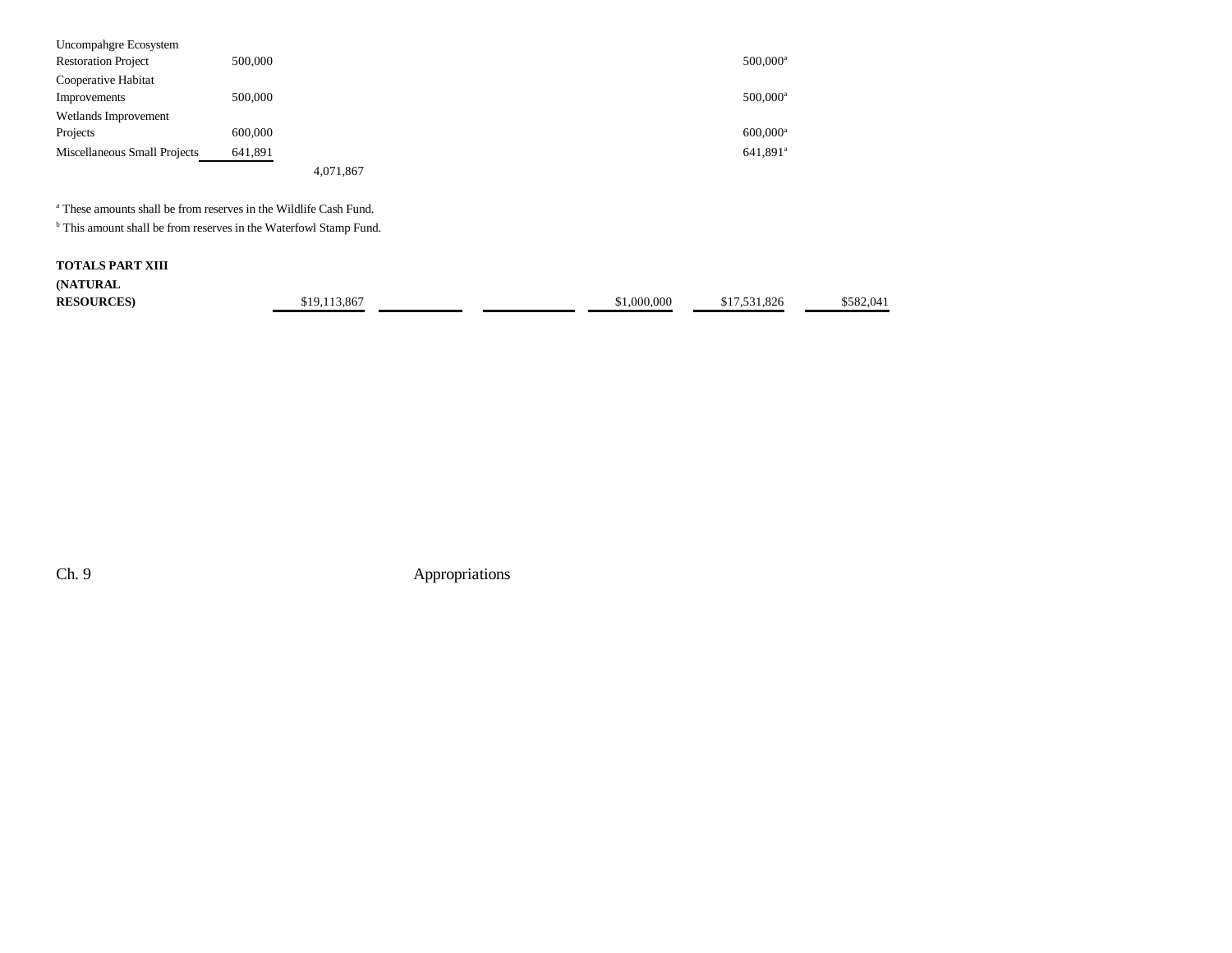| | | | | | | | |
|---|---|---|---|---|---|---|---|
| Uncompahgre Ecosystem Restoration Project | 500,000 | | | | | 500,000[a] | |
| Cooperative Habitat Improvements | 500,000 | | | | | 500,000[a] | |
| Wetlands Improvement Projects | 600,000 | | | | | 600,000[a] | |
| Miscellaneous Small Projects | 641,891 | | | | | 641,891[a] | |
| | | 4,071,867 | | | | | |

[a] These amounts shall be from reserves in the Wildlife Cash Fund.

[b] This amount shall be from reserves in the Waterfowl Stamp Fund.

| | | | | | | |
|---|---|---|---|---|---|---|
| **TOTALS PART XIII (NATURAL RESOURCES)** | $19,113,867 | | | $1,000,000 | $17,531,826 | $582,041 |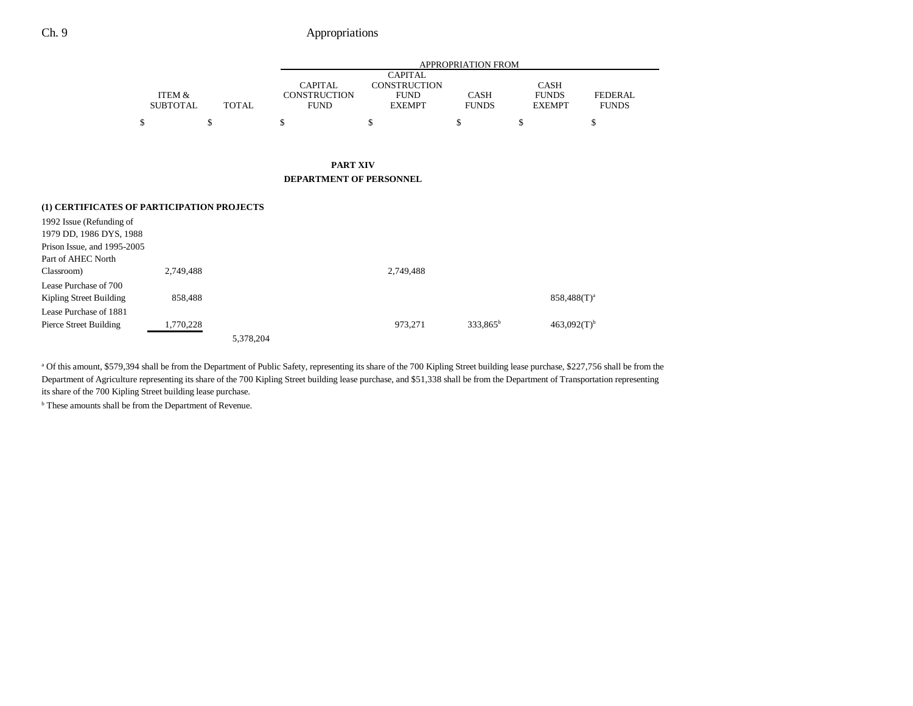## PART XIV

## DEPARTMENT OF PERSONNEL

| | ITEM & SUBTOTAL | TOTAL | CAPITAL CONSTRUCTION FUND | CAPITAL CONSTRUCTION FUND EXEMPT | CASH FUNDS | CASH FUNDS EXEMPT | FEDERAL FUNDS |
|---|---|---|---|---|---|---|---|
| | $ | $ | $ | $ | $ | $ | $ |
| **(1) CERTIFICATES OF PARTICIPATION PROJECTS** | | | | | | | |
| 1992 Issue (Refunding of 1979 DD, 1986 DYS, 1988 Prison Issue, and 1995-2005 Part of AHEC North Classroom) | 2,749,488 | | | 2,749,488 | | | |
| Lease Purchase of 700 Kipling Street Building | 858,488 | | | | | 858,488(T)[a] | |
| Lease Purchase of 1881 Pierce Street Building | 1,770,228 | | | 973,271 | 333,865[b] | 463,092(T)[b] | |
| | | 5,378,204 | | | | | |

[a] Of this amount, $579,394 shall be from the Department of Public Safety, representing its share of the 700 Kipling Street building lease purchase, $227,756 shall be from the Department of Agriculture representing its share of the 700 Kipling Street building lease purchase, and $51,338 shall be from the Department of Transportation representing its share of the 700 Kipling Street building lease purchase.

[b] These amounts shall be from the Department of Revenue.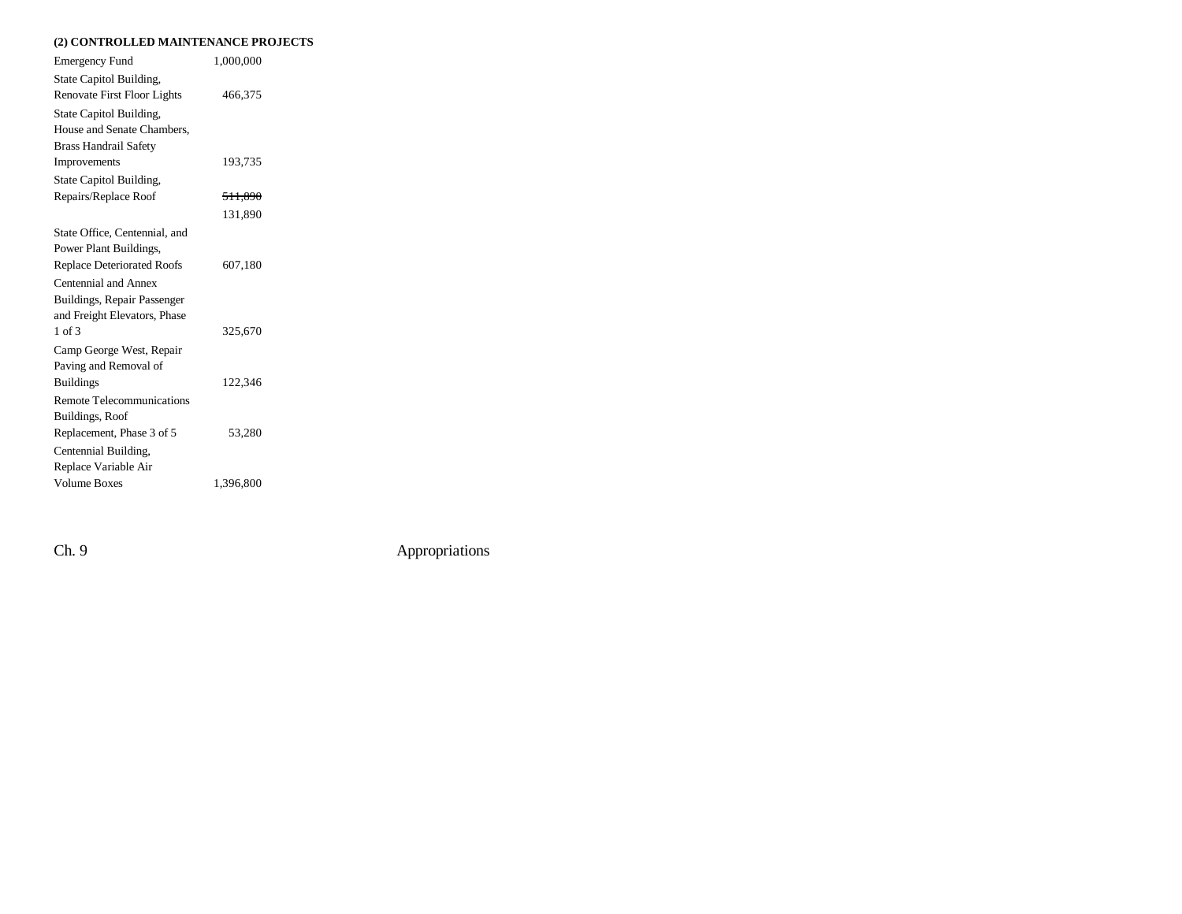**(2) CONTROLLED MAINTENANCE PROJECTS**

| Project | Amount |
| --- | --- |
| Emergency Fund | 1,000,000 |
| State Capitol Building, Renovate First Floor Lights | 466,375 |
| State Capitol Building, House and Senate Chambers, Brass Handrail Safety Improvements | 193,735 |
| State Capitol Building, Repairs/Replace Roof | ~~511,890~~ 131,890 |
| State Office, Centennial, and Power Plant Buildings, Replace Deteriorated Roofs | 607,180 |
| Centennial and Annex Buildings, Repair Passenger and Freight Elevators, Phase 1 of 3 | 325,670 |
| Camp George West, Repair Paving and Removal of Buildings | 122,346 |
| Remote Telecommunications Buildings, Roof Replacement, Phase 3 of 5 | 53,280 |
| Centennial Building, Replace Variable Air Volume Boxes | 1,396,800 |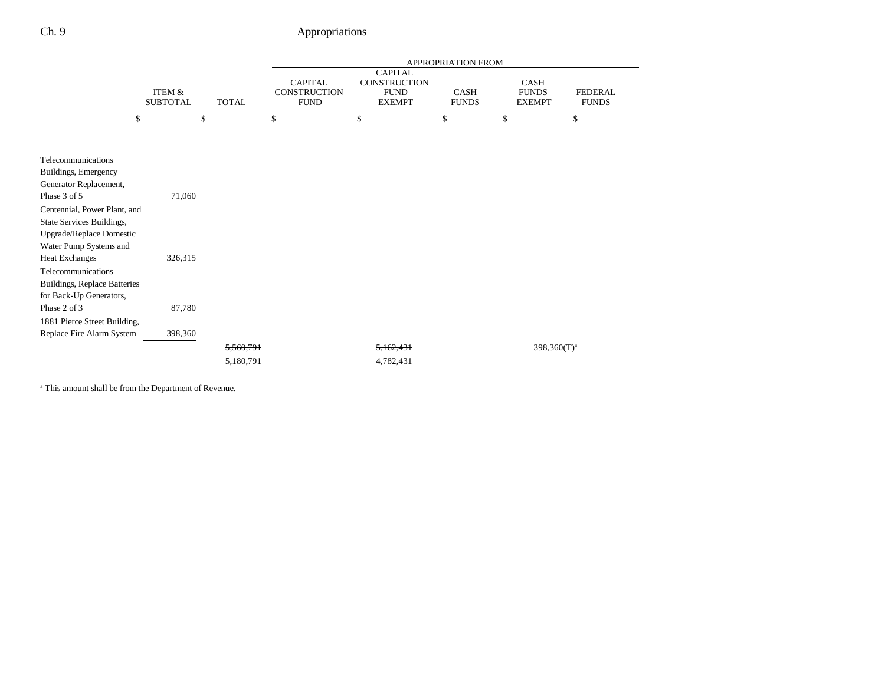| | ITEM & SUBTOTAL | TOTAL | CAPITAL CONSTRUCTION FUND | CAPITAL CONSTRUCTION FUND EXEMPT | CASH FUNDS | CASH FUNDS EXEMPT | FEDERAL FUNDS |
|---|---|---|---|---|---|---|---|
| | $ | $ | $ | $ | $ | $ | $ |
| Telecommunications Buildings, Emergency Generator Replacement, Phase 3 of 5 | 71,060 | | | | | | |
| Centennial, Power Plant, and State Services Buildings, Upgrade/Replace Domestic Water Pump Systems and Heat Exchanges | 326,315 | | | | | | |
| Telecommunications Buildings, Replace Batteries for Back-Up Generators, Phase 2 of 3 | 87,780 | | | | | | |
| 1881 Pierce Street Building, Replace Fire Alarm System | 398,360 | | | | | | |
| | | ~~5,560,791~~ | | ~~5,162,431~~ | | 398,360(T)[a] | |
| | | 5,180,791 | | 4,782,431 | | | |

[a] This amount shall be from the Department of Revenue.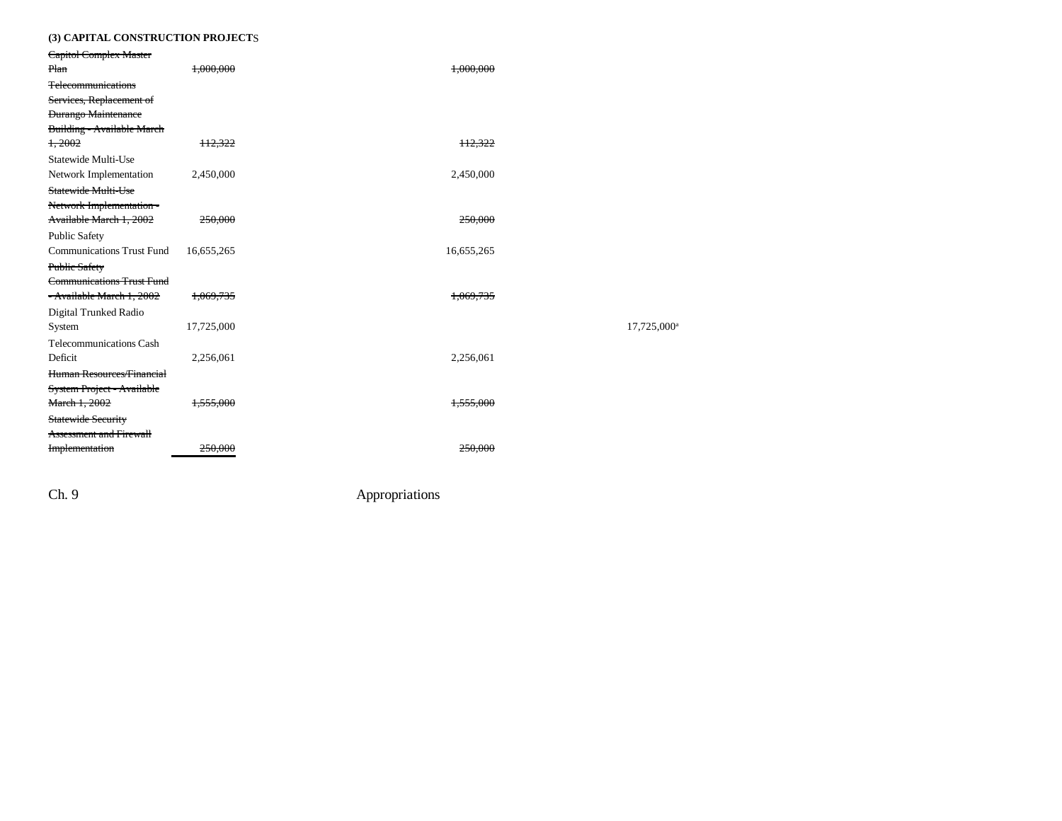**(3) CAPITAL CONSTRUCTION PROJECTS**

| | | | | | |
|---|---|---|---|---|---|
| ~~Capitol Complex Master Plan~~ | ~~1,000,000~~ | | ~~1,000,000~~ | | |
| ~~Telecommunications Services, Replacement of Durango Maintenance Building - Available March 1, 2002~~ | ~~112,322~~ | | ~~112,322~~ | | |
| Statewide Multi-Use Network Implementation | 2,450,000 | | 2,450,000 | | |
| ~~Statewide Multi-Use Network Implementation - Available March 1, 2002~~ | ~~250,000~~ | | ~~250,000~~ | | |
| Public Safety Communications Trust Fund | 16,655,265 | | 16,655,265 | | |
| ~~Public Safety Communications Trust Fund - Available March 1, 2002~~ | ~~1,069,735~~ | | ~~1,069,735~~ | | |
| Digital Trunked Radio System | 17,725,000 | | | | 17,725,000[a] |
| Telecommunications Cash Deficit | 2,256,061 | | 2,256,061 | | |
| ~~Human Resources/Financial System Project - Available March 1, 2002~~ | ~~1,555,000~~ | | ~~1,555,000~~ | | |
| ~~Statewide Security Assessment and Firewall Implementation~~ | ~~250,000~~ | | ~~250,000~~ | | |

Ch. 9 Appropriations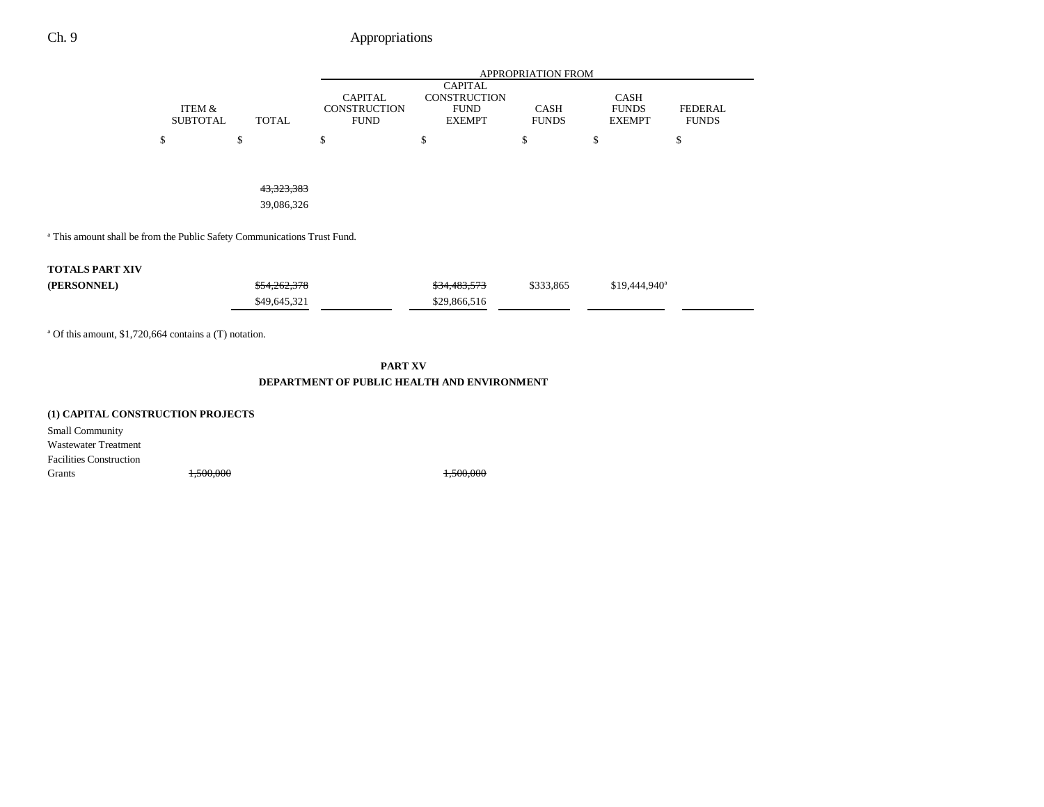| | ITEM & SUBTOTAL | TOTAL | APPROPRIATION FROM CAPITAL CONSTRUCTION FUND | CAPITAL CONSTRUCTION FUND EXEMPT | CASH FUNDS | CASH FUNDS EXEMPT | FEDERAL FUNDS |
|---|---|---|---|---|---|---|---|
| | $ | $ | $ | $ | $ | $ | $ |
| | | ~~43,323,383~~ | | | | | |
| | | 39,086,326 | | | | | |

[a] This amount shall be from the Public Safety Communications Trust Fund.

| | ITEM & SUBTOTAL | TOTAL | CAPITAL CONSTRUCTION FUND | CAPITAL CONSTRUCTION FUND EXEMPT | CASH FUNDS | CASH FUNDS EXEMPT | FEDERAL FUNDS |
|---|---|---|---|---|---|---|---|
| **TOTALS PART XIV (PERSONNEL)** | | ~~$54,262,378~~ | | ~~$34,483,573~~ | $333,865 | $19,444,940[a] | |
| | | $49,645,321 | | $29,866,516 | | | |

[a] Of this amount, $1,720,664 contains a (T) notation.

## PART XV
## DEPARTMENT OF PUBLIC HEALTH AND ENVIRONMENT

### (1) CAPITAL CONSTRUCTION PROJECTS

| | ITEM & SUBTOTAL | TOTAL | CAPITAL CONSTRUCTION FUND | CAPITAL CONSTRUCTION FUND EXEMPT | CASH FUNDS | CASH FUNDS EXEMPT | FEDERAL FUNDS |
|---|---|---|---|---|---|---|---|
| Small Community Wastewater Treatment Facilities Construction Grants | ~~1,500,000~~ | | | ~~1,500,000~~ | | | |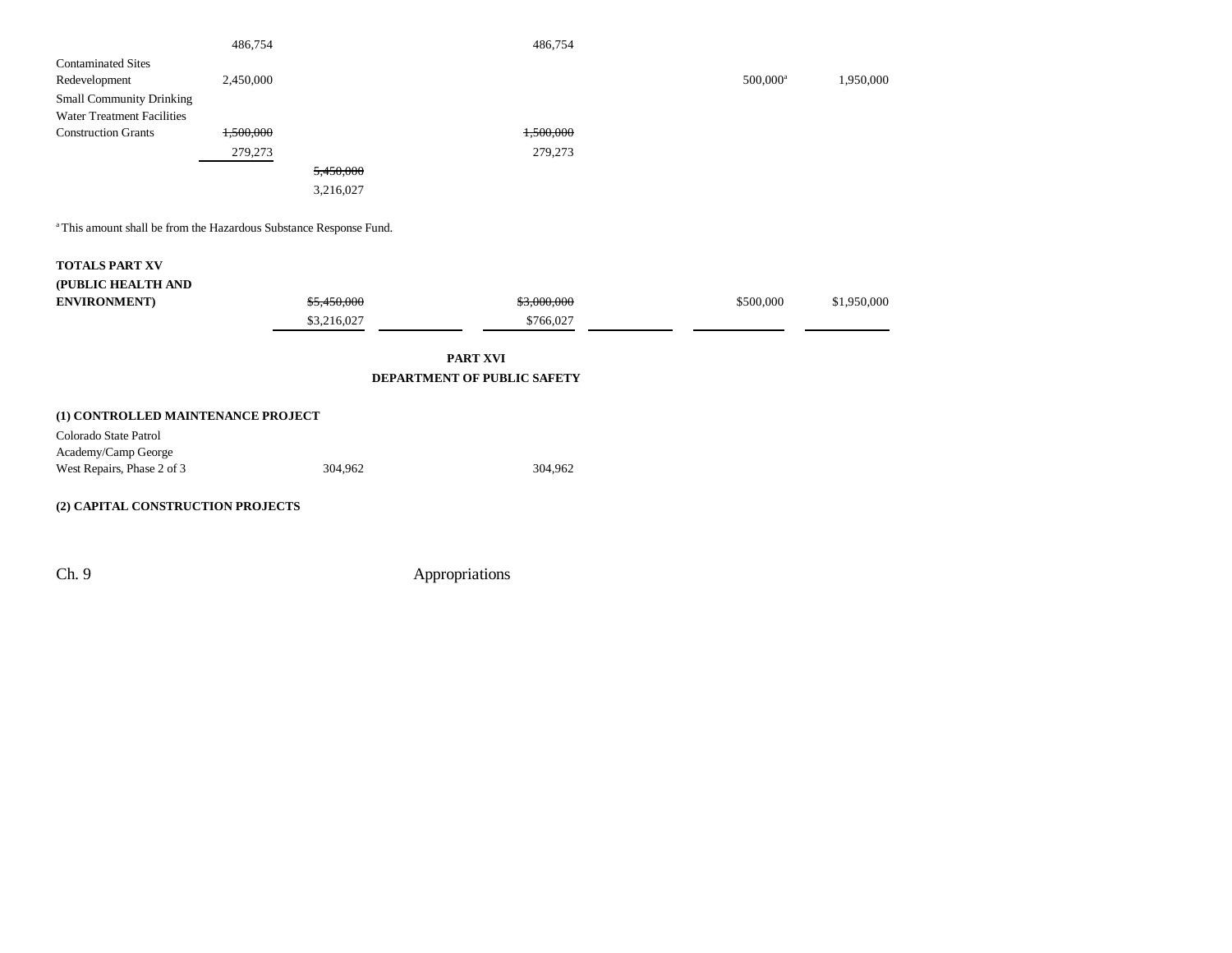| | | | | | | | |
|---|---|---|---|---|---|---|---|
| | 486,754 | | | 486,754 | | | |
| Contaminated Sites Redevelopment | 2,450,000 | | | | | 500,000[a] | 1,950,000 |
| Small Community Drinking Water Treatment Facilities Construction Grants | ~~1,500,000~~ | | | ~~1,500,000~~ | | | |
| | 279,273 | | | 279,273 | | | |
| | | ~~5,450,000~~ | | | | | |
| | | 3,216,027 | | | | | |

[a] This amount shall be from the Hazardous Substance Response Fund.

| | | | | | | |
|---|---|---|---|---|---|---|
| **TOTALS PART XV (PUBLIC HEALTH AND ENVIRONMENT)** | ~~$5,450,000~~ | | ~~$3,000,000~~ | | $500,000 | $1,950,000 |
| | $3,216,027 | | $766,027 | | | |

**PART XVI**
**DEPARTMENT OF PUBLIC SAFETY**

**(1) CONTROLLED MAINTENANCE PROJECT**

| | | | | | | | |
|---|---|---|---|---|---|---|---|
| Colorado State Patrol Academy/Camp George West Repairs, Phase 2 of 3 | | 304,962 | | 304,962 | | | |

**(2) CAPITAL CONSTRUCTION PROJECTS**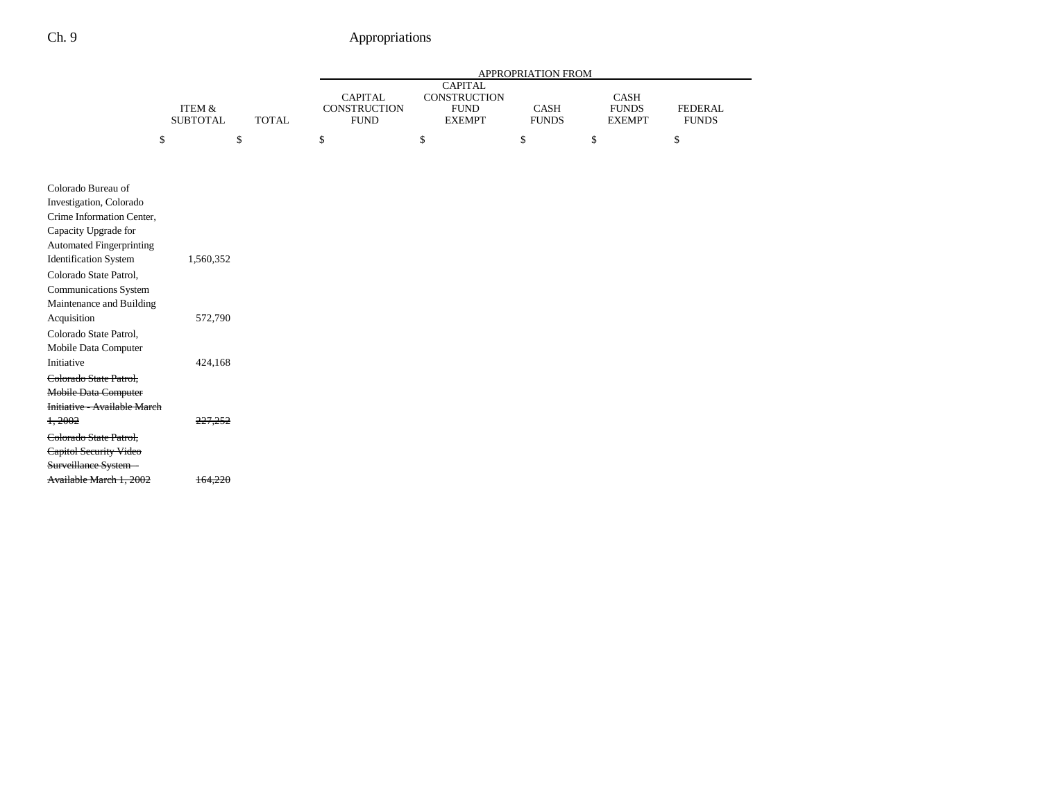| | ITEM & SUBTOTAL | TOTAL | APPROPRIATION FROM CAPITAL CONSTRUCTION FUND | CAPITAL CONSTRUCTION FUND EXEMPT | CASH FUNDS | CASH FUNDS EXEMPT | FEDERAL FUNDS |
|---|---|---|---|---|---|---|---|
| | $ | $ | $ | $ | $ | $ | $ |
| Colorado Bureau of Investigation, Colorado Crime Information Center, Capacity Upgrade for Automated Fingerprinting Identification System | 1,560,352 | | | | | | |
| Colorado State Patrol, Communications System Maintenance and Building Acquisition | 572,790 | | | | | | |
| Colorado State Patrol, Mobile Data Computer Initiative | 424,168 | | | | | | |
| ~~Colorado State Patrol, Mobile Data Computer Initiative - Available March 1, 2002~~ | ~~227,252~~ | | | | | | |
| ~~Colorado State Patrol, Capitol Security Video Surveillance System – Available March 1, 2002~~ | ~~164,220~~ | | | | | | |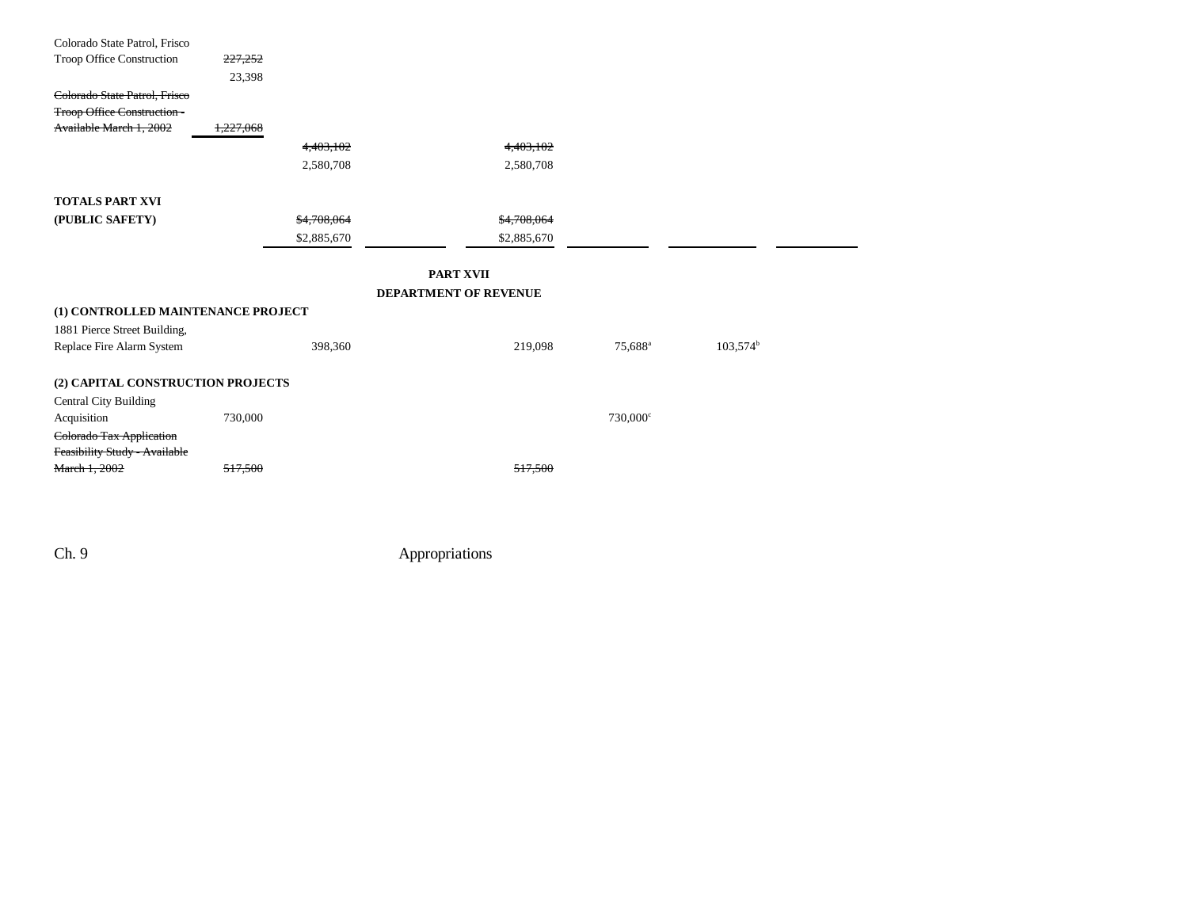| | | | | | | | |
|---|---|---|---|---|---|---|---|
| Colorado State Patrol, Frisco Troop Office Construction | ~~227,252~~ 23,398 | | | | | | |
| ~~Colorado State Patrol, Frisco Troop Office Construction - Available March 1, 2002~~ | ~~1,227,068~~ | | | | | | |
| | | ~~4,403,102~~ 2,580,708 | | ~~4,403,102~~ 2,580,708 | | | |
| **TOTALS PART XVI (PUBLIC SAFETY)** | | ~~$4,708,064~~ $2,885,670 | | ~~$4,708,064~~ $2,885,670 | | | |

**PART XVII**

**DEPARTMENT OF REVENUE**

| | | | | | | | |
|---|---|---|---|---|---|---|---|
| **(1) CONTROLLED MAINTENANCE PROJECT** | | | | | | | |
| 1881 Pierce Street Building, Replace Fire Alarm System | | 398,360 | | 219,098 | 75,688[a] | 103,574[b] | |
| **(2) CAPITAL CONSTRUCTION PROJECTS** | | | | | | | |
| Central City Building Acquisition | 730,000 | | | | 730,000[c] | | |
| ~~Colorado Tax Application Feasibility Study - Available March 1, 2002~~ | ~~517,500~~ | | | ~~517,500~~ | | | |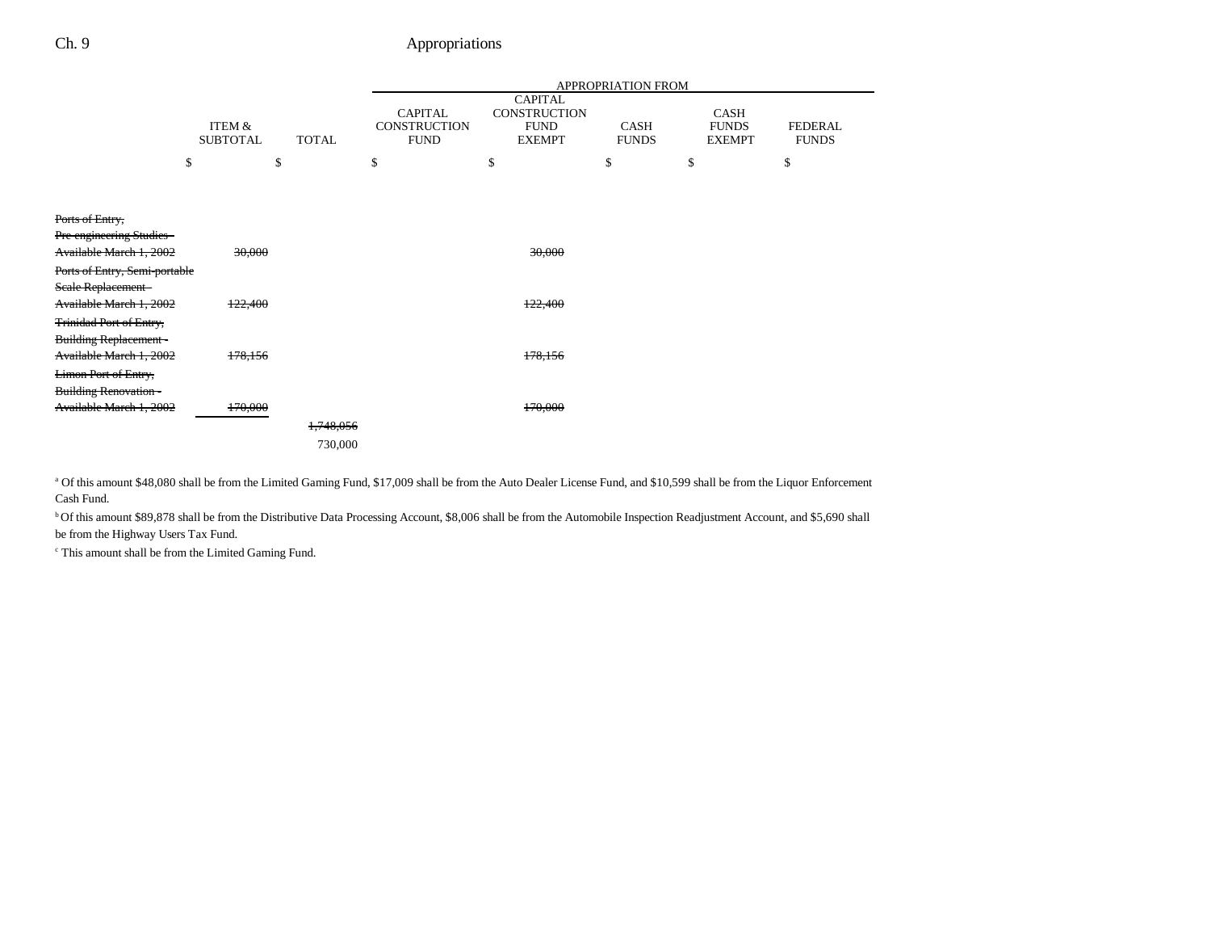| | ITEM & SUBTOTAL | TOTAL | APPROPRIATION FROM CAPITAL CONSTRUCTION FUND | CAPITAL CONSTRUCTION FUND EXEMPT | CASH FUNDS | CASH FUNDS EXEMPT | FEDERAL FUNDS |
|---|---|---|---|---|---|---|---|
| | $ | $ | $ | $ | $ | $ | $ |
| ~~Ports of Entry, Pre-engineering Studies - Available March 1, 2002~~ | ~~30,000~~ | | | ~~30,000~~ | | | |
| ~~Ports of Entry, Semi-portable Scale Replacement - Available March 1, 2002~~ | ~~122,400~~ | | | ~~122,400~~ | | | |
| ~~Trinidad Port of Entry, Building Replacement - Available March 1, 2002~~ | ~~178,156~~ | | | ~~178,156~~ | | | |
| ~~Limon Port of Entry, Building Renovation - Available March 1, 2002~~ | ~~170,000~~ | | | ~~170,000~~ | | | |
| | | ~~1,748,056~~ 730,000 | | | | | |

[a] Of this amount $48,080 shall be from the Limited Gaming Fund, $17,009 shall be from the Auto Dealer License Fund, and $10,599 shall be from the Liquor Enforcement Cash Fund.

[b] Of this amount $89,878 shall be from the Distributive Data Processing Account, $8,006 shall be from the Automobile Inspection Readjustment Account, and $5,690 shall be from the Highway Users Tax Fund.

[c] This amount shall be from the Limited Gaming Fund.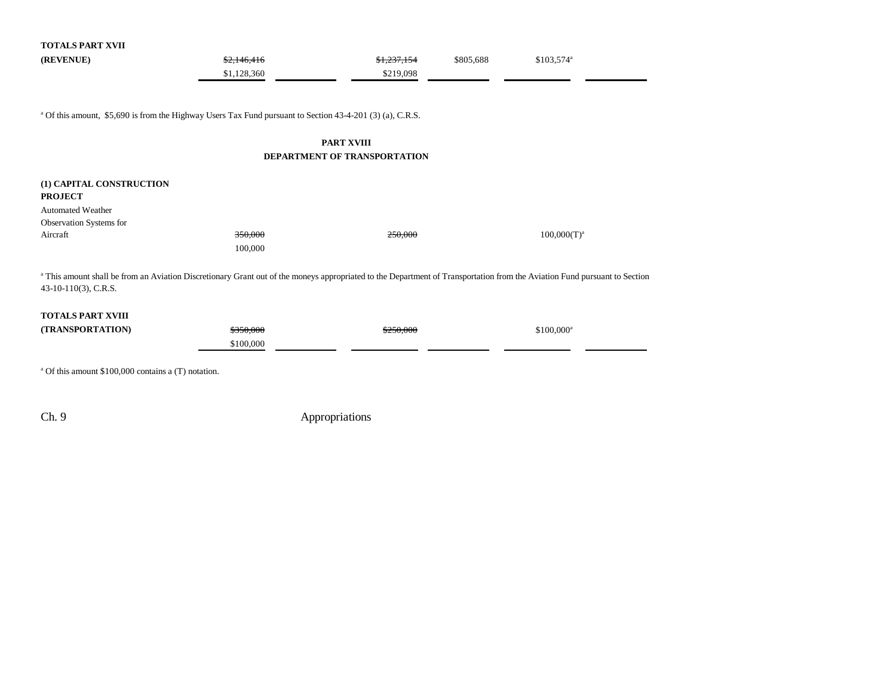| | | | | | | |
|---|---|---|---|---|---|---|
| **TOTALS PART XVII (REVENUE)** | ~~$2,146,416~~ $1,128,360 | | ~~$1,237,154~~ $219,098 | $805,688 | $103,574[a] | |

[a] Of this amount, $5,690 is from the Highway Users Tax Fund pursuant to Section 43-4-201 (3) (a), C.R.S.

## PART XVIII
## DEPARTMENT OF TRANSPORTATION

**(1) CAPITAL CONSTRUCTION PROJECT**

| | | | | | | |
|---|---|---|---|---|---|---|
| Automated Weather Observation Systems for Aircraft | ~~350,000~~ 100,000 | | ~~250,000~~ | | 100,000(T)[a] | |

[a] This amount shall be from an Aviation Discretionary Grant out of the moneys appropriated to the Department of Transportation from the Aviation Fund pursuant to Section 43-10-110(3), C.R.S.

| | | | | | | |
|---|---|---|---|---|---|---|
| **TOTALS PART XVIII (TRANSPORTATION)** | ~~$350,000~~ $100,000 | | ~~$250,000~~ | | $100,000[a] | |

[a] Of this amount $100,000 contains a (T) notation.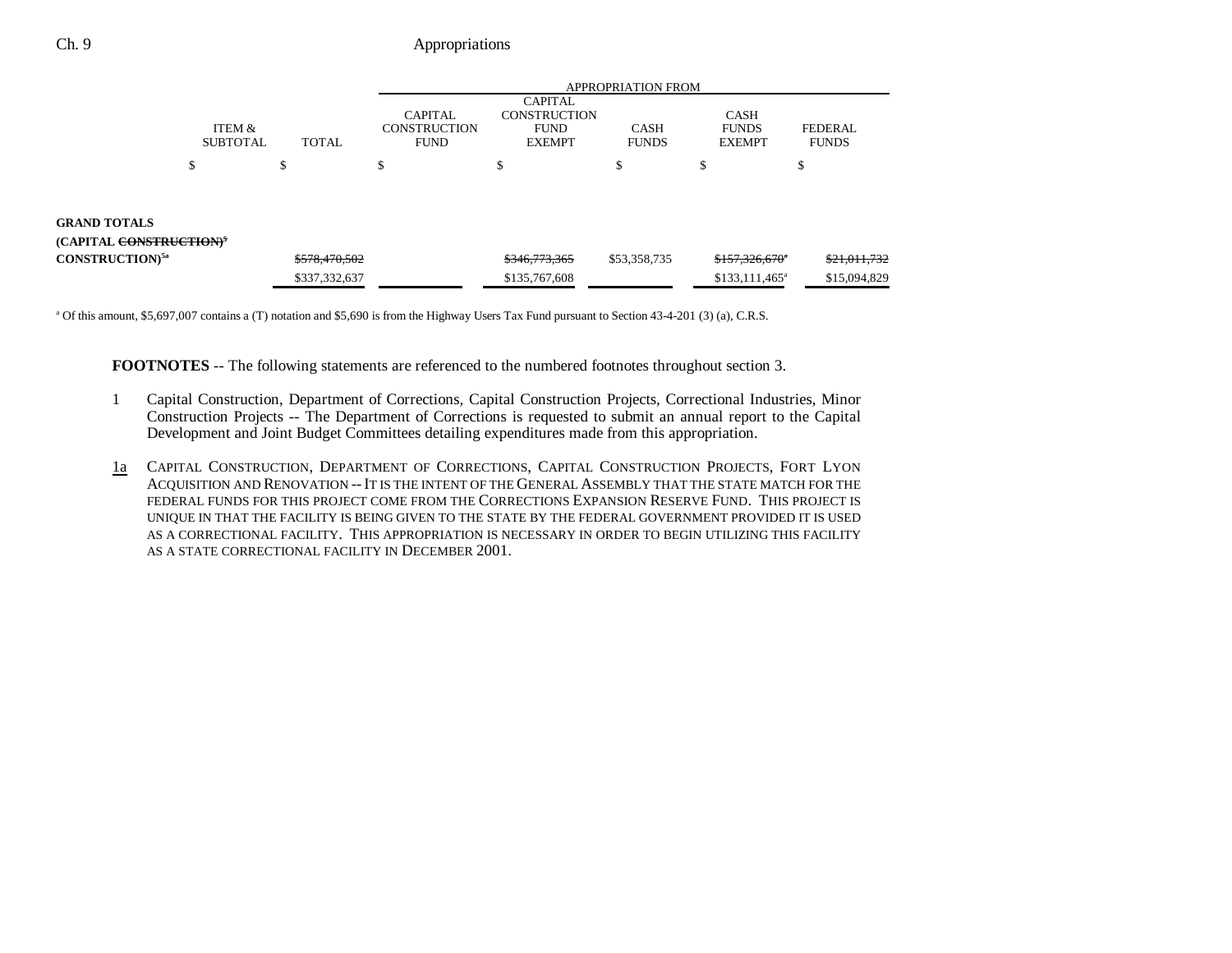| | ITEM & SUBTOTAL | TOTAL | APPROPRIATION FROM CAPITAL CONSTRUCTION FUND | CAPITAL CONSTRUCTION FUND EXEMPT | CASH FUNDS | CASH FUNDS EXEMPT | FEDERAL FUNDS |
|---|---|---|---|---|---|---|---|
| | $ | $ | $ | $ | $ | $ | $ |
| **GRAND TOTALS (CAPITAL ~~CONSTRUCTION)~~[5] CONSTRUCTION)**[5a] | | ~~$578,470,502~~ | | ~~$346,773,365~~ | $53,358,735 | ~~$157,326,670~~[a] | ~~$21,011,732~~ |
| | | $337,332,637 | | $135,767,608 | | $133,111,465[a] | $15,094,829 |

[a] Of this amount, $5,697,007 contains a (T) notation and $5,690 is from the Highway Users Tax Fund pursuant to Section 43-4-201 (3) (a), C.R.S.

**FOOTNOTES** -- The following statements are referenced to the numbered footnotes throughout section 3.

1 Capital Construction, Department of Corrections, Capital Construction Projects, Correctional Industries, Minor Construction Projects -- The Department of Corrections is requested to submit an annual report to the Capital Development and Joint Budget Committees detailing expenditures made from this appropriation.

1a CAPITAL CONSTRUCTION, DEPARTMENT OF CORRECTIONS, CAPITAL CONSTRUCTION PROJECTS, FORT LYON ACQUISITION AND RENOVATION -- IT IS THE INTENT OF THE GENERAL ASSEMBLY THAT THE STATE MATCH FOR THE FEDERAL FUNDS FOR THIS PROJECT COME FROM THE CORRECTIONS EXPANSION RESERVE FUND. THIS PROJECT IS UNIQUE IN THAT THE FACILITY IS BEING GIVEN TO THE STATE BY THE FEDERAL GOVERNMENT PROVIDED IT IS USED AS A CORRECTIONAL FACILITY. THIS APPROPRIATION IS NECESSARY IN ORDER TO BEGIN UTILIZING THIS FACILITY AS A STATE CORRECTIONAL FACILITY IN DECEMBER 2001.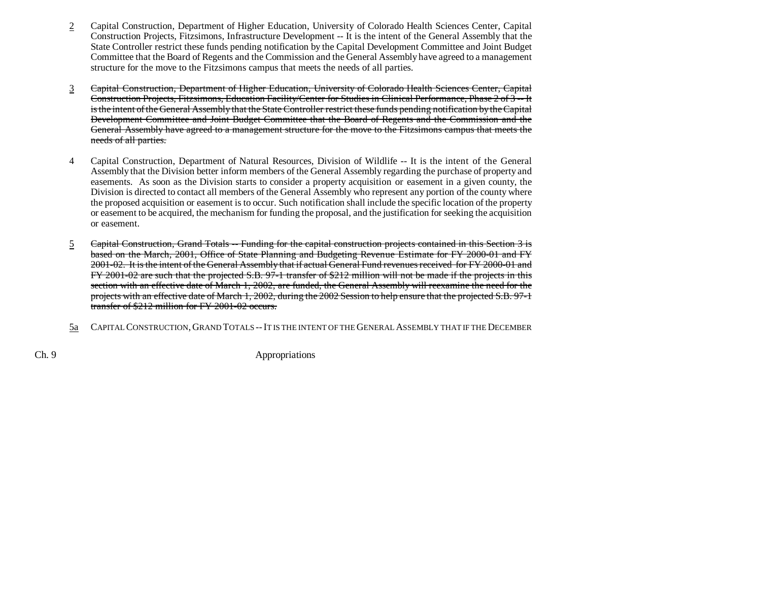2 Capital Construction, Department of Higher Education, University of Colorado Health Sciences Center, Capital Construction Projects, Fitzsimons, Infrastructure Development -- It is the intent of the General Assembly that the State Controller restrict these funds pending notification by the Capital Development Committee and Joint Budget Committee that the Board of Regents and the Commission and the General Assembly have agreed to a management structure for the move to the Fitzsimons campus that meets the needs of all parties.

3 ~~Capital Construction, Department of Higher Education, University of Colorado Health Sciences Center, Capital Construction Projects, Fitzsimons, Education Facility/Center for Studies in Clinical Performance, Phase 2 of 3 -- It is the intent of the General Assembly that the State Controller restrict these funds pending notification by the Capital Development Committee and Joint Budget Committee that the Board of Regents and the Commission and the General Assembly have agreed to a management structure for the move to the Fitzsimons campus that meets the needs of all parties.~~

4 Capital Construction, Department of Natural Resources, Division of Wildlife -- It is the intent of the General Assembly that the Division better inform members of the General Assembly regarding the purchase of property and easements. As soon as the Division starts to consider a property acquisition or easement in a given county, the Division is directed to contact all members of the General Assembly who represent any portion of the county where the proposed acquisition or easement is to occur. Such notification shall include the specific location of the property or easement to be acquired, the mechanism for funding the proposal, and the justification for seeking the acquisition or easement.

5 ~~Capital Construction, Grand Totals -- Funding for the capital construction projects contained in this Section 3 is based on the March, 2001, Office of State Planning and Budgeting Revenue Estimate for FY 2000-01 and FY 2001-02. It is the intent of the General Assembly that if actual General Fund revenues received for FY 2000-01 and FY 2001-02 are such that the projected S.B. 97-1 transfer of $212 million will not be made if the projects in this section with an effective date of March 1, 2002, are funded, the General Assembly will reexamine the need for the projects with an effective date of March 1, 2002, during the 2002 Session to help ensure that the projected S.B. 97-1 transfer of $212 million for FY 2001-02 occurs.~~

5a CAPITAL CONSTRUCTION, GRAND TOTALS -- IT IS THE INTENT OF THE GENERAL ASSEMBLY THAT IF THE DECEMBER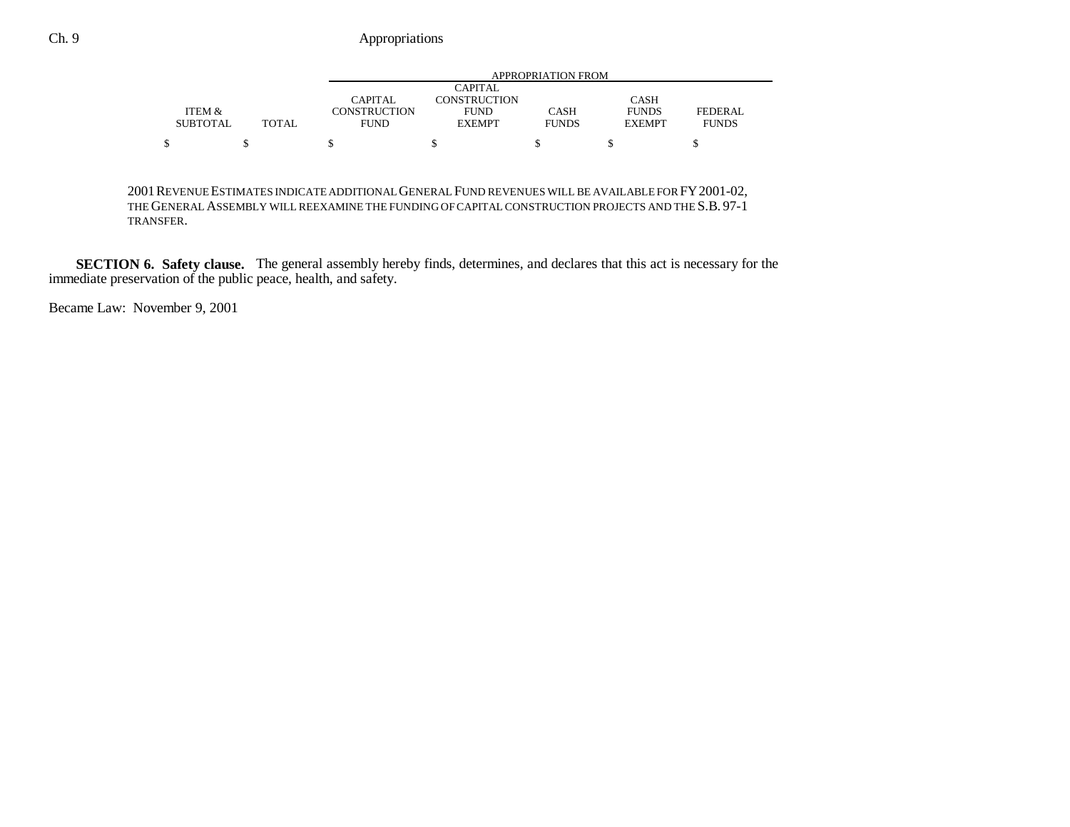| ITEM & SUBTOTAL | TOTAL | APPROPRIATION FROM CAPITAL CONSTRUCTION FUND | CAPITAL CONSTRUCTION FUND EXEMPT | CASH FUNDS | CASH FUNDS EXEMPT | FEDERAL FUNDS |
|---|---|---|---|---|---|---|
| $ | $ | $ | $ | $ | $ | $ |

2001 REVENUE ESTIMATES INDICATE ADDITIONAL GENERAL FUND REVENUES WILL BE AVAILABLE FOR FY 2001-02, THE GENERAL ASSEMBLY WILL REEXAMINE THE FUNDING OF CAPITAL CONSTRUCTION PROJECTS AND THE S.B. 97-1 TRANSFER.

**SECTION 6. Safety clause.** The general assembly hereby finds, determines, and declares that this act is necessary for the immediate preservation of the public peace, health, and safety.

Became Law: November 9, 2001